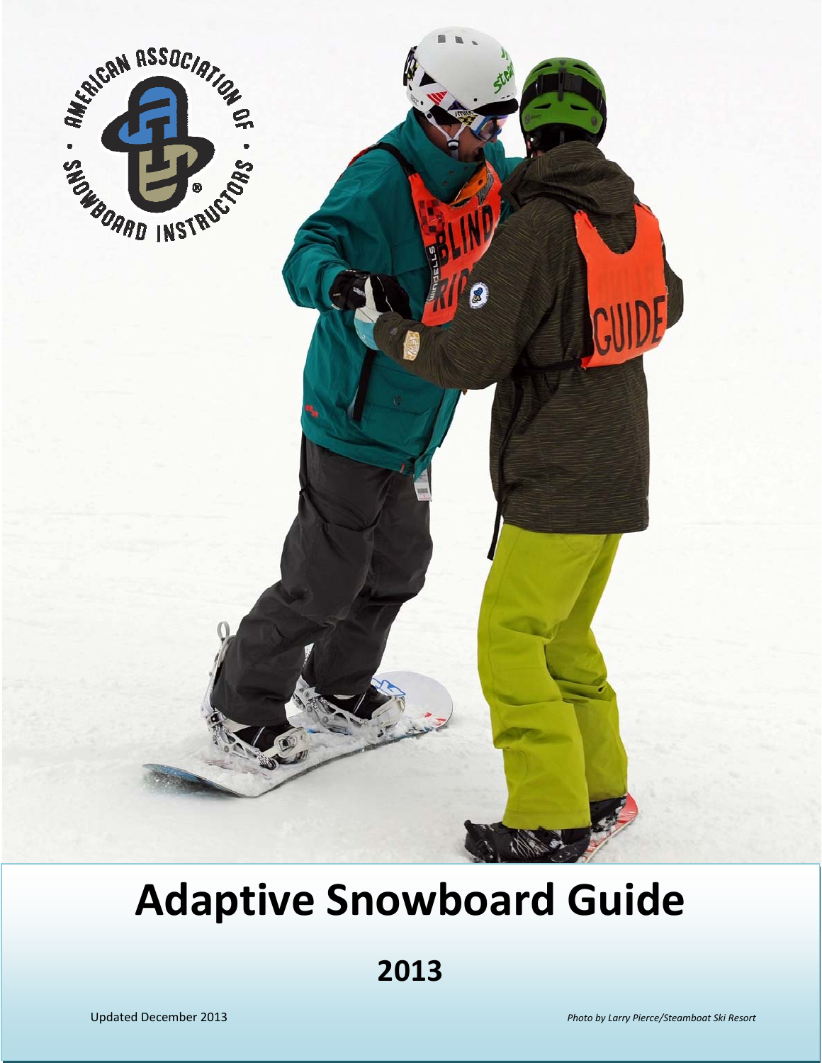# Adaptive Snowboard Guide

**2013**

Updated December 2013

*Photo by Larry Pierce/Steamboat Ski Resort*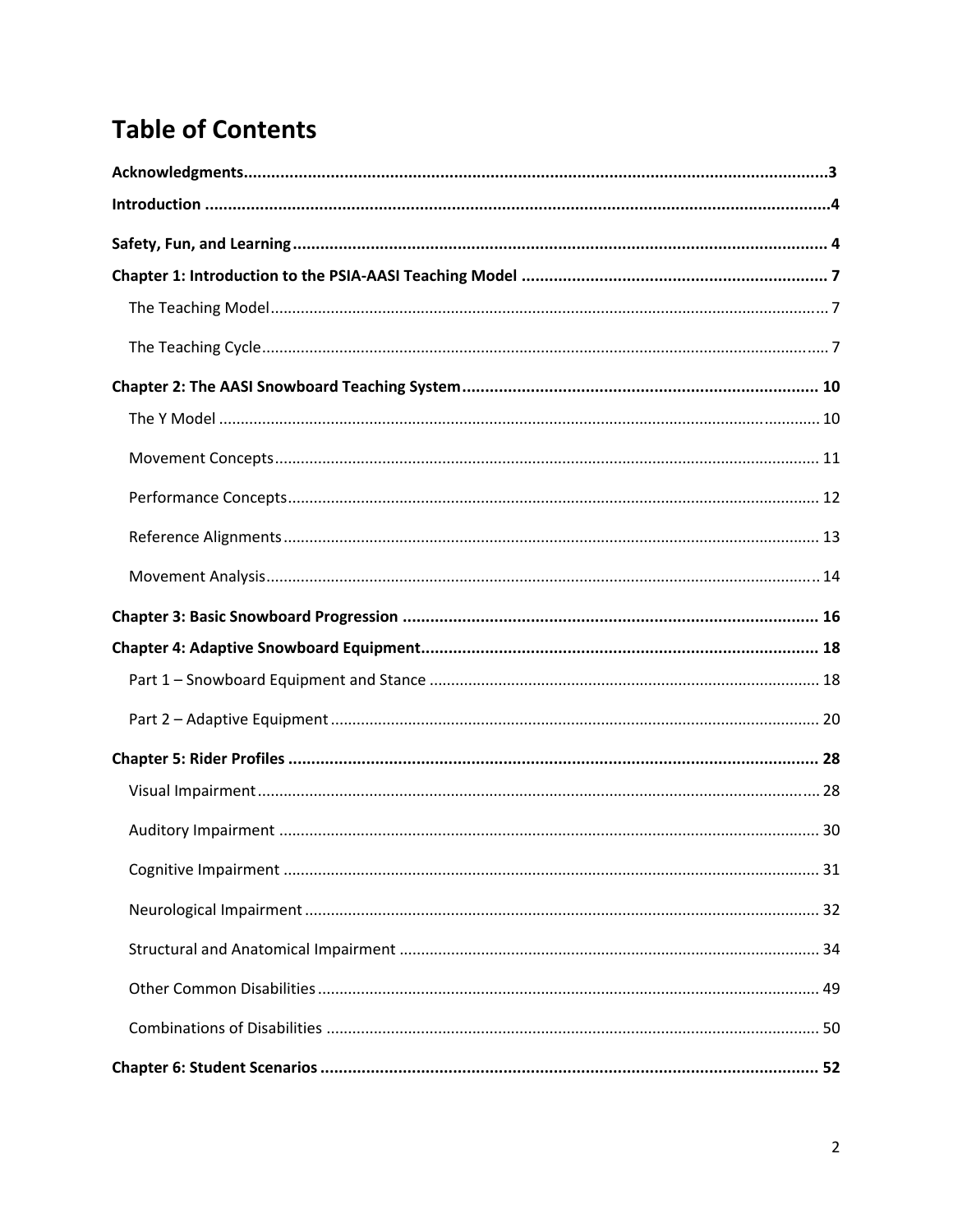# Table of Contents

**Acknowledgments** ..... 3

**Introduction** ..... 4

**Safety, Fun, and Learning** ..... 4

**Chapter 1: Introduction to the PSIA-AASI Teaching Model** ..... 7

- The Teaching Model ..... 7
- The Teaching Cycle ..... 7

**Chapter 2: The AASI Snowboard Teaching System** ..... 10

- The Y Model ..... 10
- Movement Concepts ..... 11
- Performance Concepts ..... 12
- Reference Alignments ..... 13
- Movement Analysis ..... 14

**Chapter 3: Basic Snowboard Progression** ..... 16

**Chapter 4: Adaptive Snowboard Equipment** ..... 18

- Part 1 – Snowboard Equipment and Stance ..... 18
- Part 2 – Adaptive Equipment ..... 20

**Chapter 5: Rider Profiles** ..... 28

- Visual Impairment ..... 28
- Auditory Impairment ..... 30
- Cognitive Impairment ..... 31
- Neurological Impairment ..... 32
- Structural and Anatomical Impairment ..... 34
- Other Common Disabilities ..... 49
- Combinations of Disabilities ..... 50

**Chapter 6: Student Scenarios** ..... 52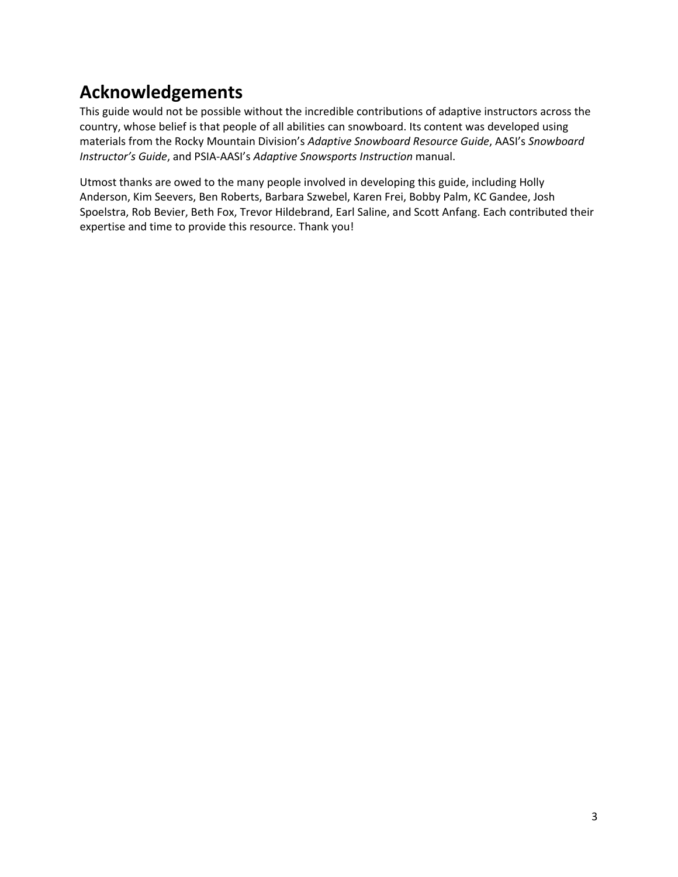# Acknowledgements

This guide would not be possible without the incredible contributions of adaptive instructors across the country, whose belief is that people of all abilities can snowboard. Its content was developed using materials from the Rocky Mountain Division's *Adaptive Snowboard Resource Guide*, AASI's *Snowboard Instructor's Guide*, and PSIA-AASI's *Adaptive Snowsports Instruction* manual.

Utmost thanks are owed to the many people involved in developing this guide, including Holly Anderson, Kim Seevers, Ben Roberts, Barbara Szwebel, Karen Frei, Bobby Palm, KC Gandee, Josh Spoelstra, Rob Bevier, Beth Fox, Trevor Hildebrand, Earl Saline, and Scott Anfang. Each contributed their expertise and time to provide this resource. Thank you!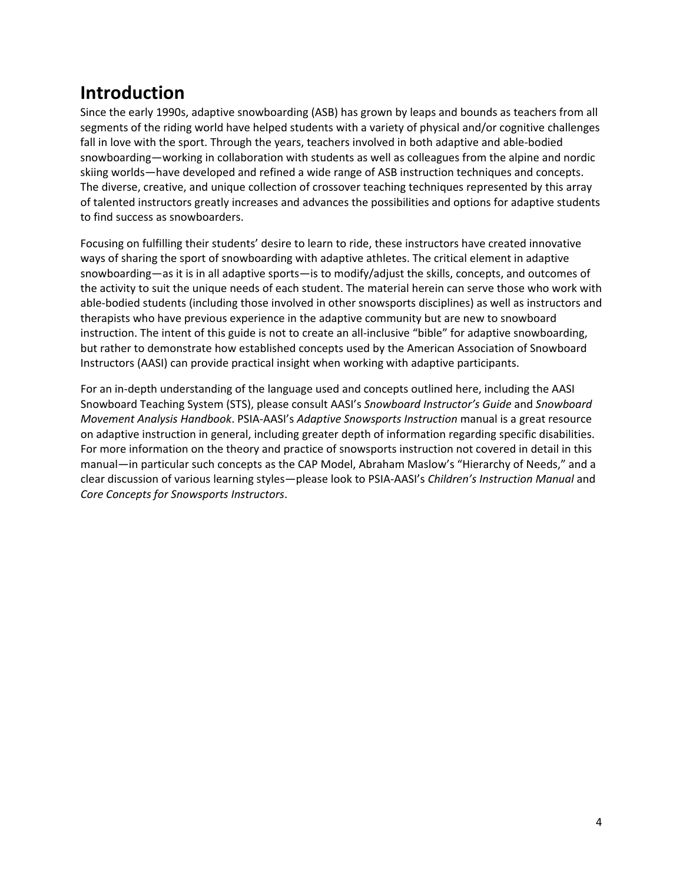# Introduction

Since the early 1990s, adaptive snowboarding (ASB) has grown by leaps and bounds as teachers from all segments of the riding world have helped students with a variety of physical and/or cognitive challenges fall in love with the sport. Through the years, teachers involved in both adaptive and able-bodied snowboarding—working in collaboration with students as well as colleagues from the alpine and nordic skiing worlds—have developed and refined a wide range of ASB instruction techniques and concepts. The diverse, creative, and unique collection of crossover teaching techniques represented by this array of talented instructors greatly increases and advances the possibilities and options for adaptive students to find success as snowboarders.

Focusing on fulfilling their students' desire to learn to ride, these instructors have created innovative ways of sharing the sport of snowboarding with adaptive athletes. The critical element in adaptive snowboarding—as it is in all adaptive sports—is to modify/adjust the skills, concepts, and outcomes of the activity to suit the unique needs of each student. The material herein can serve those who work with able-bodied students (including those involved in other snowsports disciplines) as well as instructors and therapists who have previous experience in the adaptive community but are new to snowboard instruction. The intent of this guide is not to create an all-inclusive "bible" for adaptive snowboarding, but rather to demonstrate how established concepts used by the American Association of Snowboard Instructors (AASI) can provide practical insight when working with adaptive participants.

For an in-depth understanding of the language used and concepts outlined here, including the AASI Snowboard Teaching System (STS), please consult AASI's *Snowboard Instructor's Guide* and *Snowboard Movement Analysis Handbook*. PSIA-AASI's *Adaptive Snowsports Instruction* manual is a great resource on adaptive instruction in general, including greater depth of information regarding specific disabilities. For more information on the theory and practice of snowsports instruction not covered in detail in this manual—in particular such concepts as the CAP Model, Abraham Maslow's "Hierarchy of Needs," and a clear discussion of various learning styles—please look to PSIA-AASI's *Children's Instruction Manual* and *Core Concepts for Snowsports Instructors*.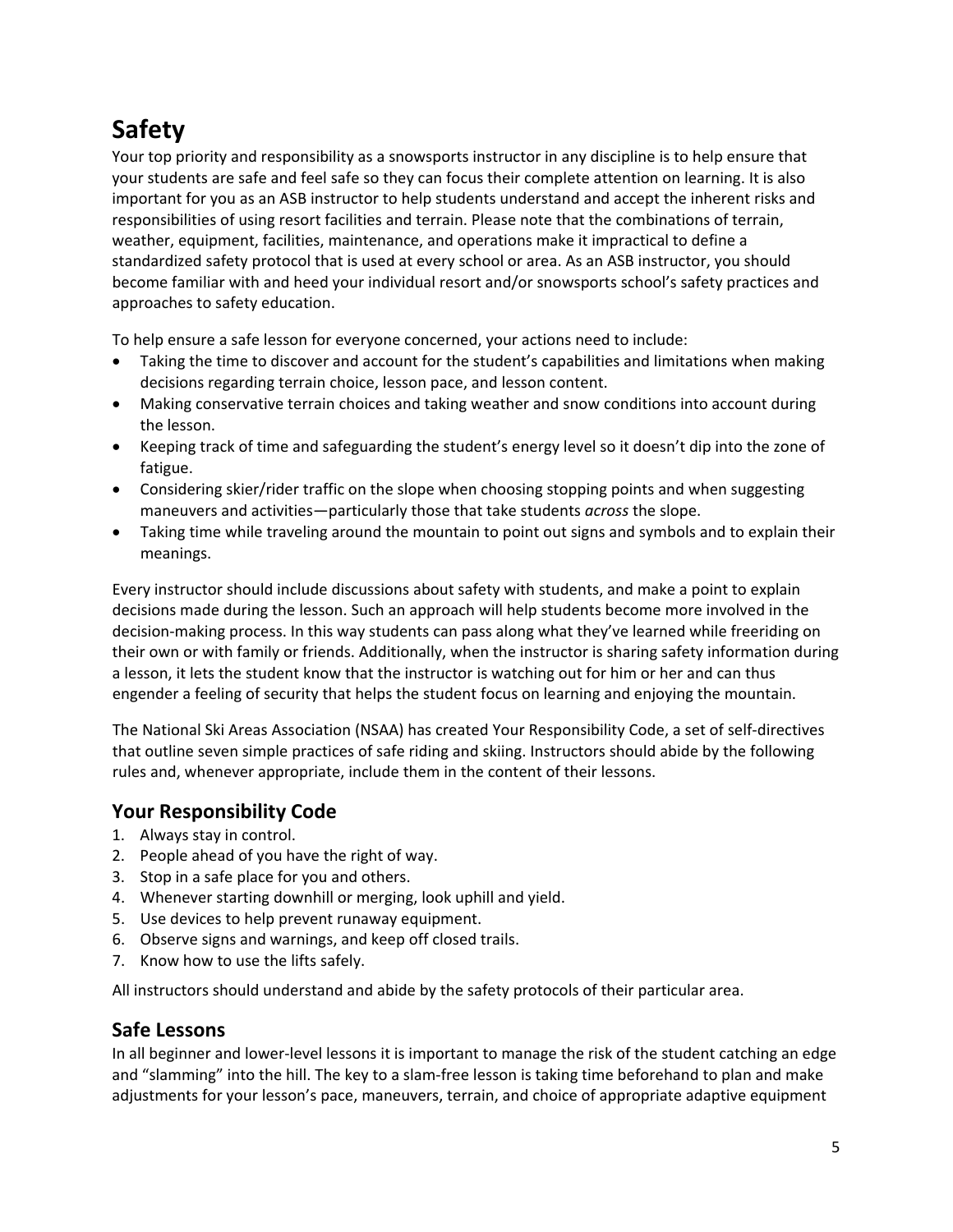# Safety

Your top priority and responsibility as a snowsports instructor in any discipline is to help ensure that your students are safe and feel safe so they can focus their complete attention on learning. It is also important for you as an ASB instructor to help students understand and accept the inherent risks and responsibilities of using resort facilities and terrain. Please note that the combinations of terrain, weather, equipment, facilities, maintenance, and operations make it impractical to define a standardized safety protocol that is used at every school or area. As an ASB instructor, you should become familiar with and heed your individual resort and/or snowsports school's safety practices and approaches to safety education.

To help ensure a safe lesson for everyone concerned, your actions need to include:

- Taking the time to discover and account for the student's capabilities and limitations when making decisions regarding terrain choice, lesson pace, and lesson content.
- Making conservative terrain choices and taking weather and snow conditions into account during the lesson.
- Keeping track of time and safeguarding the student's energy level so it doesn't dip into the zone of fatigue.
- Considering skier/rider traffic on the slope when choosing stopping points and when suggesting maneuvers and activities—particularly those that take students *across* the slope.
- Taking time while traveling around the mountain to point out signs and symbols and to explain their meanings.

Every instructor should include discussions about safety with students, and make a point to explain decisions made during the lesson. Such an approach will help students become more involved in the decision-making process. In this way students can pass along what they've learned while freeriding on their own or with family or friends. Additionally, when the instructor is sharing safety information during a lesson, it lets the student know that the instructor is watching out for him or her and can thus engender a feeling of security that helps the student focus on learning and enjoying the mountain.

The National Ski Areas Association (NSAA) has created Your Responsibility Code, a set of self-directives that outline seven simple practices of safe riding and skiing. Instructors should abide by the following rules and, whenever appropriate, include them in the content of their lessons.

## Your Responsibility Code

1. Always stay in control.
2. People ahead of you have the right of way.
3. Stop in a safe place for you and others.
4. Whenever starting downhill or merging, look uphill and yield.
5. Use devices to help prevent runaway equipment.
6. Observe signs and warnings, and keep off closed trails.
7. Know how to use the lifts safely.

All instructors should understand and abide by the safety protocols of their particular area.

## Safe Lessons

In all beginner and lower-level lessons it is important to manage the risk of the student catching an edge and "slamming" into the hill. The key to a slam-free lesson is taking time beforehand to plan and make adjustments for your lesson's pace, maneuvers, terrain, and choice of appropriate adaptive equipment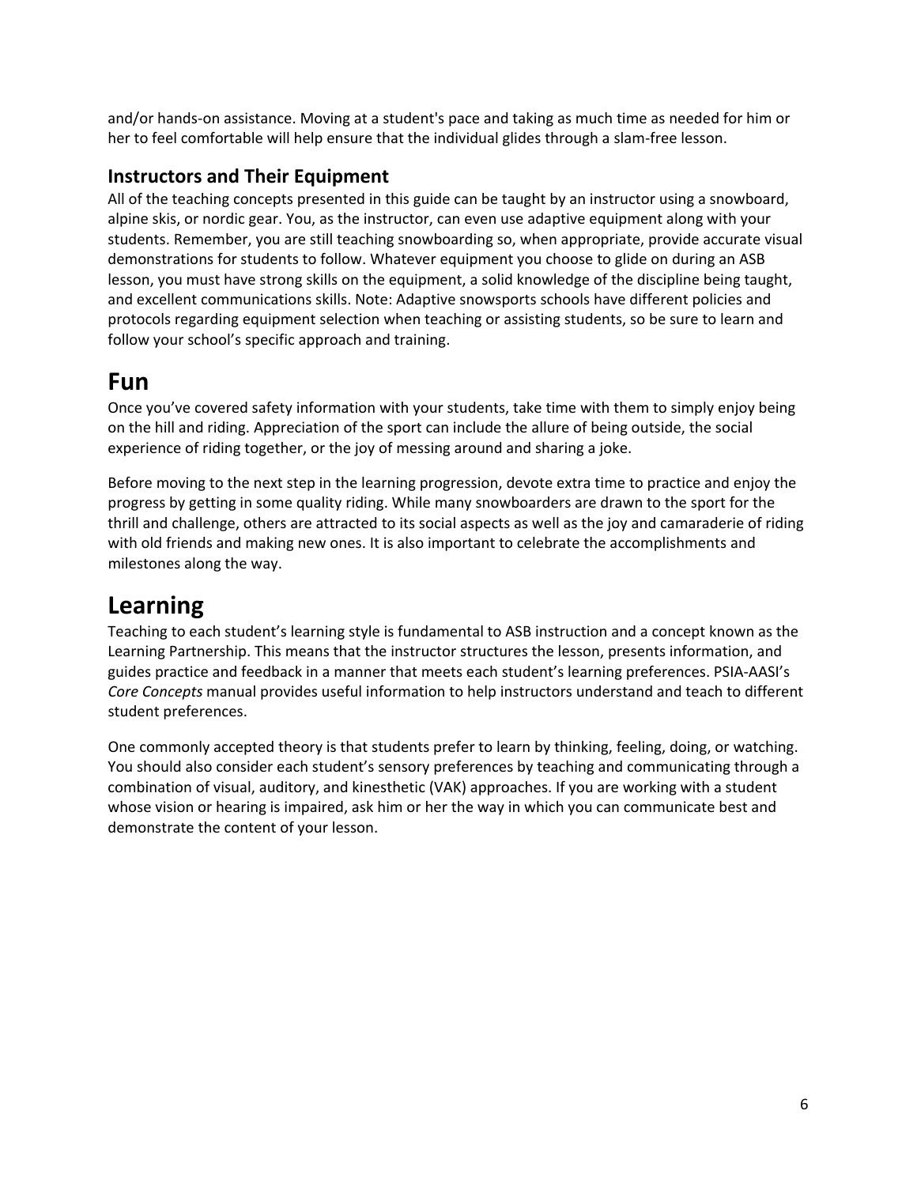and/or hands-on assistance. Moving at a student's pace and taking as much time as needed for him or her to feel comfortable will help ensure that the individual glides through a slam-free lesson.

### Instructors and Their Equipment

All of the teaching concepts presented in this guide can be taught by an instructor using a snowboard, alpine skis, or nordic gear. You, as the instructor, can even use adaptive equipment along with your students. Remember, you are still teaching snowboarding so, when appropriate, provide accurate visual demonstrations for students to follow. Whatever equipment you choose to glide on during an ASB lesson, you must have strong skills on the equipment, a solid knowledge of the discipline being taught, and excellent communications skills. Note: Adaptive snowsports schools have different policies and protocols regarding equipment selection when teaching or assisting students, so be sure to learn and follow your school's specific approach and training.

## Fun

Once you've covered safety information with your students, take time with them to simply enjoy being on the hill and riding. Appreciation of the sport can include the allure of being outside, the social experience of riding together, or the joy of messing around and sharing a joke.

Before moving to the next step in the learning progression, devote extra time to practice and enjoy the progress by getting in some quality riding. While many snowboarders are drawn to the sport for the thrill and challenge, others are attracted to its social aspects as well as the joy and camaraderie of riding with old friends and making new ones. It is also important to celebrate the accomplishments and milestones along the way.

## Learning

Teaching to each student's learning style is fundamental to ASB instruction and a concept known as the Learning Partnership. This means that the instructor structures the lesson, presents information, and guides practice and feedback in a manner that meets each student's learning preferences. PSIA-AASI's *Core Concepts* manual provides useful information to help instructors understand and teach to different student preferences.

One commonly accepted theory is that students prefer to learn by thinking, feeling, doing, or watching. You should also consider each student's sensory preferences by teaching and communicating through a combination of visual, auditory, and kinesthetic (VAK) approaches. If you are working with a student whose vision or hearing is impaired, ask him or her the way in which you can communicate best and demonstrate the content of your lesson.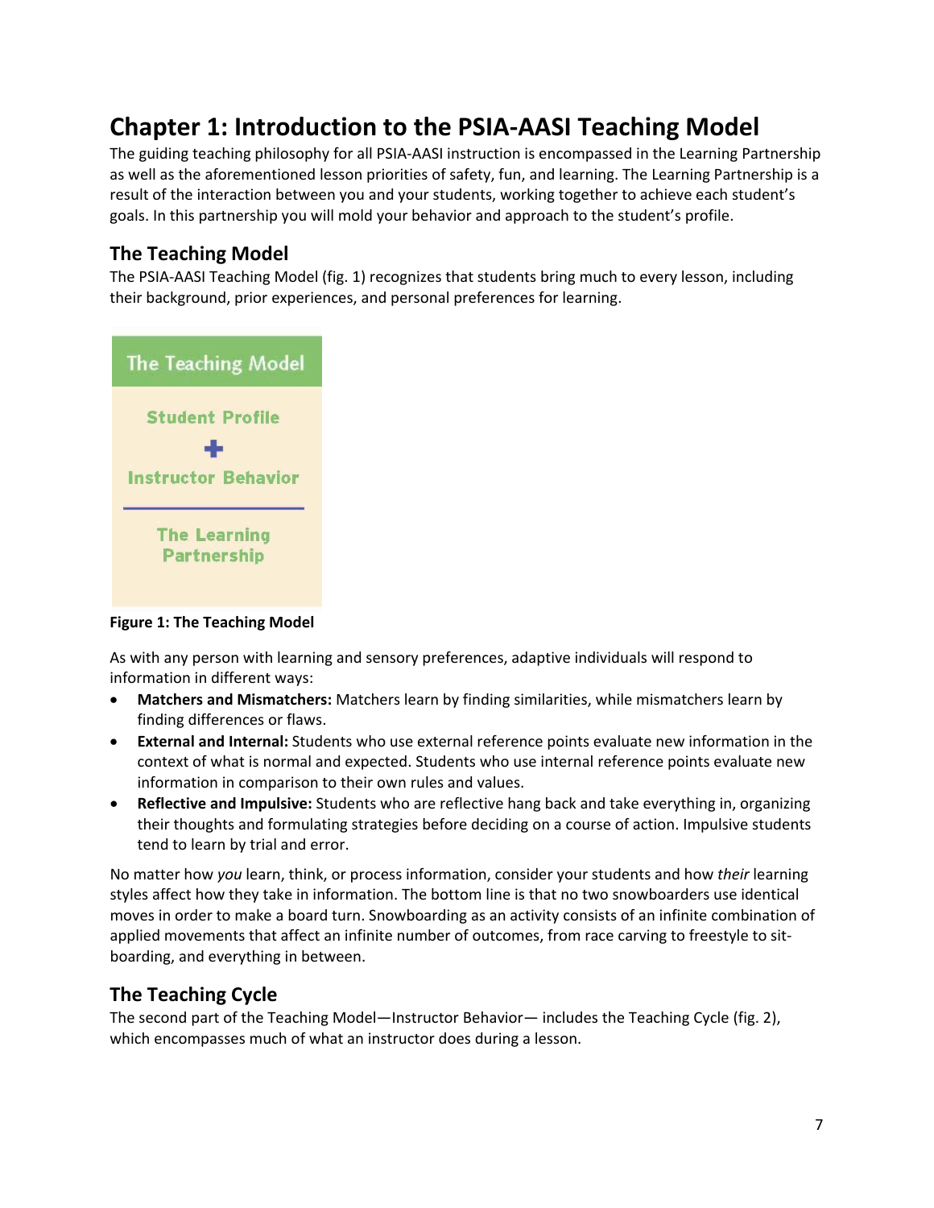# Chapter 1: Introduction to the PSIA-AASI Teaching Model

The guiding teaching philosophy for all PSIA-AASI instruction is encompassed in the Learning Partnership as well as the aforementioned lesson priorities of safety, fun, and learning. The Learning Partnership is a result of the interaction between you and your students, working together to achieve each student's goals. In this partnership you will mold your behavior and approach to the student's profile.

## The Teaching Model

The PSIA-AASI Teaching Model (fig. 1) recognizes that students bring much to every lesson, including their background, prior experiences, and personal preferences for learning.

| The Teaching Model |
| --- |
| Student Profile |
| + |
| Instructor Behavior |
| The Learning Partnership |

**Figure 1: The Teaching Model**

As with any person with learning and sensory preferences, adaptive individuals will respond to information in different ways:

- **Matchers and Mismatchers:** Matchers learn by finding similarities, while mismatchers learn by finding differences or flaws.
- **External and Internal:** Students who use external reference points evaluate new information in the context of what is normal and expected. Students who use internal reference points evaluate new information in comparison to their own rules and values.
- **Reflective and Impulsive:** Students who are reflective hang back and take everything in, organizing their thoughts and formulating strategies before deciding on a course of action. Impulsive students tend to learn by trial and error.

No matter how *you* learn, think, or process information, consider your students and how *their* learning styles affect how they take in information. The bottom line is that no two snowboarders use identical moves in order to make a board turn. Snowboarding as an activity consists of an infinite combination of applied movements that affect an infinite number of outcomes, from race carving to freestyle to sit-boarding, and everything in between.

## The Teaching Cycle

The second part of the Teaching Model—Instructor Behavior— includes the Teaching Cycle (fig. 2), which encompasses much of what an instructor does during a lesson.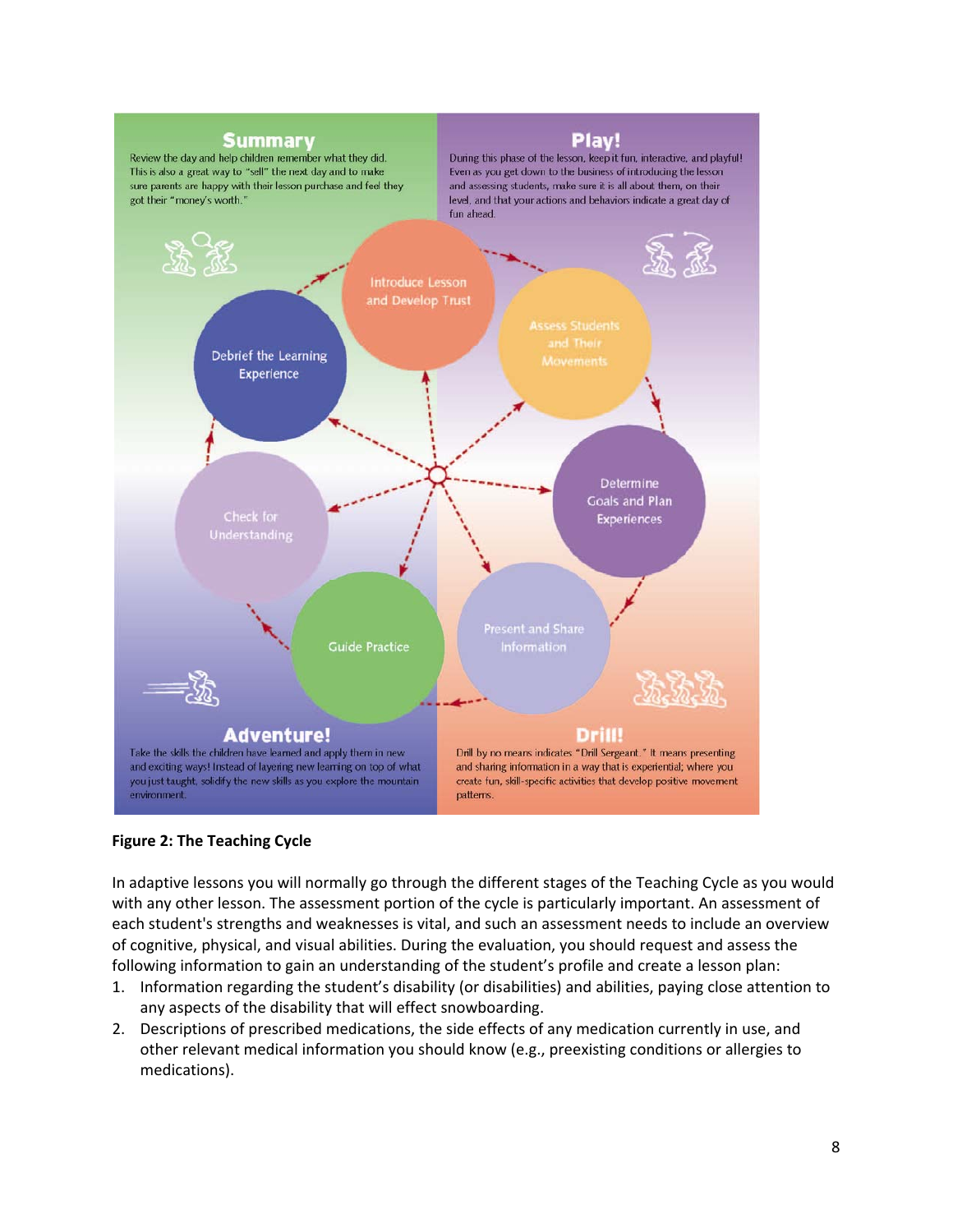## Summary

Review the day and help children remember what they did. This is also a great way to "sell" the next day and to make sure parents are happy with their lesson purchase and feel they got their "money's worth."

## Play!

During this phase of the lesson, keep it fun, interactive, and playful! Even as you get down to the business of introducing the lesson and assessing students, make sure it is all about them, on their level, and that your actions and behaviors indicate a great day of fun ahead.

Introduce Lesson and Develop Trust

Assess Students and Their Movements

Determine Goals and Plan Experiences

Present and Share Information

Guide Practice

Check for Understanding

Debrief the Learning Experience

## Adventure!

Take the skills the children have learned and apply them in new and exciting ways! Instead of layering new learning on top of what you just taught, solidify the new skills as you explore the mountain environment.

## Drill!

Drill by no means indicates "Drill Sergeant." It means presenting and sharing information in a way that is experiential; where you create fun, skill-specific activities that develop positive movement patterns.

**Figure 2: The Teaching Cycle**

In adaptive lessons you will normally go through the different stages of the Teaching Cycle as you would with any other lesson. The assessment portion of the cycle is particularly important. An assessment of each student's strengths and weaknesses is vital, and such an assessment needs to include an overview of cognitive, physical, and visual abilities. During the evaluation, you should request and assess the following information to gain an understanding of the student's profile and create a lesson plan:

1. Information regarding the student's disability (or disabilities) and abilities, paying close attention to any aspects of the disability that will effect snowboarding.
2. Descriptions of prescribed medications, the side effects of any medication currently in use, and other relevant medical information you should know (e.g., preexisting conditions or allergies to medications).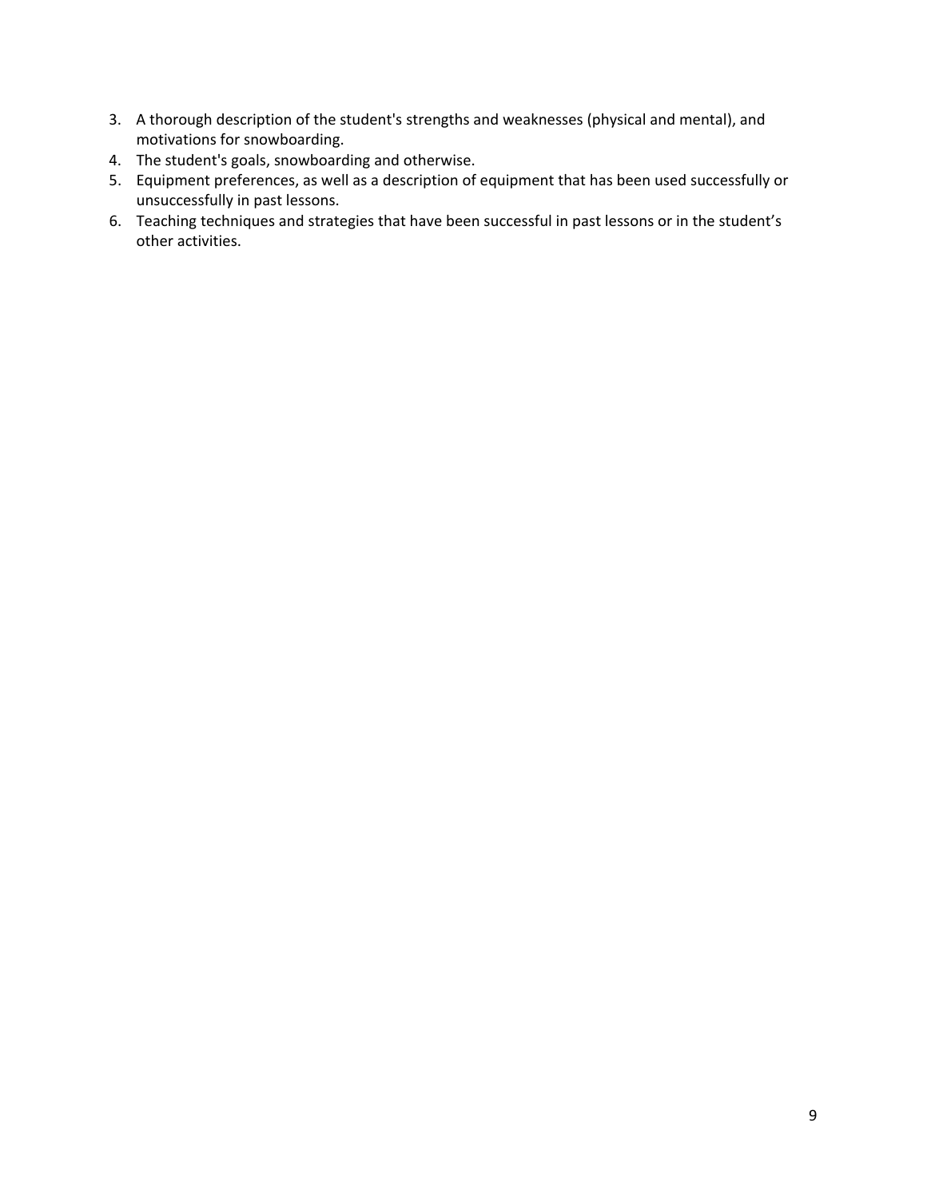3. A thorough description of the student's strengths and weaknesses (physical and mental), and motivations for snowboarding.
4. The student's goals, snowboarding and otherwise.
5. Equipment preferences, as well as a description of equipment that has been used successfully or unsuccessfully in past lessons.
6. Teaching techniques and strategies that have been successful in past lessons or in the student's other activities.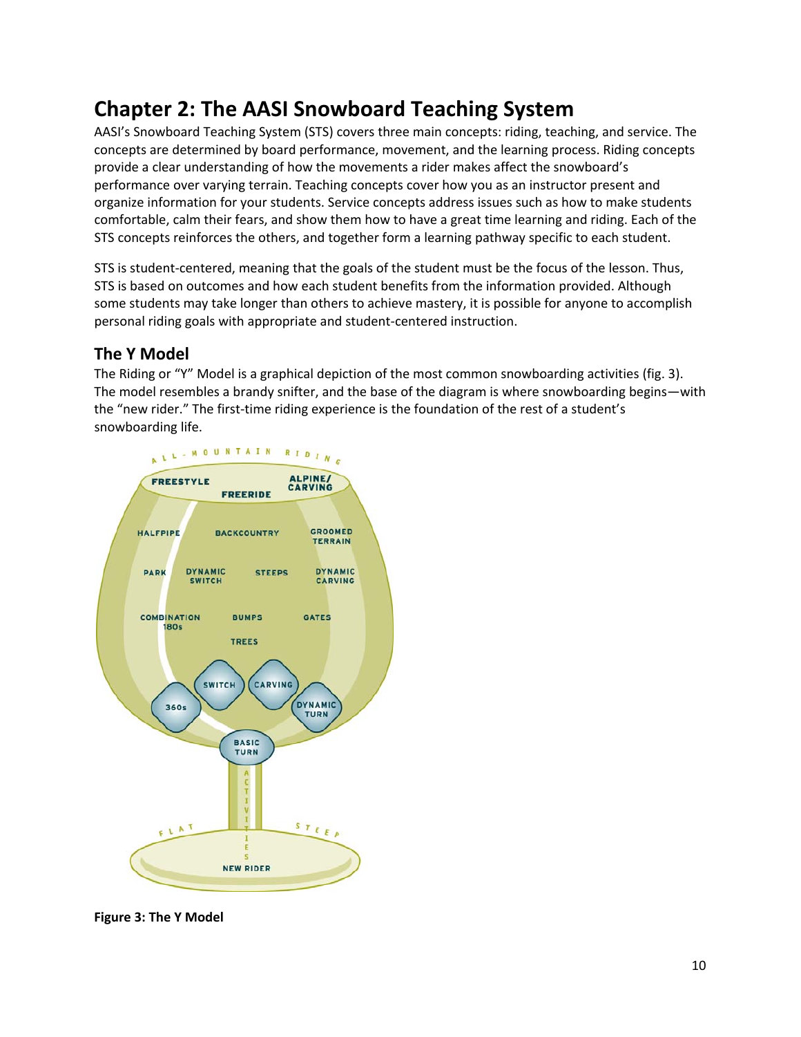# Chapter 2: The AASI Snowboard Teaching System

AASI's Snowboard Teaching System (STS) covers three main concepts: riding, teaching, and service. The concepts are determined by board performance, movement, and the learning process. Riding concepts provide a clear understanding of how the movements a rider makes affect the snowboard's performance over varying terrain. Teaching concepts cover how you as an instructor present and organize information for your students. Service concepts address issues such as how to make students comfortable, calm their fears, and show them how to have a great time learning and riding. Each of the STS concepts reinforces the others, and together form a learning pathway specific to each student.

STS is student-centered, meaning that the goals of the student must be the focus of the lesson. Thus, STS is based on outcomes and how each student benefits from the information provided. Although some students may take longer than others to achieve mastery, it is possible for anyone to accomplish personal riding goals with appropriate and student-centered instruction.

## The Y Model

The Riding or "Y" Model is a graphical depiction of the most common snowboarding activities (fig. 3). The model resembles a brandy snifter, and the base of the diagram is where snowboarding begins—with the "new rider." The first-time riding experience is the foundation of the rest of a student's snowboarding life.

**Figure 3: The Y Model**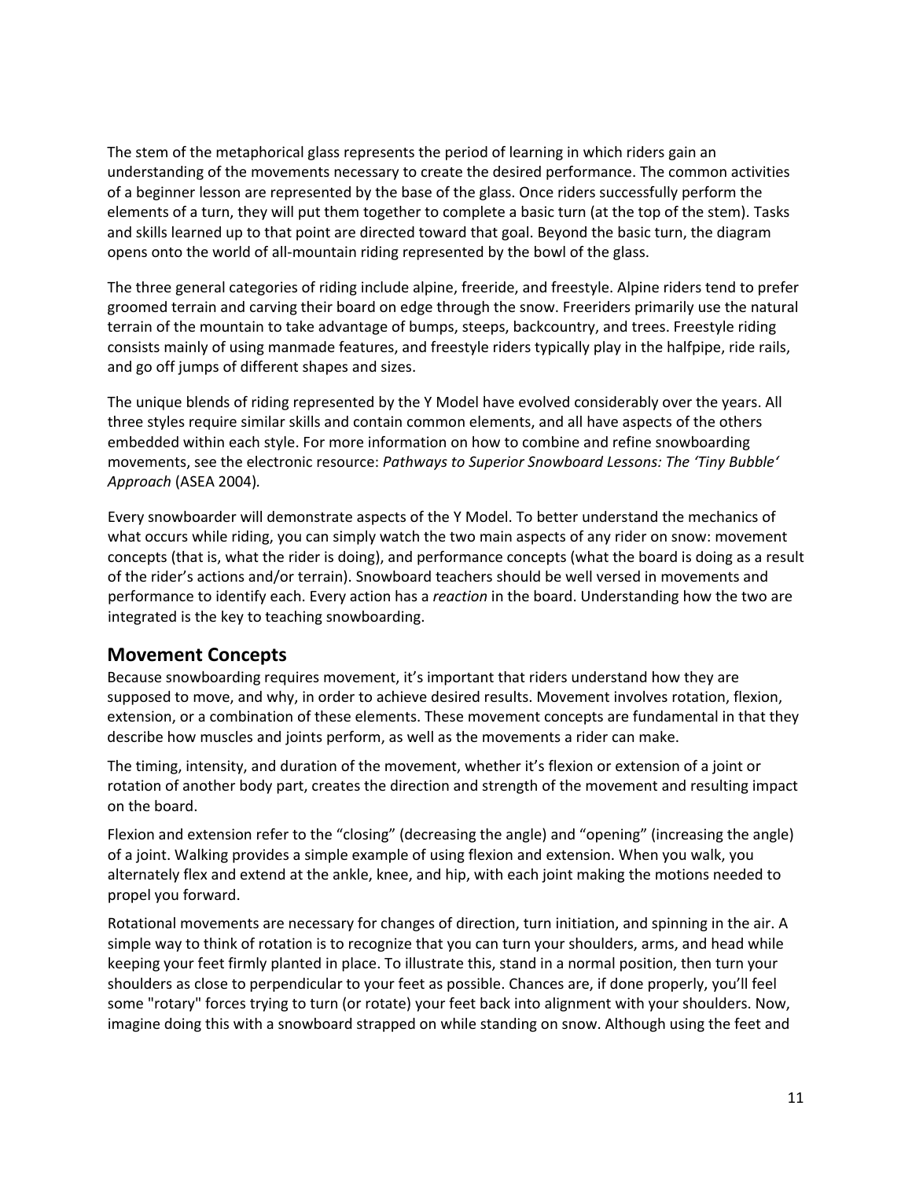The stem of the metaphorical glass represents the period of learning in which riders gain an understanding of the movements necessary to create the desired performance. The common activities of a beginner lesson are represented by the base of the glass. Once riders successfully perform the elements of a turn, they will put them together to complete a basic turn (at the top of the stem). Tasks and skills learned up to that point are directed toward that goal. Beyond the basic turn, the diagram opens onto the world of all-mountain riding represented by the bowl of the glass.

The three general categories of riding include alpine, freeride, and freestyle. Alpine riders tend to prefer groomed terrain and carving their board on edge through the snow. Freeriders primarily use the natural terrain of the mountain to take advantage of bumps, steeps, backcountry, and trees. Freestyle riding consists mainly of using manmade features, and freestyle riders typically play in the halfpipe, ride rails, and go off jumps of different shapes and sizes.

The unique blends of riding represented by the Y Model have evolved considerably over the years. All three styles require similar skills and contain common elements, and all have aspects of the others embedded within each style. For more information on how to combine and refine snowboarding movements, see the electronic resource: *Pathways to Superior Snowboard Lessons: The 'Tiny Bubble' Approach* (ASEA 2004).

Every snowboarder will demonstrate aspects of the Y Model. To better understand the mechanics of what occurs while riding, you can simply watch the two main aspects of any rider on snow: movement concepts (that is, what the rider is doing), and performance concepts (what the board is doing as a result of the rider's actions and/or terrain). Snowboard teachers should be well versed in movements and performance to identify each. Every action has a *reaction* in the board. Understanding how the two are integrated is the key to teaching snowboarding.

## Movement Concepts

Because snowboarding requires movement, it's important that riders understand how they are supposed to move, and why, in order to achieve desired results. Movement involves rotation, flexion, extension, or a combination of these elements. These movement concepts are fundamental in that they describe how muscles and joints perform, as well as the movements a rider can make.

The timing, intensity, and duration of the movement, whether it's flexion or extension of a joint or rotation of another body part, creates the direction and strength of the movement and resulting impact on the board.

Flexion and extension refer to the "closing" (decreasing the angle) and "opening" (increasing the angle) of a joint. Walking provides a simple example of using flexion and extension. When you walk, you alternately flex and extend at the ankle, knee, and hip, with each joint making the motions needed to propel you forward.

Rotational movements are necessary for changes of direction, turn initiation, and spinning in the air. A simple way to think of rotation is to recognize that you can turn your shoulders, arms, and head while keeping your feet firmly planted in place. To illustrate this, stand in a normal position, then turn your shoulders as close to perpendicular to your feet as possible. Chances are, if done properly, you'll feel some "rotary" forces trying to turn (or rotate) your feet back into alignment with your shoulders. Now, imagine doing this with a snowboard strapped on while standing on snow. Although using the feet and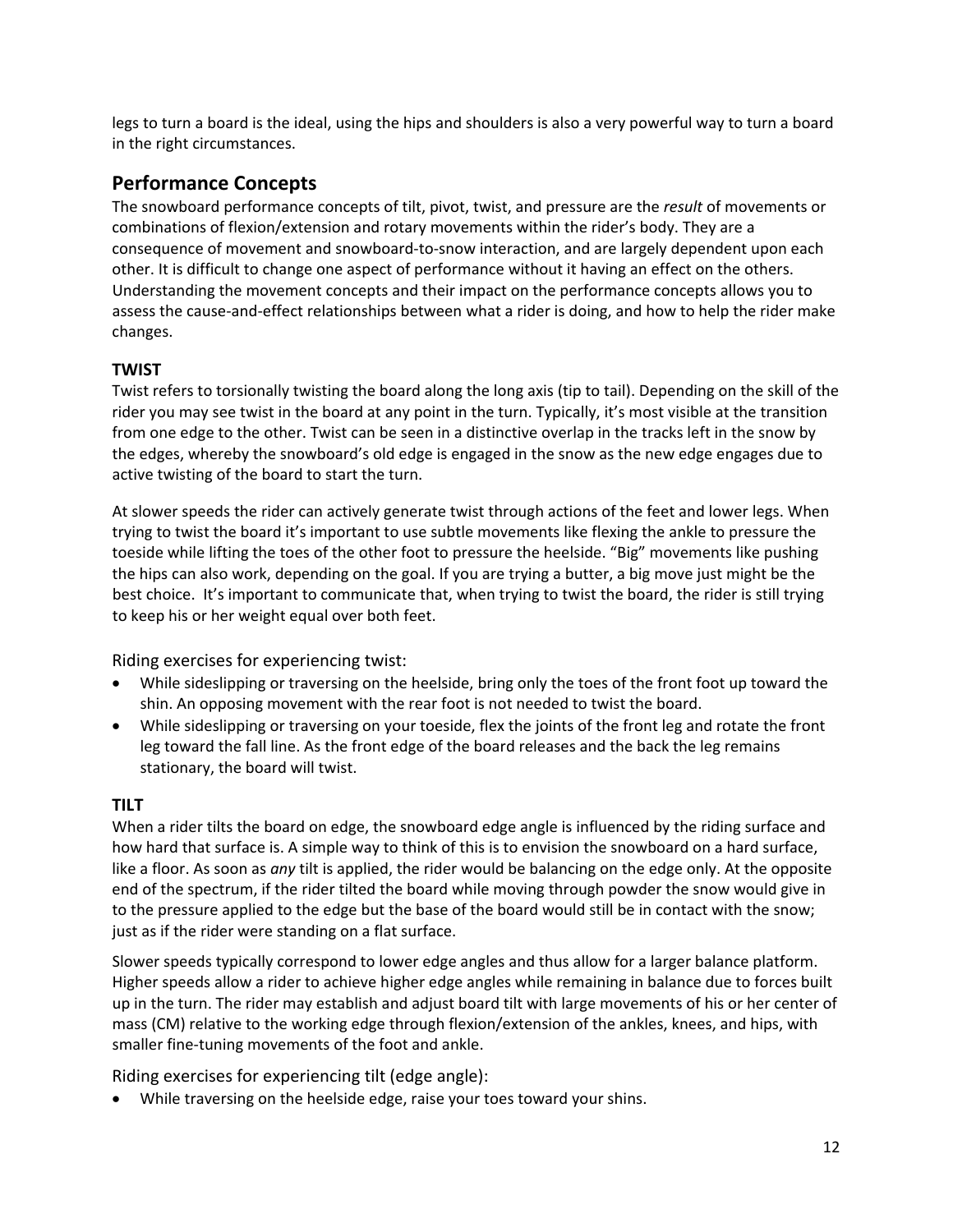legs to turn a board is the ideal, using the hips and shoulders is also a very powerful way to turn a board in the right circumstances.

## Performance Concepts

The snowboard performance concepts of tilt, pivot, twist, and pressure are the *result* of movements or combinations of flexion/extension and rotary movements within the rider's body. They are a consequence of movement and snowboard-to-snow interaction, and are largely dependent upon each other. It is difficult to change one aspect of performance without it having an effect on the others. Understanding the movement concepts and their impact on the performance concepts allows you to assess the cause-and-effect relationships between what a rider is doing, and how to help the rider make changes.

### TWIST

Twist refers to torsionally twisting the board along the long axis (tip to tail). Depending on the skill of the rider you may see twist in the board at any point in the turn. Typically, it's most visible at the transition from one edge to the other. Twist can be seen in a distinctive overlap in the tracks left in the snow by the edges, whereby the snowboard's old edge is engaged in the snow as the new edge engages due to active twisting of the board to start the turn.

At slower speeds the rider can actively generate twist through actions of the feet and lower legs. When trying to twist the board it's important to use subtle movements like flexing the ankle to pressure the toeside while lifting the toes of the other foot to pressure the heelside. "Big" movements like pushing the hips can also work, depending on the goal. If you are trying a butter, a big move just might be the best choice. It's important to communicate that, when trying to twist the board, the rider is still trying to keep his or her weight equal over both feet.

Riding exercises for experiencing twist:

- While sideslipping or traversing on the heelside, bring only the toes of the front foot up toward the shin. An opposing movement with the rear foot is not needed to twist the board.
- While sideslipping or traversing on your toeside, flex the joints of the front leg and rotate the front leg toward the fall line. As the front edge of the board releases and the back the leg remains stationary, the board will twist.

### TILT

When a rider tilts the board on edge, the snowboard edge angle is influenced by the riding surface and how hard that surface is. A simple way to think of this is to envision the snowboard on a hard surface, like a floor. As soon as *any* tilt is applied, the rider would be balancing on the edge only. At the opposite end of the spectrum, if the rider tilted the board while moving through powder the snow would give in to the pressure applied to the edge but the base of the board would still be in contact with the snow; just as if the rider were standing on a flat surface.

Slower speeds typically correspond to lower edge angles and thus allow for a larger balance platform. Higher speeds allow a rider to achieve higher edge angles while remaining in balance due to forces built up in the turn. The rider may establish and adjust board tilt with large movements of his or her center of mass (CM) relative to the working edge through flexion/extension of the ankles, knees, and hips, with smaller fine-tuning movements of the foot and ankle.

Riding exercises for experiencing tilt (edge angle):

- While traversing on the heelside edge, raise your toes toward your shins.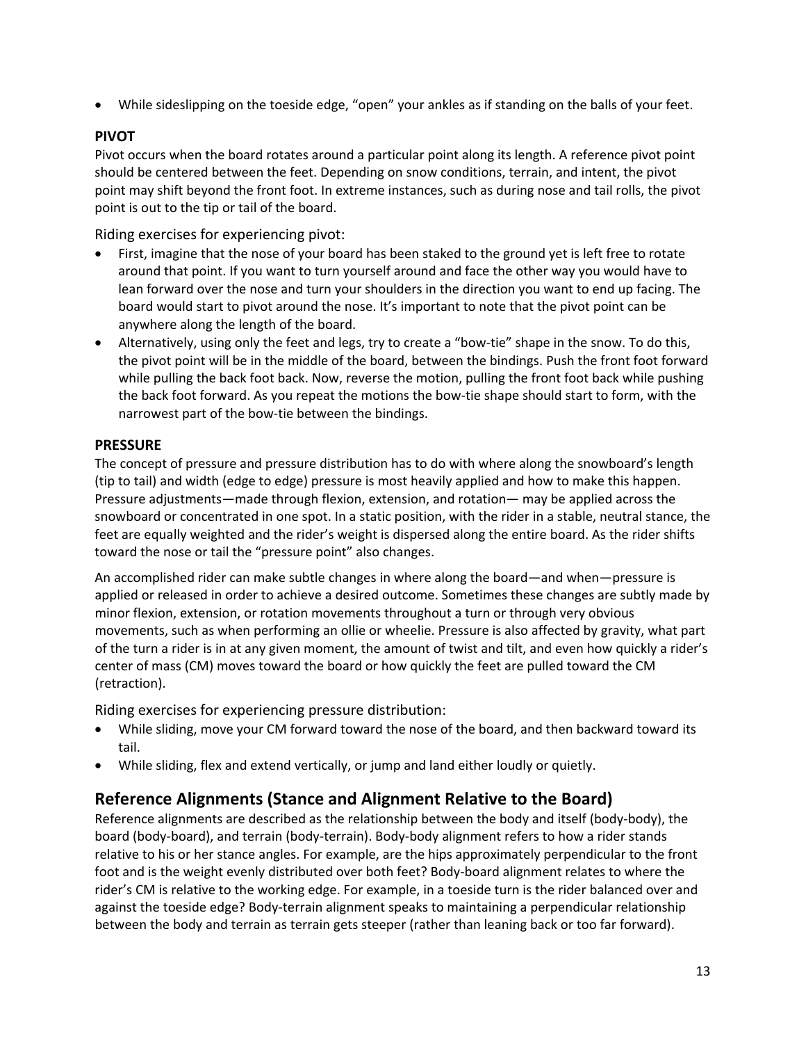- While sideslipping on the toeside edge, “open” your ankles as if standing on the balls of your feet.

### PIVOT

Pivot occurs when the board rotates around a particular point along its length. A reference pivot point should be centered between the feet. Depending on snow conditions, terrain, and intent, the pivot point may shift beyond the front foot. In extreme instances, such as during nose and tail rolls, the pivot point is out to the tip or tail of the board.

Riding exercises for experiencing pivot:

- First, imagine that the nose of your board has been staked to the ground yet is left free to rotate around that point. If you want to turn yourself around and face the other way you would have to lean forward over the nose and turn your shoulders in the direction you want to end up facing. The board would start to pivot around the nose. It’s important to note that the pivot point can be anywhere along the length of the board.
- Alternatively, using only the feet and legs, try to create a “bow-tie” shape in the snow. To do this, the pivot point will be in the middle of the board, between the bindings. Push the front foot forward while pulling the back foot back. Now, reverse the motion, pulling the front foot back while pushing the back foot forward. As you repeat the motions the bow-tie shape should start to form, with the narrowest part of the bow-tie between the bindings.

### PRESSURE

The concept of pressure and pressure distribution has to do with where along the snowboard’s length (tip to tail) and width (edge to edge) pressure is most heavily applied and how to make this happen. Pressure adjustments—made through flexion, extension, and rotation— may be applied across the snowboard or concentrated in one spot. In a static position, with the rider in a stable, neutral stance, the feet are equally weighted and the rider’s weight is dispersed along the entire board. As the rider shifts toward the nose or tail the “pressure point” also changes.

An accomplished rider can make subtle changes in where along the board—and when—pressure is applied or released in order to achieve a desired outcome. Sometimes these changes are subtly made by minor flexion, extension, or rotation movements throughout a turn or through very obvious movements, such as when performing an ollie or wheelie. Pressure is also affected by gravity, what part of the turn a rider is in at any given moment, the amount of twist and tilt, and even how quickly a rider’s center of mass (CM) moves toward the board or how quickly the feet are pulled toward the CM (retraction).

Riding exercises for experiencing pressure distribution:

- While sliding, move your CM forward toward the nose of the board, and then backward toward its tail.
- While sliding, flex and extend vertically, or jump and land either loudly or quietly.

## Reference Alignments (Stance and Alignment Relative to the Board)

Reference alignments are described as the relationship between the body and itself (body-body), the board (body-board), and terrain (body-terrain). Body-body alignment refers to how a rider stands relative to his or her stance angles. For example, are the hips approximately perpendicular to the front foot and is the weight evenly distributed over both feet? Body-board alignment relates to where the rider’s CM is relative to the working edge. For example, in a toeside turn is the rider balanced over and against the toeside edge? Body-terrain alignment speaks to maintaining a perpendicular relationship between the body and terrain as terrain gets steeper (rather than leaning back or too far forward).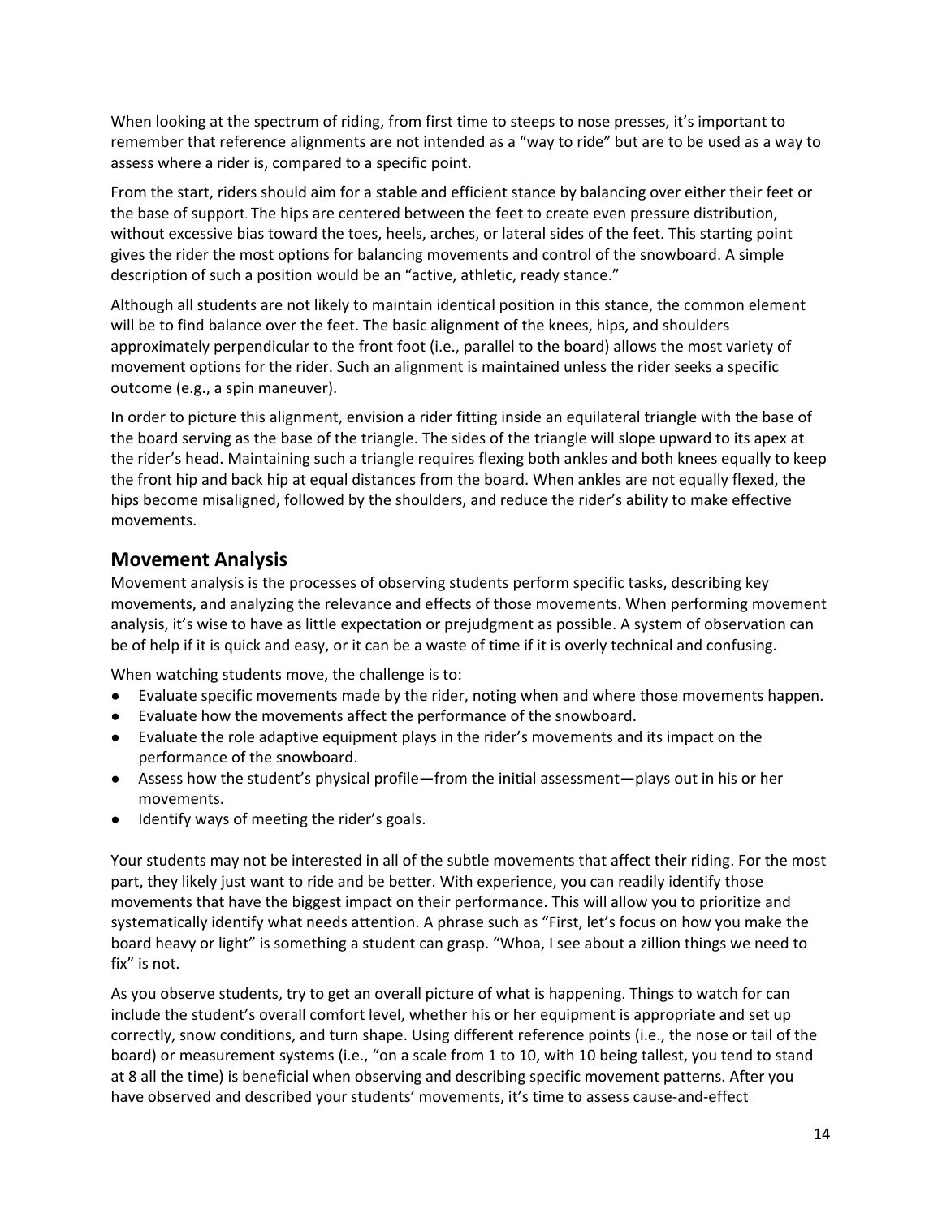When looking at the spectrum of riding, from first time to steeps to nose presses, it's important to remember that reference alignments are not intended as a "way to ride" but are to be used as a way to assess where a rider is, compared to a specific point.

From the start, riders should aim for a stable and efficient stance by balancing over either their feet or the base of support. The hips are centered between the feet to create even pressure distribution, without excessive bias toward the toes, heels, arches, or lateral sides of the feet. This starting point gives the rider the most options for balancing movements and control of the snowboard. A simple description of such a position would be an "active, athletic, ready stance."

Although all students are not likely to maintain identical position in this stance, the common element will be to find balance over the feet. The basic alignment of the knees, hips, and shoulders approximately perpendicular to the front foot (i.e., parallel to the board) allows the most variety of movement options for the rider. Such an alignment is maintained unless the rider seeks a specific outcome (e.g., a spin maneuver).

In order to picture this alignment, envision a rider fitting inside an equilateral triangle with the base of the board serving as the base of the triangle. The sides of the triangle will slope upward to its apex at the rider's head. Maintaining such a triangle requires flexing both ankles and both knees equally to keep the front hip and back hip at equal distances from the board. When ankles are not equally flexed, the hips become misaligned, followed by the shoulders, and reduce the rider's ability to make effective movements.

## Movement Analysis

Movement analysis is the processes of observing students perform specific tasks, describing key movements, and analyzing the relevance and effects of those movements. When performing movement analysis, it's wise to have as little expectation or prejudgment as possible. A system of observation can be of help if it is quick and easy, or it can be a waste of time if it is overly technical and confusing.

When watching students move, the challenge is to:

- Evaluate specific movements made by the rider, noting when and where those movements happen.
- Evaluate how the movements affect the performance of the snowboard.
- Evaluate the role adaptive equipment plays in the rider's movements and its impact on the performance of the snowboard.
- Assess how the student's physical profile—from the initial assessment—plays out in his or her movements.
- Identify ways of meeting the rider's goals.

Your students may not be interested in all of the subtle movements that affect their riding. For the most part, they likely just want to ride and be better. With experience, you can readily identify those movements that have the biggest impact on their performance. This will allow you to prioritize and systematically identify what needs attention. A phrase such as "First, let's focus on how you make the board heavy or light" is something a student can grasp. "Whoa, I see about a zillion things we need to fix" is not.

As you observe students, try to get an overall picture of what is happening. Things to watch for can include the student's overall comfort level, whether his or her equipment is appropriate and set up correctly, snow conditions, and turn shape. Using different reference points (i.e., the nose or tail of the board) or measurement systems (i.e., "on a scale from 1 to 10, with 10 being tallest, you tend to stand at 8 all the time) is beneficial when observing and describing specific movement patterns. After you have observed and described your students' movements, it's time to assess cause-and-effect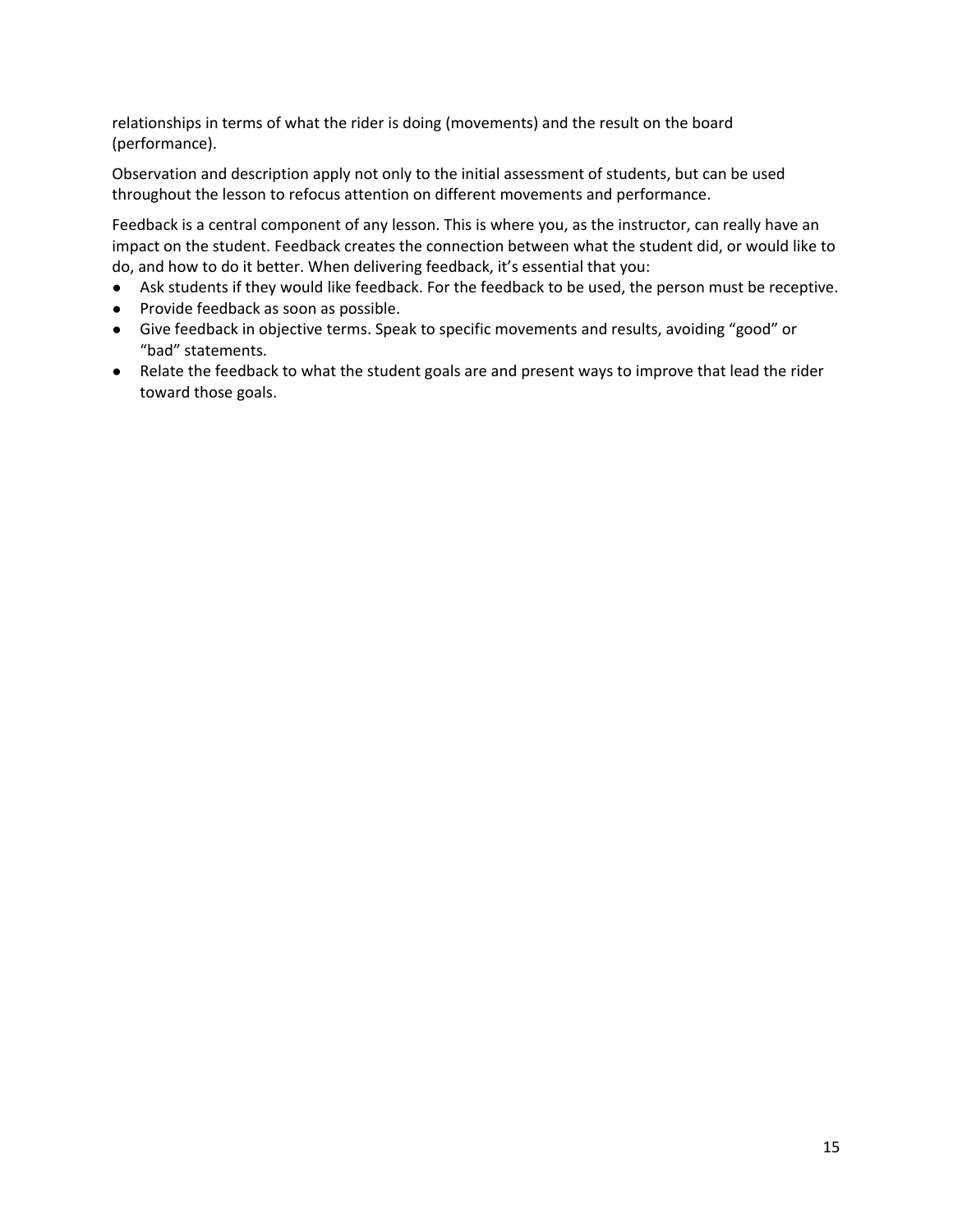relationships in terms of what the rider is doing (movements) and the result on the board (performance).

Observation and description apply not only to the initial assessment of students, but can be used throughout the lesson to refocus attention on different movements and performance.

Feedback is a central component of any lesson. This is where you, as the instructor, can really have an impact on the student. Feedback creates the connection between what the student did, or would like to do, and how to do it better. When delivering feedback, it's essential that you:

- Ask students if they would like feedback. For the feedback to be used, the person must be receptive.
- Provide feedback as soon as possible.
- Give feedback in objective terms. Speak to specific movements and results, avoiding "good" or "bad" statements.
- Relate the feedback to what the student goals are and present ways to improve that lead the rider toward those goals.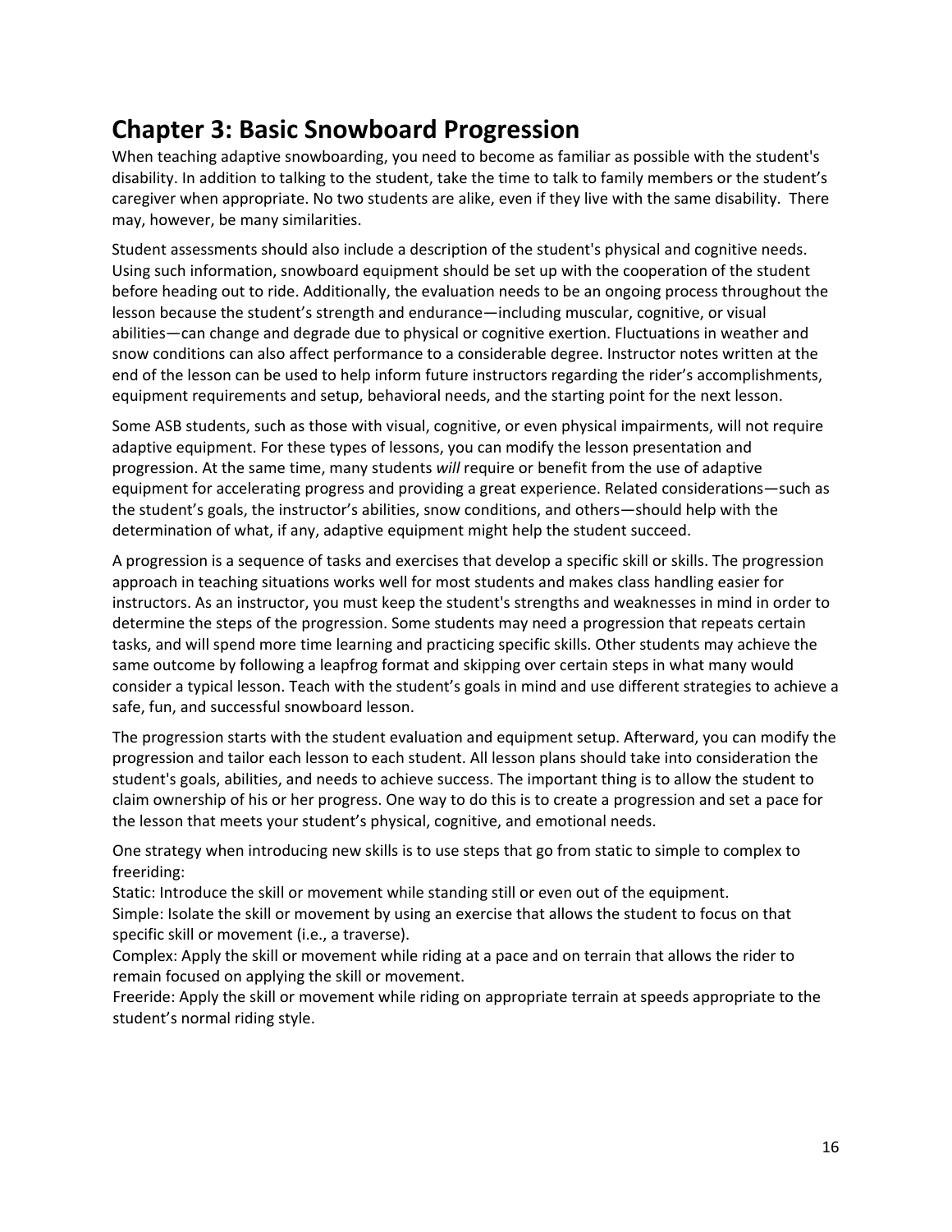# Chapter 3: Basic Snowboard Progression

When teaching adaptive snowboarding, you need to become as familiar as possible with the student's disability. In addition to talking to the student, take the time to talk to family members or the student's caregiver when appropriate. No two students are alike, even if they live with the same disability. There may, however, be many similarities.

Student assessments should also include a description of the student's physical and cognitive needs. Using such information, snowboard equipment should be set up with the cooperation of the student before heading out to ride. Additionally, the evaluation needs to be an ongoing process throughout the lesson because the student's strength and endurance—including muscular, cognitive, or visual abilities—can change and degrade due to physical or cognitive exertion. Fluctuations in weather and snow conditions can also affect performance to a considerable degree. Instructor notes written at the end of the lesson can be used to help inform future instructors regarding the rider's accomplishments, equipment requirements and setup, behavioral needs, and the starting point for the next lesson.

Some ASB students, such as those with visual, cognitive, or even physical impairments, will not require adaptive equipment. For these types of lessons, you can modify the lesson presentation and progression. At the same time, many students *will* require or benefit from the use of adaptive equipment for accelerating progress and providing a great experience. Related considerations—such as the student's goals, the instructor's abilities, snow conditions, and others—should help with the determination of what, if any, adaptive equipment might help the student succeed.

A progression is a sequence of tasks and exercises that develop a specific skill or skills. The progression approach in teaching situations works well for most students and makes class handling easier for instructors. As an instructor, you must keep the student's strengths and weaknesses in mind in order to determine the steps of the progression. Some students may need a progression that repeats certain tasks, and will spend more time learning and practicing specific skills. Other students may achieve the same outcome by following a leapfrog format and skipping over certain steps in what many would consider a typical lesson. Teach with the student's goals in mind and use different strategies to achieve a safe, fun, and successful snowboard lesson.

The progression starts with the student evaluation and equipment setup. Afterward, you can modify the progression and tailor each lesson to each student. All lesson plans should take into consideration the student's goals, abilities, and needs to achieve success. The important thing is to allow the student to claim ownership of his or her progress. One way to do this is to create a progression and set a pace for the lesson that meets your student's physical, cognitive, and emotional needs.

One strategy when introducing new skills is to use steps that go from static to simple to complex to freeriding:

Static: Introduce the skill or movement while standing still or even out of the equipment.

Simple: Isolate the skill or movement by using an exercise that allows the student to focus on that specific skill or movement (i.e., a traverse).

Complex: Apply the skill or movement while riding at a pace and on terrain that allows the rider to remain focused on applying the skill or movement.

Freeride: Apply the skill or movement while riding on appropriate terrain at speeds appropriate to the student's normal riding style.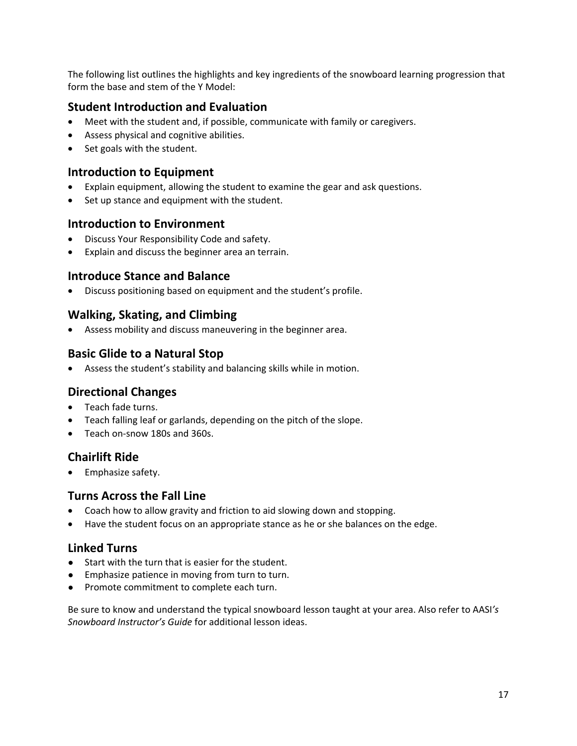The following list outlines the highlights and key ingredients of the snowboard learning progression that form the base and stem of the Y Model:

### Student Introduction and Evaluation

- Meet with the student and, if possible, communicate with family or caregivers.
- Assess physical and cognitive abilities.
- Set goals with the student.

### Introduction to Equipment

- Explain equipment, allowing the student to examine the gear and ask questions.
- Set up stance and equipment with the student.

### Introduction to Environment

- Discuss Your Responsibility Code and safety.
- Explain and discuss the beginner area an terrain.

### Introduce Stance and Balance

- Discuss positioning based on equipment and the student's profile.

### Walking, Skating, and Climbing

- Assess mobility and discuss maneuvering in the beginner area.

### Basic Glide to a Natural Stop

- Assess the student's stability and balancing skills while in motion.

### Directional Changes

- Teach fade turns.
- Teach falling leaf or garlands, depending on the pitch of the slope.
- Teach on-snow 180s and 360s.

### Chairlift Ride

- Emphasize safety.

### Turns Across the Fall Line

- Coach how to allow gravity and friction to aid slowing down and stopping.
- Have the student focus on an appropriate stance as he or she balances on the edge.

### Linked Turns

- Start with the turn that is easier for the student.
- Emphasize patience in moving from turn to turn.
- Promote commitment to complete each turn.

Be sure to know and understand the typical snowboard lesson taught at your area. Also refer to AASI*'s Snowboard Instructor's Guide* for additional lesson ideas.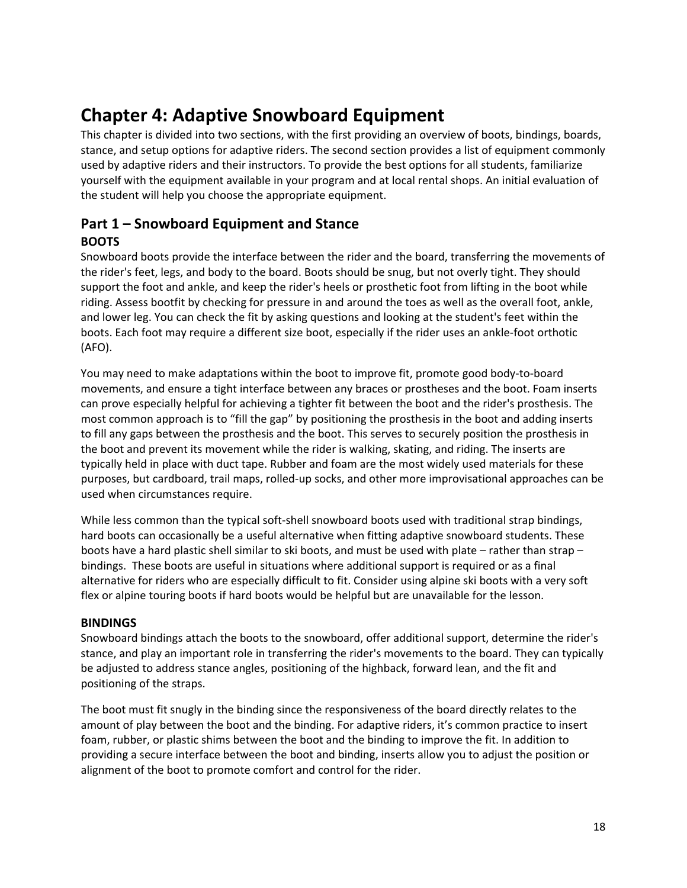# Chapter 4: Adaptive Snowboard Equipment

This chapter is divided into two sections, with the first providing an overview of boots, bindings, boards, stance, and setup options for adaptive riders. The second section provides a list of equipment commonly used by adaptive riders and their instructors. To provide the best options for all students, familiarize yourself with the equipment available in your program and at local rental shops. An initial evaluation of the student will help you choose the appropriate equipment.

## Part 1 – Snowboard Equipment and Stance

### BOOTS

Snowboard boots provide the interface between the rider and the board, transferring the movements of the rider's feet, legs, and body to the board. Boots should be snug, but not overly tight. They should support the foot and ankle, and keep the rider's heels or prosthetic foot from lifting in the boot while riding. Assess bootfit by checking for pressure in and around the toes as well as the overall foot, ankle, and lower leg. You can check the fit by asking questions and looking at the student's feet within the boots. Each foot may require a different size boot, especially if the rider uses an ankle-foot orthotic (AFO).

You may need to make adaptations within the boot to improve fit, promote good body-to-board movements, and ensure a tight interface between any braces or prostheses and the boot. Foam inserts can prove especially helpful for achieving a tighter fit between the boot and the rider's prosthesis. The most common approach is to "fill the gap" by positioning the prosthesis in the boot and adding inserts to fill any gaps between the prosthesis and the boot. This serves to securely position the prosthesis in the boot and prevent its movement while the rider is walking, skating, and riding. The inserts are typically held in place with duct tape. Rubber and foam are the most widely used materials for these purposes, but cardboard, trail maps, rolled-up socks, and other more improvisational approaches can be used when circumstances require.

While less common than the typical soft-shell snowboard boots used with traditional strap bindings, hard boots can occasionally be a useful alternative when fitting adaptive snowboard students. These boots have a hard plastic shell similar to ski boots, and must be used with plate – rather than strap – bindings. These boots are useful in situations where additional support is required or as a final alternative for riders who are especially difficult to fit. Consider using alpine ski boots with a very soft flex or alpine touring boots if hard boots would be helpful but are unavailable for the lesson.

### BINDINGS

Snowboard bindings attach the boots to the snowboard, offer additional support, determine the rider's stance, and play an important role in transferring the rider's movements to the board. They can typically be adjusted to address stance angles, positioning of the highback, forward lean, and the fit and positioning of the straps.

The boot must fit snugly in the binding since the responsiveness of the board directly relates to the amount of play between the boot and the binding. For adaptive riders, it's common practice to insert foam, rubber, or plastic shims between the boot and the binding to improve the fit. In addition to providing a secure interface between the boot and binding, inserts allow you to adjust the position or alignment of the boot to promote comfort and control for the rider.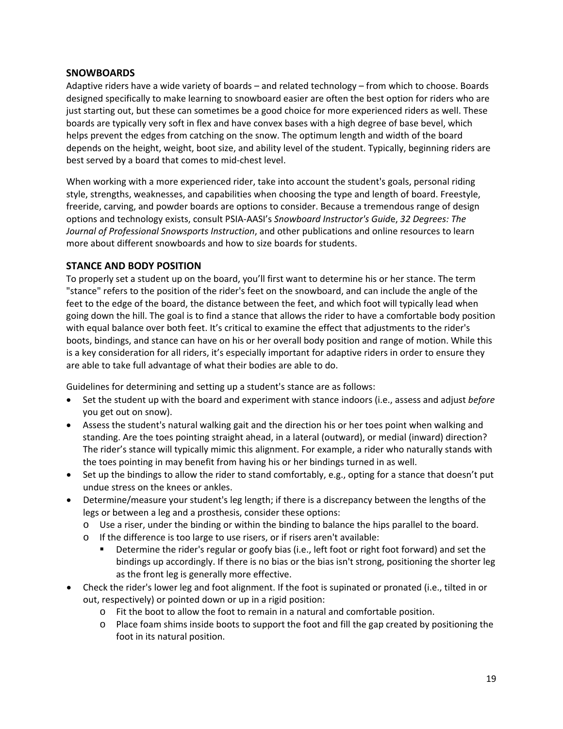## SNOWBOARDS

Adaptive riders have a wide variety of boards – and related technology – from which to choose. Boards designed specifically to make learning to snowboard easier are often the best option for riders who are just starting out, but these can sometimes be a good choice for more experienced riders as well. These boards are typically very soft in flex and have convex bases with a high degree of base bevel, which helps prevent the edges from catching on the snow. The optimum length and width of the board depends on the height, weight, boot size, and ability level of the student. Typically, beginning riders are best served by a board that comes to mid-chest level.

When working with a more experienced rider, take into account the student's goals, personal riding style, strengths, weaknesses, and capabilities when choosing the type and length of board. Freestyle, freeride, carving, and powder boards are options to consider. Because a tremendous range of design options and technology exists, consult PSIA-AASI's *Snowboard Instructor's Guide*, *32 Degrees: The Journal of Professional Snowsports Instruction*, and other publications and online resources to learn more about different snowboards and how to size boards for students.

## STANCE AND BODY POSITION

To properly set a student up on the board, you'll first want to determine his or her stance. The term "stance" refers to the position of the rider's feet on the snowboard, and can include the angle of the feet to the edge of the board, the distance between the feet, and which foot will typically lead when going down the hill. The goal is to find a stance that allows the rider to have a comfortable body position with equal balance over both feet. It's critical to examine the effect that adjustments to the rider's boots, bindings, and stance can have on his or her overall body position and range of motion. While this is a key consideration for all riders, it's especially important for adaptive riders in order to ensure they are able to take full advantage of what their bodies are able to do.

Guidelines for determining and setting up a student's stance are as follows:

- Set the student up with the board and experiment with stance indoors (i.e., assess and adjust *before* you get out on snow).
- Assess the student's natural walking gait and the direction his or her toes point when walking and standing. Are the toes pointing straight ahead, in a lateral (outward), or medial (inward) direction? The rider's stance will typically mimic this alignment. For example, a rider who naturally stands with the toes pointing in may benefit from having his or her bindings turned in as well.
- Set up the bindings to allow the rider to stand comfortably, e.g., opting for a stance that doesn't put undue stress on the knees or ankles.
- Determine/measure your student's leg length; if there is a discrepancy between the lengths of the legs or between a leg and a prosthesis, consider these options:
  - Use a riser, under the binding or within the binding to balance the hips parallel to the board.
  - If the difference is too large to use risers, or if risers aren't available:
    - Determine the rider's regular or goofy bias (i.e., left foot or right foot forward) and set the bindings up accordingly. If there is no bias or the bias isn't strong, positioning the shorter leg as the front leg is generally more effective.
- Check the rider's lower leg and foot alignment. If the foot is supinated or pronated (i.e., tilted in or out, respectively) or pointed down or up in a rigid position:
  - Fit the boot to allow the foot to remain in a natural and comfortable position.
  - Place foam shims inside boots to support the foot and fill the gap created by positioning the foot in its natural position.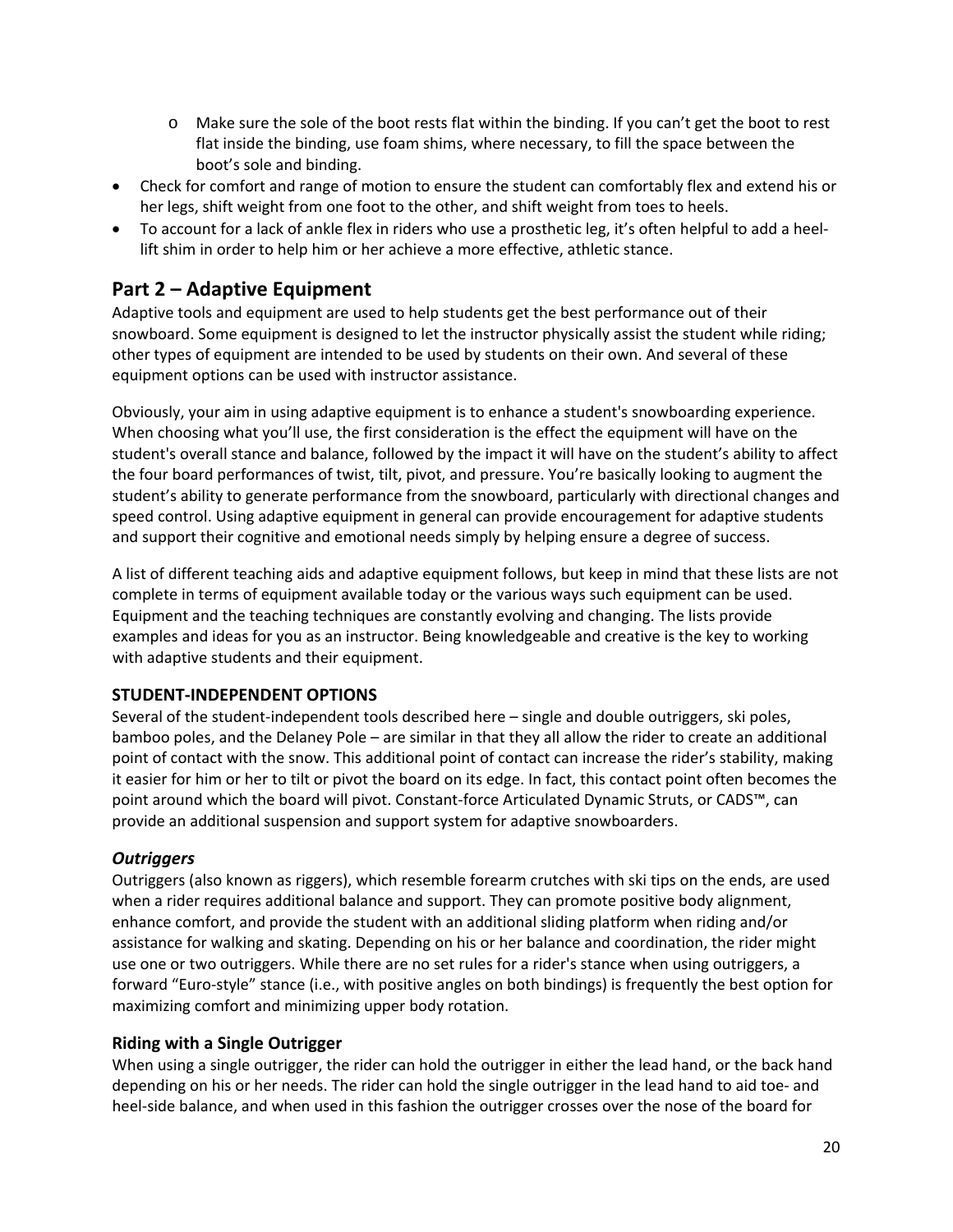- Make sure the sole of the boot rests flat within the binding. If you can't get the boot to rest flat inside the binding, use foam shims, where necessary, to fill the space between the boot's sole and binding.
- Check for comfort and range of motion to ensure the student can comfortably flex and extend his or her legs, shift weight from one foot to the other, and shift weight from toes to heels.
- To account for a lack of ankle flex in riders who use a prosthetic leg, it's often helpful to add a heel-lift shim in order to help him or her achieve a more effective, athletic stance.

## Part 2 – Adaptive Equipment

Adaptive tools and equipment are used to help students get the best performance out of their snowboard. Some equipment is designed to let the instructor physically assist the student while riding; other types of equipment are intended to be used by students on their own. And several of these equipment options can be used with instructor assistance.

Obviously, your aim in using adaptive equipment is to enhance a student's snowboarding experience. When choosing what you'll use, the first consideration is the effect the equipment will have on the student's overall stance and balance, followed by the impact it will have on the student's ability to affect the four board performances of twist, tilt, pivot, and pressure. You're basically looking to augment the student's ability to generate performance from the snowboard, particularly with directional changes and speed control. Using adaptive equipment in general can provide encouragement for adaptive students and support their cognitive and emotional needs simply by helping ensure a degree of success.

A list of different teaching aids and adaptive equipment follows, but keep in mind that these lists are not complete in terms of equipment available today or the various ways such equipment can be used. Equipment and the teaching techniques are constantly evolving and changing. The lists provide examples and ideas for you as an instructor. Being knowledgeable and creative is the key to working with adaptive students and their equipment.

### STUDENT-INDEPENDENT OPTIONS

Several of the student-independent tools described here – single and double outriggers, ski poles, bamboo poles, and the Delaney Pole – are similar in that they all allow the rider to create an additional point of contact with the snow. This additional point of contact can increase the rider's stability, making it easier for him or her to tilt or pivot the board on its edge. In fact, this contact point often becomes the point around which the board will pivot. Constant-force Articulated Dynamic Struts, or CADS™, can provide an additional suspension and support system for adaptive snowboarders.

### *Outriggers*

Outriggers (also known as riggers), which resemble forearm crutches with ski tips on the ends, are used when a rider requires additional balance and support. They can promote positive body alignment, enhance comfort, and provide the student with an additional sliding platform when riding and/or assistance for walking and skating. Depending on his or her balance and coordination, the rider might use one or two outriggers. While there are no set rules for a rider's stance when using outriggers, a forward "Euro-style" stance (i.e., with positive angles on both bindings) is frequently the best option for maximizing comfort and minimizing upper body rotation.

### Riding with a Single Outrigger

When using a single outrigger, the rider can hold the outrigger in either the lead hand, or the back hand depending on his or her needs. The rider can hold the single outrigger in the lead hand to aid toe- and heel-side balance, and when used in this fashion the outrigger crosses over the nose of the board for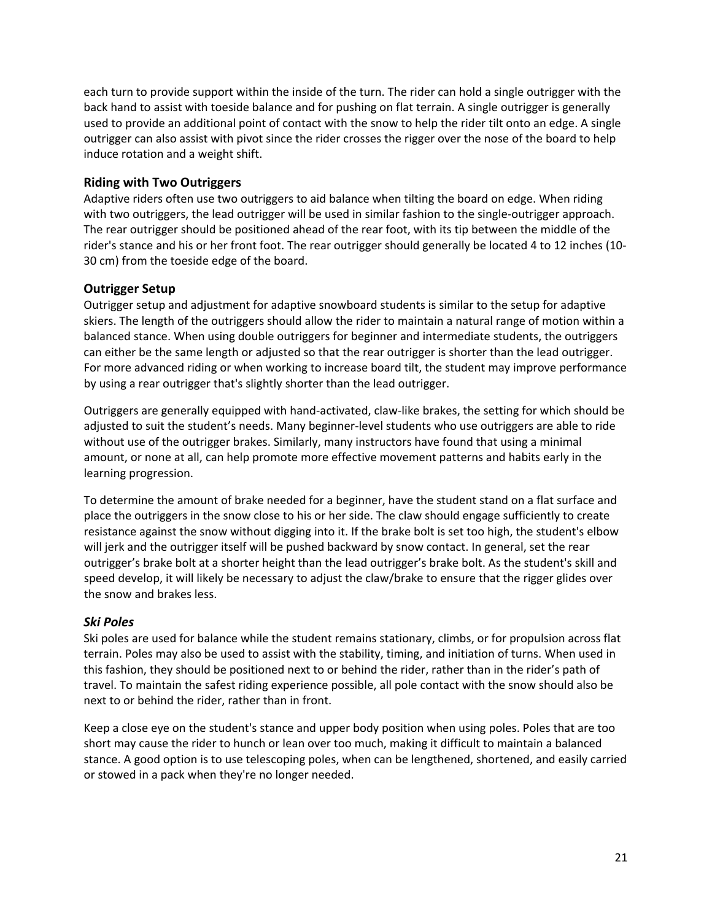each turn to provide support within the inside of the turn. The rider can hold a single outrigger with the back hand to assist with toeside balance and for pushing on flat terrain. A single outrigger is generally used to provide an additional point of contact with the snow to help the rider tilt onto an edge. A single outrigger can also assist with pivot since the rider crosses the rigger over the nose of the board to help induce rotation and a weight shift.

### Riding with Two Outriggers

Adaptive riders often use two outriggers to aid balance when tilting the board on edge. When riding with two outriggers, the lead outrigger will be used in similar fashion to the single-outrigger approach. The rear outrigger should be positioned ahead of the rear foot, with its tip between the middle of the rider's stance and his or her front foot. The rear outrigger should generally be located 4 to 12 inches (10-30 cm) from the toeside edge of the board.

### Outrigger Setup

Outrigger setup and adjustment for adaptive snowboard students is similar to the setup for adaptive skiers. The length of the outriggers should allow the rider to maintain a natural range of motion within a balanced stance. When using double outriggers for beginner and intermediate students, the outriggers can either be the same length or adjusted so that the rear outrigger is shorter than the lead outrigger. For more advanced riding or when working to increase board tilt, the student may improve performance by using a rear outrigger that's slightly shorter than the lead outrigger.

Outriggers are generally equipped with hand-activated, claw-like brakes, the setting for which should be adjusted to suit the student's needs. Many beginner-level students who use outriggers are able to ride without use of the outrigger brakes. Similarly, many instructors have found that using a minimal amount, or none at all, can help promote more effective movement patterns and habits early in the learning progression.

To determine the amount of brake needed for a beginner, have the student stand on a flat surface and place the outriggers in the snow close to his or her side. The claw should engage sufficiently to create resistance against the snow without digging into it. If the brake bolt is set too high, the student's elbow will jerk and the outrigger itself will be pushed backward by snow contact. In general, set the rear outrigger's brake bolt at a shorter height than the lead outrigger's brake bolt. As the student's skill and speed develop, it will likely be necessary to adjust the claw/brake to ensure that the rigger glides over the snow and brakes less.

### *Ski Poles*

Ski poles are used for balance while the student remains stationary, climbs, or for propulsion across flat terrain. Poles may also be used to assist with the stability, timing, and initiation of turns. When used in this fashion, they should be positioned next to or behind the rider, rather than in the rider's path of travel. To maintain the safest riding experience possible, all pole contact with the snow should also be next to or behind the rider, rather than in front.

Keep a close eye on the student's stance and upper body position when using poles. Poles that are too short may cause the rider to hunch or lean over too much, making it difficult to maintain a balanced stance. A good option is to use telescoping poles, when can be lengthened, shortened, and easily carried or stowed in a pack when they're no longer needed.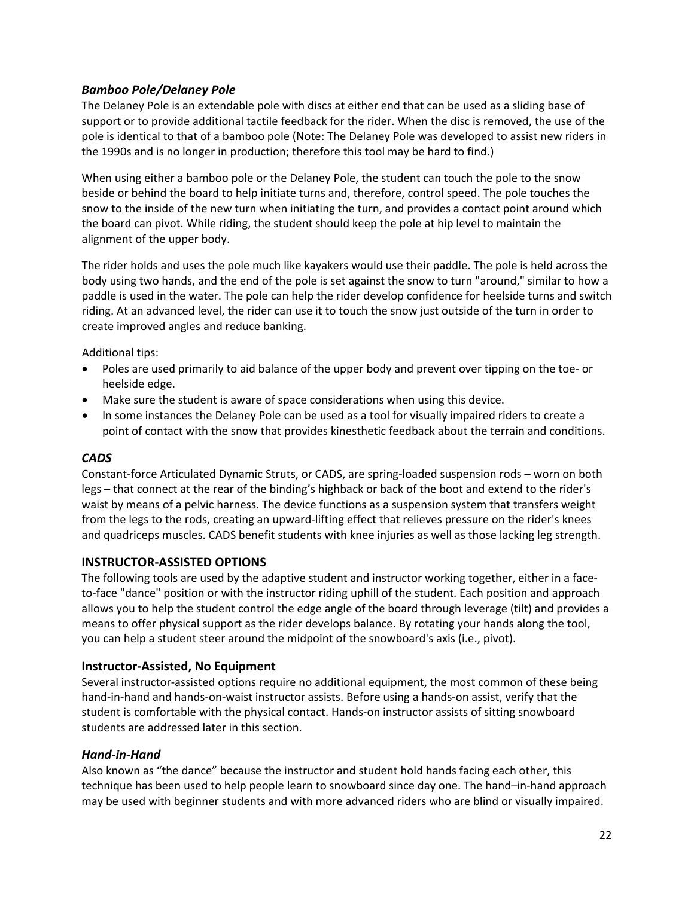### *Bamboo Pole/Delaney Pole*

The Delaney Pole is an extendable pole with discs at either end that can be used as a sliding base of support or to provide additional tactile feedback for the rider. When the disc is removed, the use of the pole is identical to that of a bamboo pole (Note: The Delaney Pole was developed to assist new riders in the 1990s and is no longer in production; therefore this tool may be hard to find.)

When using either a bamboo pole or the Delaney Pole, the student can touch the pole to the snow beside or behind the board to help initiate turns and, therefore, control speed. The pole touches the snow to the inside of the new turn when initiating the turn, and provides a contact point around which the board can pivot. While riding, the student should keep the pole at hip level to maintain the alignment of the upper body.

The rider holds and uses the pole much like kayakers would use their paddle. The pole is held across the body using two hands, and the end of the pole is set against the snow to turn "around," similar to how a paddle is used in the water. The pole can help the rider develop confidence for heelside turns and switch riding. At an advanced level, the rider can use it to touch the snow just outside of the turn in order to create improved angles and reduce banking.

Additional tips:

- Poles are used primarily to aid balance of the upper body and prevent over tipping on the toe- or heelside edge.
- Make sure the student is aware of space considerations when using this device.
- In some instances the Delaney Pole can be used as a tool for visually impaired riders to create a point of contact with the snow that provides kinesthetic feedback about the terrain and conditions.

### *CADS*

Constant-force Articulated Dynamic Struts, or CADS, are spring-loaded suspension rods – worn on both legs – that connect at the rear of the binding's highback or back of the boot and extend to the rider's waist by means of a pelvic harness. The device functions as a suspension system that transfers weight from the legs to the rods, creating an upward-lifting effect that relieves pressure on the rider's knees and quadriceps muscles. CADS benefit students with knee injuries as well as those lacking leg strength.

## INSTRUCTOR-ASSISTED OPTIONS

The following tools are used by the adaptive student and instructor working together, either in a face-to-face "dance" position or with the instructor riding uphill of the student. Each position and approach allows you to help the student control the edge angle of the board through leverage (tilt) and provides a means to offer physical support as the rider develops balance. By rotating your hands along the tool, you can help a student steer around the midpoint of the snowboard's axis (i.e., pivot).

### Instructor-Assisted, No Equipment

Several instructor-assisted options require no additional equipment, the most common of these being hand-in-hand and hands-on-waist instructor assists. Before using a hands-on assist, verify that the student is comfortable with the physical contact. Hands-on instructor assists of sitting snowboard students are addressed later in this section.

### *Hand-in-Hand*

Also known as "the dance" because the instructor and student hold hands facing each other, this technique has been used to help people learn to snowboard since day one. The hand–in-hand approach may be used with beginner students and with more advanced riders who are blind or visually impaired.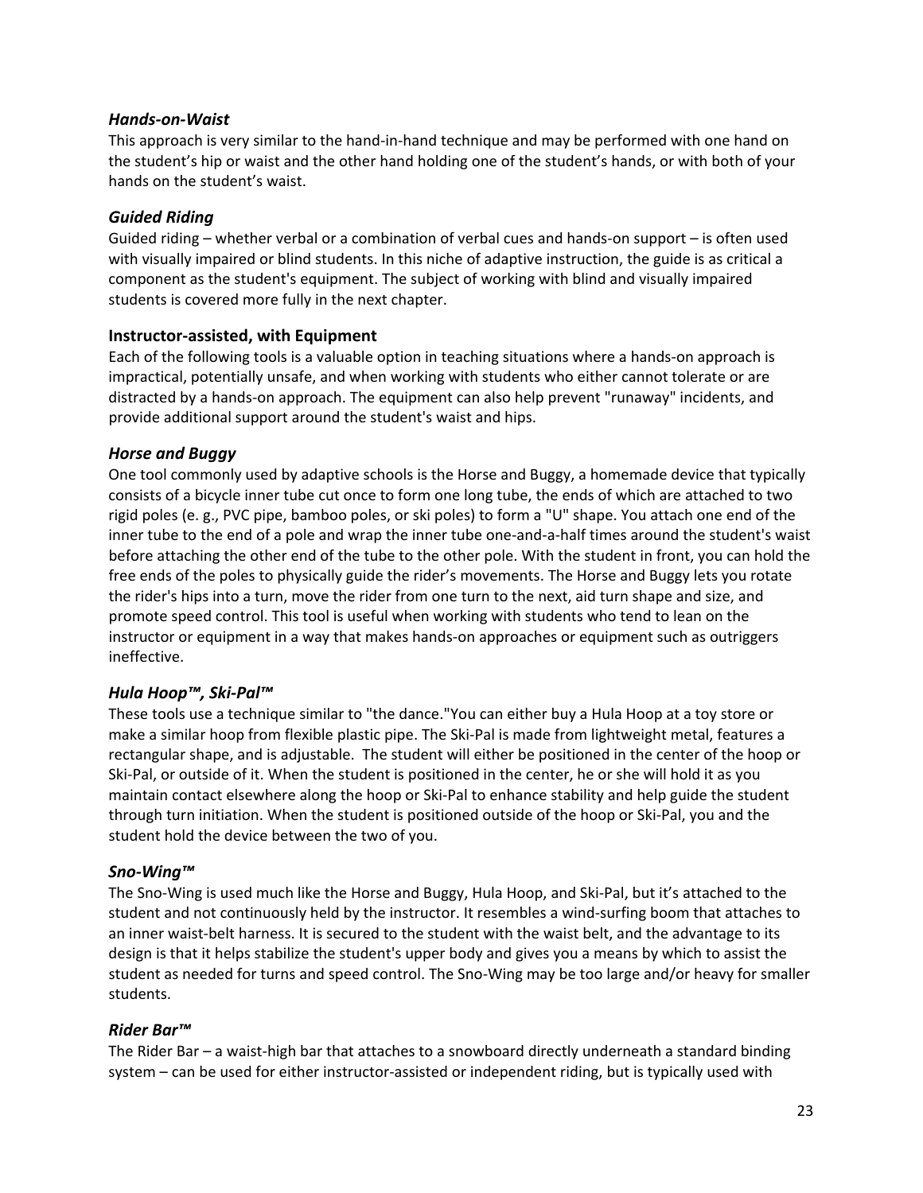### *Hands-on-Waist*

This approach is very similar to the hand-in-hand technique and may be performed with one hand on the student's hip or waist and the other hand holding one of the student's hands, or with both of your hands on the student's waist.

### *Guided Riding*

Guided riding – whether verbal or a combination of verbal cues and hands-on support – is often used with visually impaired or blind students. In this niche of adaptive instruction, the guide is as critical a component as the student's equipment. The subject of working with blind and visually impaired students is covered more fully in the next chapter.

## Instructor-assisted, with Equipment

Each of the following tools is a valuable option in teaching situations where a hands-on approach is impractical, potentially unsafe, and when working with students who either cannot tolerate or are distracted by a hands-on approach. The equipment can also help prevent "runaway" incidents, and provide additional support around the student's waist and hips.

### *Horse and Buggy*

One tool commonly used by adaptive schools is the Horse and Buggy, a homemade device that typically consists of a bicycle inner tube cut once to form one long tube, the ends of which are attached to two rigid poles (e. g., PVC pipe, bamboo poles, or ski poles) to form a "U" shape. You attach one end of the inner tube to the end of a pole and wrap the inner tube one-and-a-half times around the student's waist before attaching the other end of the tube to the other pole. With the student in front, you can hold the free ends of the poles to physically guide the rider's movements. The Horse and Buggy lets you rotate the rider's hips into a turn, move the rider from one turn to the next, aid turn shape and size, and promote speed control. This tool is useful when working with students who tend to lean on the instructor or equipment in a way that makes hands-on approaches or equipment such as outriggers ineffective.

### *Hula Hoop™, Ski-Pal™*

These tools use a technique similar to "the dance."You can either buy a Hula Hoop at a toy store or make a similar hoop from flexible plastic pipe. The Ski-Pal is made from lightweight metal, features a rectangular shape, and is adjustable. The student will either be positioned in the center of the hoop or Ski-Pal, or outside of it. When the student is positioned in the center, he or she will hold it as you maintain contact elsewhere along the hoop or Ski-Pal to enhance stability and help guide the student through turn initiation. When the student is positioned outside of the hoop or Ski-Pal, you and the student hold the device between the two of you.

### *Sno-Wing™*

The Sno-Wing is used much like the Horse and Buggy, Hula Hoop, and Ski-Pal, but it's attached to the student and not continuously held by the instructor. It resembles a wind-surfing boom that attaches to an inner waist-belt harness. It is secured to the student with the waist belt, and the advantage to its design is that it helps stabilize the student's upper body and gives you a means by which to assist the student as needed for turns and speed control. The Sno-Wing may be too large and/or heavy for smaller students.

### *Rider Bar™*

The Rider Bar – a waist-high bar that attaches to a snowboard directly underneath a standard binding system – can be used for either instructor-assisted or independent riding, but is typically used with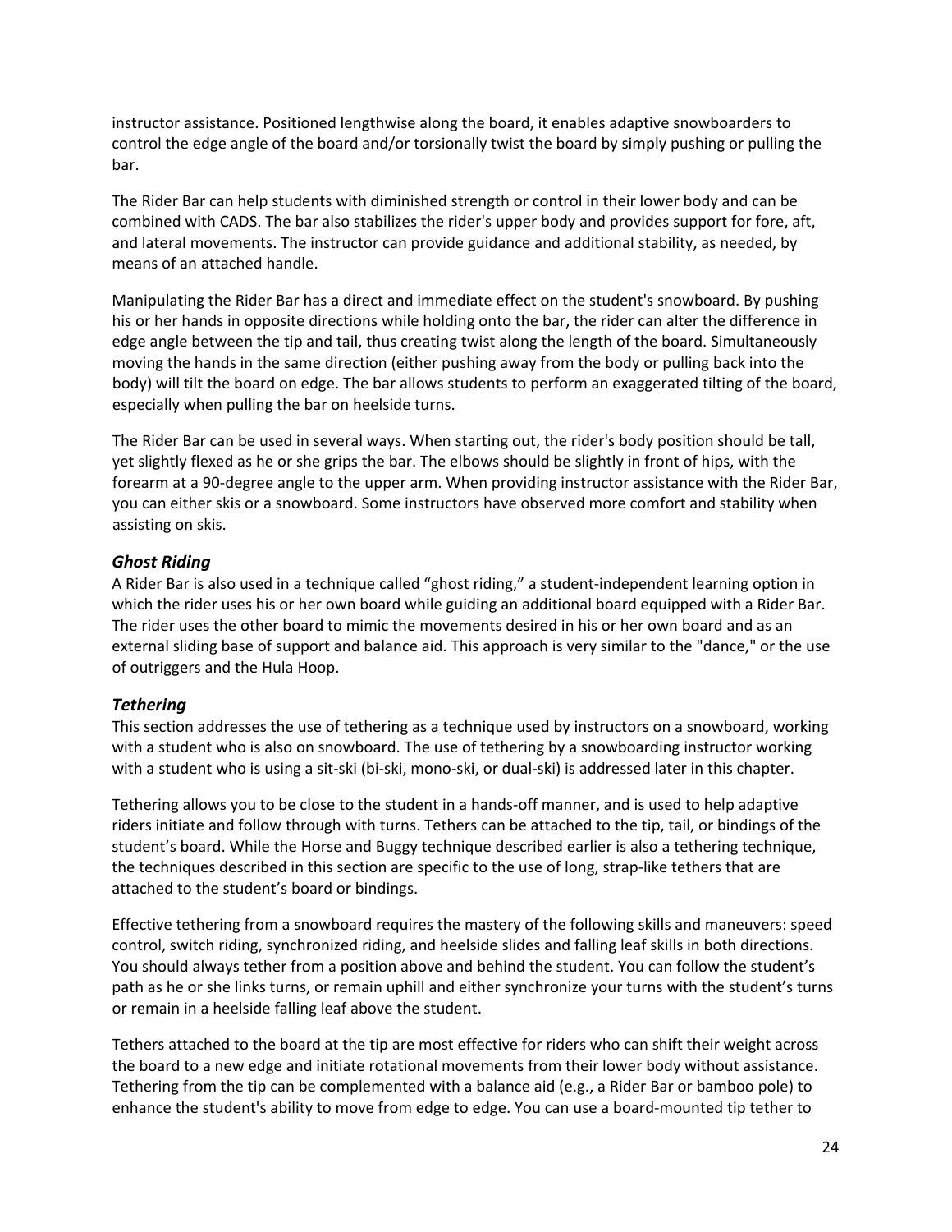instructor assistance. Positioned lengthwise along the board, it enables adaptive snowboarders to control the edge angle of the board and/or torsionally twist the board by simply pushing or pulling the bar.

The Rider Bar can help students with diminished strength or control in their lower body and can be combined with CADS. The bar also stabilizes the rider's upper body and provides support for fore, aft, and lateral movements. The instructor can provide guidance and additional stability, as needed, by means of an attached handle.

Manipulating the Rider Bar has a direct and immediate effect on the student's snowboard. By pushing his or her hands in opposite directions while holding onto the bar, the rider can alter the difference in edge angle between the tip and tail, thus creating twist along the length of the board. Simultaneously moving the hands in the same direction (either pushing away from the body or pulling back into the body) will tilt the board on edge. The bar allows students to perform an exaggerated tilting of the board, especially when pulling the bar on heelside turns.

The Rider Bar can be used in several ways. When starting out, the rider's body position should be tall, yet slightly flexed as he or she grips the bar. The elbows should be slightly in front of hips, with the forearm at a 90-degree angle to the upper arm. When providing instructor assistance with the Rider Bar, you can either skis or a snowboard. Some instructors have observed more comfort and stability when assisting on skis.

### *Ghost Riding*

A Rider Bar is also used in a technique called "ghost riding," a student-independent learning option in which the rider uses his or her own board while guiding an additional board equipped with a Rider Bar. The rider uses the other board to mimic the movements desired in his or her own board and as an external sliding base of support and balance aid. This approach is very similar to the "dance," or the use of outriggers and the Hula Hoop.

### *Tethering*

This section addresses the use of tethering as a technique used by instructors on a snowboard, working with a student who is also on snowboard. The use of tethering by a snowboarding instructor working with a student who is using a sit-ski (bi-ski, mono-ski, or dual-ski) is addressed later in this chapter.

Tethering allows you to be close to the student in a hands-off manner, and is used to help adaptive riders initiate and follow through with turns. Tethers can be attached to the tip, tail, or bindings of the student's board. While the Horse and Buggy technique described earlier is also a tethering technique, the techniques described in this section are specific to the use of long, strap-like tethers that are attached to the student's board or bindings.

Effective tethering from a snowboard requires the mastery of the following skills and maneuvers: speed control, switch riding, synchronized riding, and heelside slides and falling leaf skills in both directions. You should always tether from a position above and behind the student. You can follow the student's path as he or she links turns, or remain uphill and either synchronize your turns with the student's turns or remain in a heelside falling leaf above the student.

Tethers attached to the board at the tip are most effective for riders who can shift their weight across the board to a new edge and initiate rotational movements from their lower body without assistance. Tethering from the tip can be complemented with a balance aid (e.g., a Rider Bar or bamboo pole) to enhance the student's ability to move from edge to edge. You can use a board-mounted tip tether to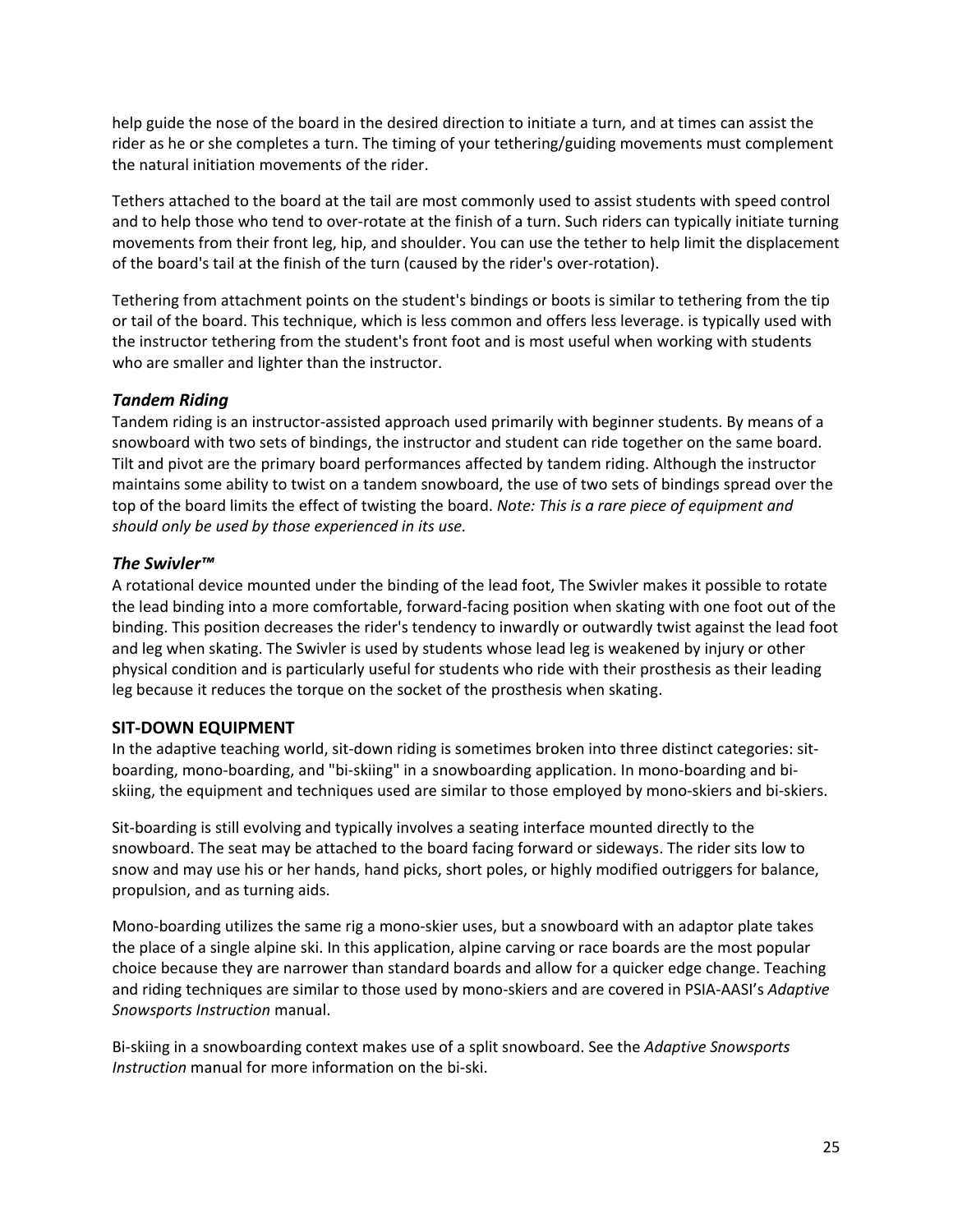help guide the nose of the board in the desired direction to initiate a turn, and at times can assist the rider as he or she completes a turn. The timing of your tethering/guiding movements must complement the natural initiation movements of the rider.

Tethers attached to the board at the tail are most commonly used to assist students with speed control and to help those who tend to over-rotate at the finish of a turn. Such riders can typically initiate turning movements from their front leg, hip, and shoulder. You can use the tether to help limit the displacement of the board's tail at the finish of the turn (caused by the rider's over-rotation).

Tethering from attachment points on the student's bindings or boots is similar to tethering from the tip or tail of the board. This technique, which is less common and offers less leverage. is typically used with the instructor tethering from the student's front foot and is most useful when working with students who are smaller and lighter than the instructor.

### *Tandem Riding*

Tandem riding is an instructor-assisted approach used primarily with beginner students. By means of a snowboard with two sets of bindings, the instructor and student can ride together on the same board. Tilt and pivot are the primary board performances affected by tandem riding. Although the instructor maintains some ability to twist on a tandem snowboard, the use of two sets of bindings spread over the top of the board limits the effect of twisting the board. *Note: This is a rare piece of equipment and should only be used by those experienced in its use.*

### *The Swivler™*

A rotational device mounted under the binding of the lead foot, The Swivler makes it possible to rotate the lead binding into a more comfortable, forward-facing position when skating with one foot out of the binding. This position decreases the rider's tendency to inwardly or outwardly twist against the lead foot and leg when skating. The Swivler is used by students whose lead leg is weakened by injury or other physical condition and is particularly useful for students who ride with their prosthesis as their leading leg because it reduces the torque on the socket of the prosthesis when skating.

## SIT-DOWN EQUIPMENT

In the adaptive teaching world, sit-down riding is sometimes broken into three distinct categories: sit-boarding, mono-boarding, and "bi-skiing" in a snowboarding application. In mono-boarding and bi-skiing, the equipment and techniques used are similar to those employed by mono-skiers and bi-skiers.

Sit-boarding is still evolving and typically involves a seating interface mounted directly to the snowboard. The seat may be attached to the board facing forward or sideways. The rider sits low to snow and may use his or her hands, hand picks, short poles, or highly modified outriggers for balance, propulsion, and as turning aids.

Mono-boarding utilizes the same rig a mono-skier uses, but a snowboard with an adaptor plate takes the place of a single alpine ski. In this application, alpine carving or race boards are the most popular choice because they are narrower than standard boards and allow for a quicker edge change. Teaching and riding techniques are similar to those used by mono-skiers and are covered in PSIA-AASI's *Adaptive Snowsports Instruction* manual.

Bi-skiing in a snowboarding context makes use of a split snowboard. See the *Adaptive Snowsports Instruction* manual for more information on the bi-ski.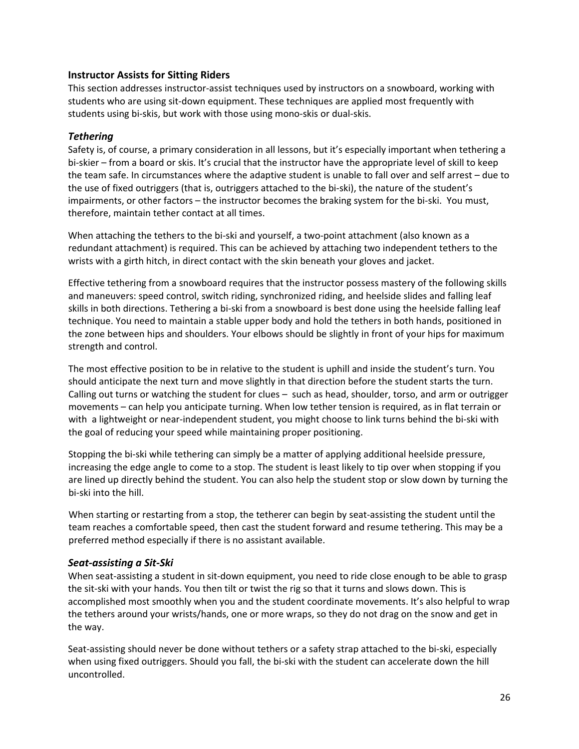## Instructor Assists for Sitting Riders

This section addresses instructor-assist techniques used by instructors on a snowboard, working with students who are using sit-down equipment. These techniques are applied most frequently with students using bi-skis, but work with those using mono-skis or dual-skis.

### *Tethering*

Safety is, of course, a primary consideration in all lessons, but it's especially important when tethering a bi-skier – from a board or skis. It's crucial that the instructor have the appropriate level of skill to keep the team safe. In circumstances where the adaptive student is unable to fall over and self arrest – due to the use of fixed outriggers (that is, outriggers attached to the bi-ski), the nature of the student's impairments, or other factors – the instructor becomes the braking system for the bi-ski. You must, therefore, maintain tether contact at all times.

When attaching the tethers to the bi-ski and yourself, a two-point attachment (also known as a redundant attachment) is required. This can be achieved by attaching two independent tethers to the wrists with a girth hitch, in direct contact with the skin beneath your gloves and jacket.

Effective tethering from a snowboard requires that the instructor possess mastery of the following skills and maneuvers: speed control, switch riding, synchronized riding, and heelside slides and falling leaf skills in both directions. Tethering a bi-ski from a snowboard is best done using the heelside falling leaf technique. You need to maintain a stable upper body and hold the tethers in both hands, positioned in the zone between hips and shoulders. Your elbows should be slightly in front of your hips for maximum strength and control.

The most effective position to be in relative to the student is uphill and inside the student's turn. You should anticipate the next turn and move slightly in that direction before the student starts the turn. Calling out turns or watching the student for clues – such as head, shoulder, torso, and arm or outrigger movements – can help you anticipate turning. When low tether tension is required, as in flat terrain or with a lightweight or near-independent student, you might choose to link turns behind the bi-ski with the goal of reducing your speed while maintaining proper positioning.

Stopping the bi-ski while tethering can simply be a matter of applying additional heelside pressure, increasing the edge angle to come to a stop. The student is least likely to tip over when stopping if you are lined up directly behind the student. You can also help the student stop or slow down by turning the bi-ski into the hill.

When starting or restarting from a stop, the tetherer can begin by seat-assisting the student until the team reaches a comfortable speed, then cast the student forward and resume tethering. This may be a preferred method especially if there is no assistant available.

### *Seat-assisting a Sit-Ski*

When seat-assisting a student in sit-down equipment, you need to ride close enough to be able to grasp the sit-ski with your hands. You then tilt or twist the rig so that it turns and slows down. This is accomplished most smoothly when you and the student coordinate movements. It's also helpful to wrap the tethers around your wrists/hands, one or more wraps, so they do not drag on the snow and get in the way.

Seat-assisting should never be done without tethers or a safety strap attached to the bi-ski, especially when using fixed outriggers. Should you fall, the bi-ski with the student can accelerate down the hill uncontrolled.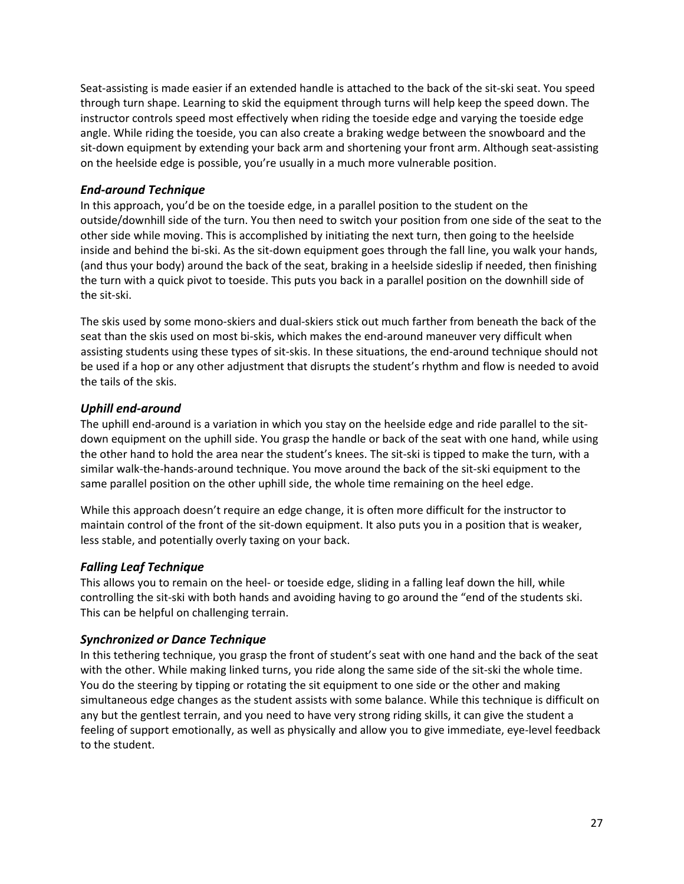Seat-assisting is made easier if an extended handle is attached to the back of the sit-ski seat. You speed through turn shape. Learning to skid the equipment through turns will help keep the speed down. The instructor controls speed most effectively when riding the toeside edge and varying the toeside edge angle. While riding the toeside, you can also create a braking wedge between the snowboard and the sit-down equipment by extending your back arm and shortening your front arm. Although seat-assisting on the heelside edge is possible, you're usually in a much more vulnerable position.

### *End-around Technique*

In this approach, you'd be on the toeside edge, in a parallel position to the student on the outside/downhill side of the turn. You then need to switch your position from one side of the seat to the other side while moving. This is accomplished by initiating the next turn, then going to the heelside inside and behind the bi-ski. As the sit-down equipment goes through the fall line, you walk your hands, (and thus your body) around the back of the seat, braking in a heelside sideslip if needed, then finishing the turn with a quick pivot to toeside. This puts you back in a parallel position on the downhill side of the sit-ski.

The skis used by some mono-skiers and dual-skiers stick out much farther from beneath the back of the seat than the skis used on most bi-skis, which makes the end-around maneuver very difficult when assisting students using these types of sit-skis. In these situations, the end-around technique should not be used if a hop or any other adjustment that disrupts the student's rhythm and flow is needed to avoid the tails of the skis.

### *Uphill end-around*

The uphill end-around is a variation in which you stay on the heelside edge and ride parallel to the sit-down equipment on the uphill side. You grasp the handle or back of the seat with one hand, while using the other hand to hold the area near the student's knees. The sit-ski is tipped to make the turn, with a similar walk-the-hands-around technique. You move around the back of the sit-ski equipment to the same parallel position on the other uphill side, the whole time remaining on the heel edge.

While this approach doesn't require an edge change, it is often more difficult for the instructor to maintain control of the front of the sit-down equipment. It also puts you in a position that is weaker, less stable, and potentially overly taxing on your back.

### *Falling Leaf Technique*

This allows you to remain on the heel- or toeside edge, sliding in a falling leaf down the hill, while controlling the sit-ski with both hands and avoiding having to go around the "end of the students ski. This can be helpful on challenging terrain.

### *Synchronized or Dance Technique*

In this tethering technique, you grasp the front of student's seat with one hand and the back of the seat with the other. While making linked turns, you ride along the same side of the sit-ski the whole time. You do the steering by tipping or rotating the sit equipment to one side or the other and making simultaneous edge changes as the student assists with some balance. While this technique is difficult on any but the gentlest terrain, and you need to have very strong riding skills, it can give the student a feeling of support emotionally, as well as physically and allow you to give immediate, eye-level feedback to the student.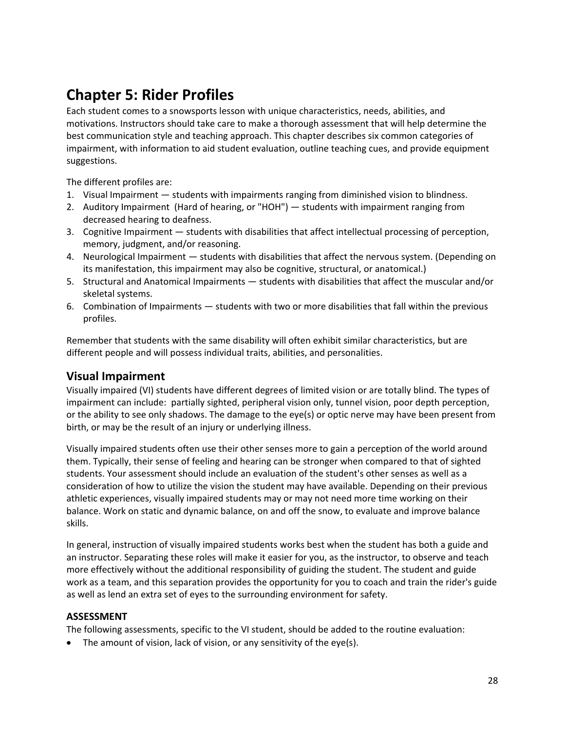# Chapter 5: Rider Profiles

Each student comes to a snowsports lesson with unique characteristics, needs, abilities, and motivations. Instructors should take care to make a thorough assessment that will help determine the best communication style and teaching approach. This chapter describes six common categories of impairment, with information to aid student evaluation, outline teaching cues, and provide equipment suggestions.

The different profiles are:

1. Visual Impairment — students with impairments ranging from diminished vision to blindness.
2. Auditory Impairment (Hard of hearing, or "HOH") — students with impairment ranging from decreased hearing to deafness.
3. Cognitive Impairment — students with disabilities that affect intellectual processing of perception, memory, judgment, and/or reasoning.
4. Neurological Impairment — students with disabilities that affect the nervous system. (Depending on its manifestation, this impairment may also be cognitive, structural, or anatomical.)
5. Structural and Anatomical Impairments — students with disabilities that affect the muscular and/or skeletal systems.
6. Combination of Impairments — students with two or more disabilities that fall within the previous profiles.

Remember that students with the same disability will often exhibit similar characteristics, but are different people and will possess individual traits, abilities, and personalities.

## Visual Impairment

Visually impaired (VI) students have different degrees of limited vision or are totally blind. The types of impairment can include: partially sighted, peripheral vision only, tunnel vision, poor depth perception, or the ability to see only shadows. The damage to the eye(s) or optic nerve may have been present from birth, or may be the result of an injury or underlying illness.

Visually impaired students often use their other senses more to gain a perception of the world around them. Typically, their sense of feeling and hearing can be stronger when compared to that of sighted students. Your assessment should include an evaluation of the student's other senses as well as a consideration of how to utilize the vision the student may have available. Depending on their previous athletic experiences, visually impaired students may or may not need more time working on their balance. Work on static and dynamic balance, on and off the snow, to evaluate and improve balance skills.

In general, instruction of visually impaired students works best when the student has both a guide and an instructor. Separating these roles will make it easier for you, as the instructor, to observe and teach more effectively without the additional responsibility of guiding the student. The student and guide work as a team, and this separation provides the opportunity for you to coach and train the rider's guide as well as lend an extra set of eyes to the surrounding environment for safety.

### ASSESSMENT

The following assessments, specific to the VI student, should be added to the routine evaluation:

- The amount of vision, lack of vision, or any sensitivity of the eye(s).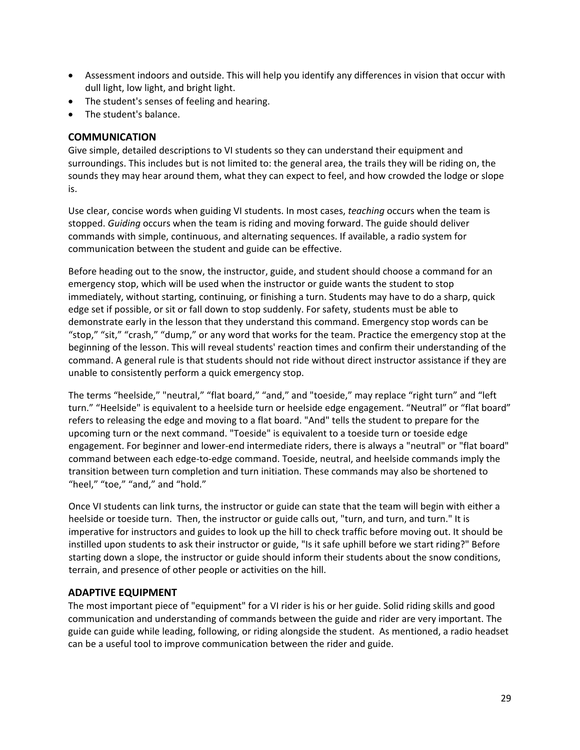- Assessment indoors and outside. This will help you identify any differences in vision that occur with dull light, low light, and bright light.
- The student's senses of feeling and hearing.
- The student's balance.

## COMMUNICATION

Give simple, detailed descriptions to VI students so they can understand their equipment and surroundings. This includes but is not limited to: the general area, the trails they will be riding on, the sounds they may hear around them, what they can expect to feel, and how crowded the lodge or slope is.

Use clear, concise words when guiding VI students. In most cases, *teaching* occurs when the team is stopped. *Guiding* occurs when the team is riding and moving forward. The guide should deliver commands with simple, continuous, and alternating sequences. If available, a radio system for communication between the student and guide can be effective.

Before heading out to the snow, the instructor, guide, and student should choose a command for an emergency stop, which will be used when the instructor or guide wants the student to stop immediately, without starting, continuing, or finishing a turn. Students may have to do a sharp, quick edge set if possible, or sit or fall down to stop suddenly. For safety, students must be able to demonstrate early in the lesson that they understand this command. Emergency stop words can be "stop," "sit," "crash," "dump," or any word that works for the team. Practice the emergency stop at the beginning of the lesson. This will reveal students' reaction times and confirm their understanding of the command. A general rule is that students should not ride without direct instructor assistance if they are unable to consistently perform a quick emergency stop.

The terms "heelside," "neutral," "flat board," "and," and "toeside," may replace "right turn" and "left turn." "Heelside" is equivalent to a heelside turn or heelside edge engagement. "Neutral" or "flat board" refers to releasing the edge and moving to a flat board. "And" tells the student to prepare for the upcoming turn or the next command. "Toeside" is equivalent to a toeside turn or toeside edge engagement. For beginner and lower-end intermediate riders, there is always a "neutral" or "flat board" command between each edge-to-edge command. Toeside, neutral, and heelside commands imply the transition between turn completion and turn initiation. These commands may also be shortened to "heel," "toe," "and," and "hold."

Once VI students can link turns, the instructor or guide can state that the team will begin with either a heelside or toeside turn. Then, the instructor or guide calls out, "turn, and turn, and turn." It is imperative for instructors and guides to look up the hill to check traffic before moving out. It should be instilled upon students to ask their instructor or guide, "Is it safe uphill before we start riding?" Before starting down a slope, the instructor or guide should inform their students about the snow conditions, terrain, and presence of other people or activities on the hill.

## ADAPTIVE EQUIPMENT

The most important piece of "equipment" for a VI rider is his or her guide. Solid riding skills and good communication and understanding of commands between the guide and rider are very important. The guide can guide while leading, following, or riding alongside the student. As mentioned, a radio headset can be a useful tool to improve communication between the rider and guide.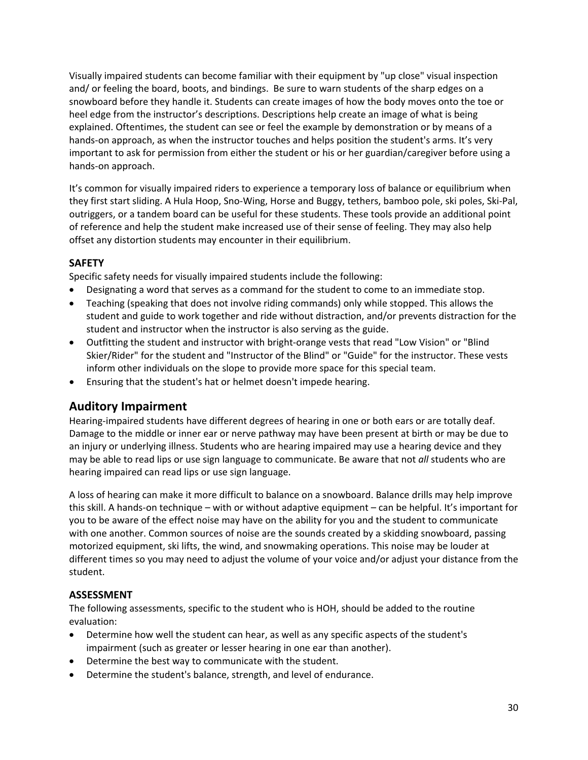Visually impaired students can become familiar with their equipment by "up close" visual inspection and/ or feeling the board, boots, and bindings. Be sure to warn students of the sharp edges on a snowboard before they handle it. Students can create images of how the body moves onto the toe or heel edge from the instructor's descriptions. Descriptions help create an image of what is being explained. Oftentimes, the student can see or feel the example by demonstration or by means of a hands-on approach, as when the instructor touches and helps position the student's arms. It's very important to ask for permission from either the student or his or her guardian/caregiver before using a hands-on approach.

It's common for visually impaired riders to experience a temporary loss of balance or equilibrium when they first start sliding. A Hula Hoop, Sno-Wing, Horse and Buggy, tethers, bamboo pole, ski poles, Ski-Pal, outriggers, or a tandem board can be useful for these students. These tools provide an additional point of reference and help the student make increased use of their sense of feeling. They may also help offset any distortion students may encounter in their equilibrium.

### SAFETY

Specific safety needs for visually impaired students include the following:

- Designating a word that serves as a command for the student to come to an immediate stop.
- Teaching (speaking that does not involve riding commands) only while stopped. This allows the student and guide to work together and ride without distraction, and/or prevents distraction for the student and instructor when the instructor is also serving as the guide.
- Outfitting the student and instructor with bright-orange vests that read "Low Vision" or "Blind Skier/Rider" for the student and "Instructor of the Blind" or "Guide" for the instructor. These vests inform other individuals on the slope to provide more space for this special team.
- Ensuring that the student's hat or helmet doesn't impede hearing.

## Auditory Impairment

Hearing-impaired students have different degrees of hearing in one or both ears or are totally deaf. Damage to the middle or inner ear or nerve pathway may have been present at birth or may be due to an injury or underlying illness. Students who are hearing impaired may use a hearing device and they may be able to read lips or use sign language to communicate. Be aware that not *all* students who are hearing impaired can read lips or use sign language.

A loss of hearing can make it more difficult to balance on a snowboard. Balance drills may help improve this skill. A hands-on technique – with or without adaptive equipment – can be helpful. It's important for you to be aware of the effect noise may have on the ability for you and the student to communicate with one another. Common sources of noise are the sounds created by a skidding snowboard, passing motorized equipment, ski lifts, the wind, and snowmaking operations. This noise may be louder at different times so you may need to adjust the volume of your voice and/or adjust your distance from the student.

### ASSESSMENT

The following assessments, specific to the student who is HOH, should be added to the routine evaluation:

- Determine how well the student can hear, as well as any specific aspects of the student's impairment (such as greater or lesser hearing in one ear than another).
- Determine the best way to communicate with the student.
- Determine the student's balance, strength, and level of endurance.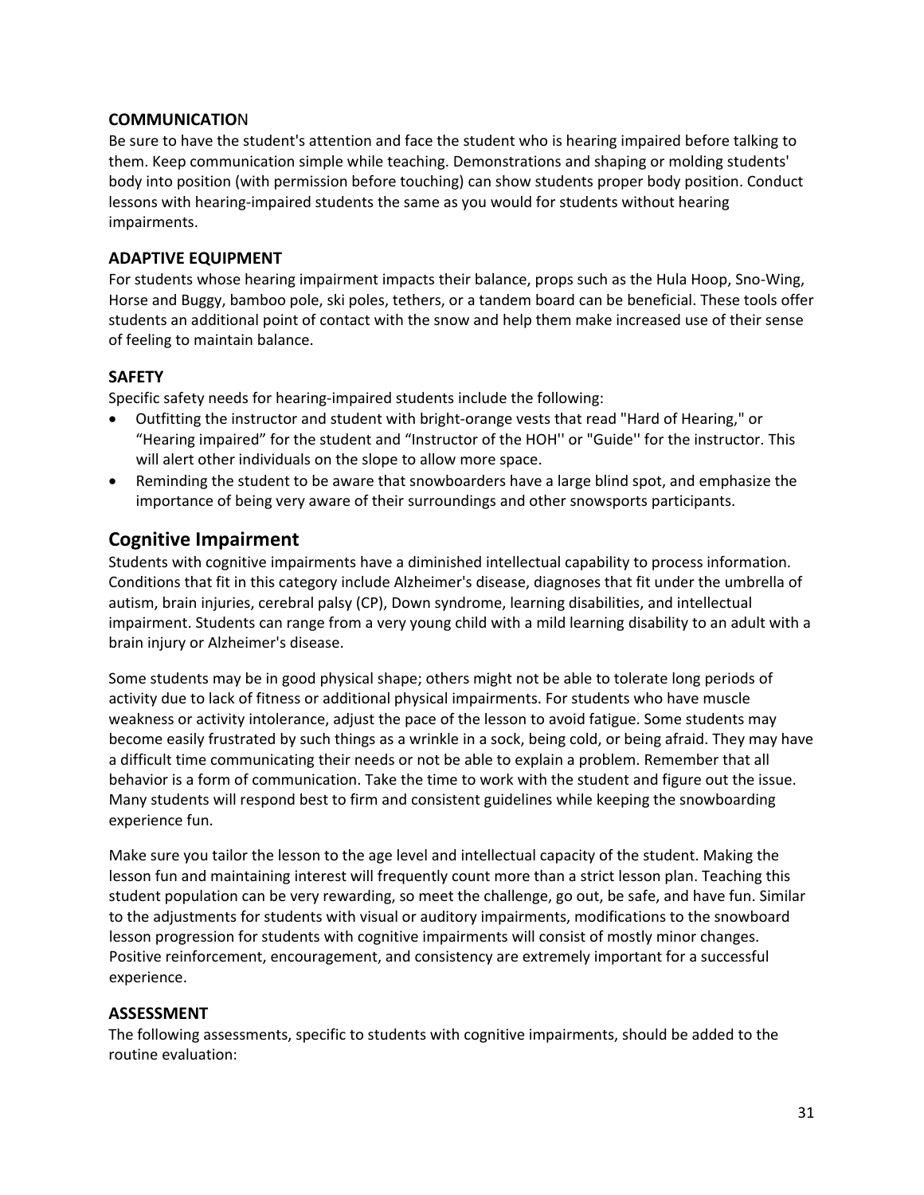### COMMUNICATION

Be sure to have the student's attention and face the student who is hearing impaired before talking to them. Keep communication simple while teaching. Demonstrations and shaping or molding students' body into position (with permission before touching) can show students proper body position. Conduct lessons with hearing-impaired students the same as you would for students without hearing impairments.

### ADAPTIVE EQUIPMENT

For students whose hearing impairment impacts their balance, props such as the Hula Hoop, Sno-Wing, Horse and Buggy, bamboo pole, ski poles, tethers, or a tandem board can be beneficial. These tools offer students an additional point of contact with the snow and help them make increased use of their sense of feeling to maintain balance.

### SAFETY

Specific safety needs for hearing-impaired students include the following:

- Outfitting the instructor and student with bright-orange vests that read "Hard of Hearing," or "Hearing impaired" for the student and "Instructor of the HOH'' or "Guide'' for the instructor. This will alert other individuals on the slope to allow more space.
- Reminding the student to be aware that snowboarders have a large blind spot, and emphasize the importance of being very aware of their surroundings and other snowsports participants.

## Cognitive Impairment

Students with cognitive impairments have a diminished intellectual capability to process information. Conditions that fit in this category include Alzheimer's disease, diagnoses that fit under the umbrella of autism, brain injuries, cerebral palsy (CP), Down syndrome, learning disabilities, and intellectual impairment. Students can range from a very young child with a mild learning disability to an adult with a brain injury or Alzheimer's disease.

Some students may be in good physical shape; others might not be able to tolerate long periods of activity due to lack of fitness or additional physical impairments. For students who have muscle weakness or activity intolerance, adjust the pace of the lesson to avoid fatigue. Some students may become easily frustrated by such things as a wrinkle in a sock, being cold, or being afraid. They may have a difficult time communicating their needs or not be able to explain a problem. Remember that all behavior is a form of communication. Take the time to work with the student and figure out the issue. Many students will respond best to firm and consistent guidelines while keeping the snowboarding experience fun.

Make sure you tailor the lesson to the age level and intellectual capacity of the student. Making the lesson fun and maintaining interest will frequently count more than a strict lesson plan. Teaching this student population can be very rewarding, so meet the challenge, go out, be safe, and have fun. Similar to the adjustments for students with visual or auditory impairments, modifications to the snowboard lesson progression for students with cognitive impairments will consist of mostly minor changes. Positive reinforcement, encouragement, and consistency are extremely important for a successful experience.

### ASSESSMENT

The following assessments, specific to students with cognitive impairments, should be added to the routine evaluation: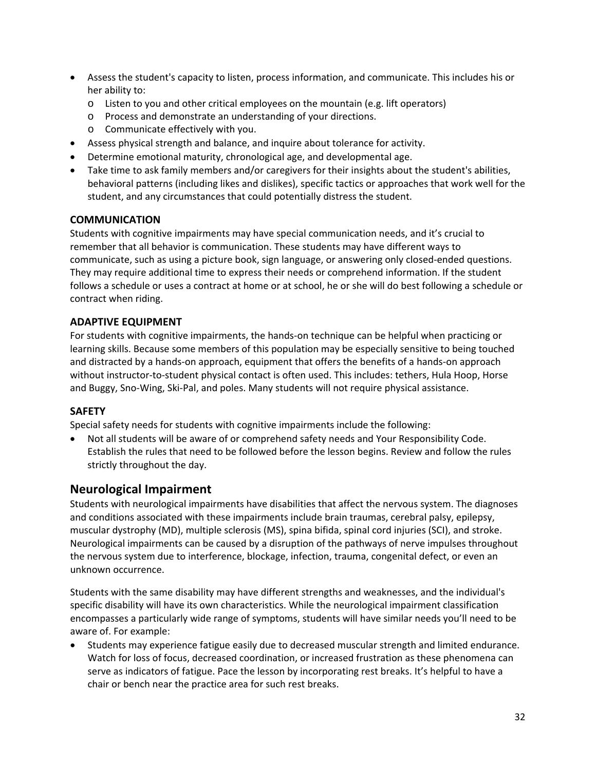- Assess the student's capacity to listen, process information, and communicate. This includes his or her ability to:
  - Listen to you and other critical employees on the mountain (e.g. lift operators)
  - Process and demonstrate an understanding of your directions.
  - Communicate effectively with you.
- Assess physical strength and balance, and inquire about tolerance for activity.
- Determine emotional maturity, chronological age, and developmental age.
- Take time to ask family members and/or caregivers for their insights about the student's abilities, behavioral patterns (including likes and dislikes), specific tactics or approaches that work well for the student, and any circumstances that could potentially distress the student.

### COMMUNICATION

Students with cognitive impairments may have special communication needs, and it's crucial to remember that all behavior is communication. These students may have different ways to communicate, such as using a picture book, sign language, or answering only closed-ended questions. They may require additional time to express their needs or comprehend information. If the student follows a schedule or uses a contract at home or at school, he or she will do best following a schedule or contract when riding.

### ADAPTIVE EQUIPMENT

For students with cognitive impairments, the hands-on technique can be helpful when practicing or learning skills. Because some members of this population may be especially sensitive to being touched and distracted by a hands-on approach, equipment that offers the benefits of a hands-on approach without instructor-to-student physical contact is often used. This includes: tethers, Hula Hoop, Horse and Buggy, Sno-Wing, Ski-Pal, and poles. Many students will not require physical assistance.

### SAFETY

Special safety needs for students with cognitive impairments include the following:

- Not all students will be aware of or comprehend safety needs and Your Responsibility Code. Establish the rules that need to be followed before the lesson begins. Review and follow the rules strictly throughout the day.

## Neurological Impairment

Students with neurological impairments have disabilities that affect the nervous system. The diagnoses and conditions associated with these impairments include brain traumas, cerebral palsy, epilepsy, muscular dystrophy (MD), multiple sclerosis (MS), spina bifida, spinal cord injuries (SCI), and stroke. Neurological impairments can be caused by a disruption of the pathways of nerve impulses throughout the nervous system due to interference, blockage, infection, trauma, congenital defect, or even an unknown occurrence.

Students with the same disability may have different strengths and weaknesses, and the individual's specific disability will have its own characteristics. While the neurological impairment classification encompasses a particularly wide range of symptoms, students will have similar needs you'll need to be aware of. For example:

- Students may experience fatigue easily due to decreased muscular strength and limited endurance. Watch for loss of focus, decreased coordination, or increased frustration as these phenomena can serve as indicators of fatigue. Pace the lesson by incorporating rest breaks. It's helpful to have a chair or bench near the practice area for such rest breaks.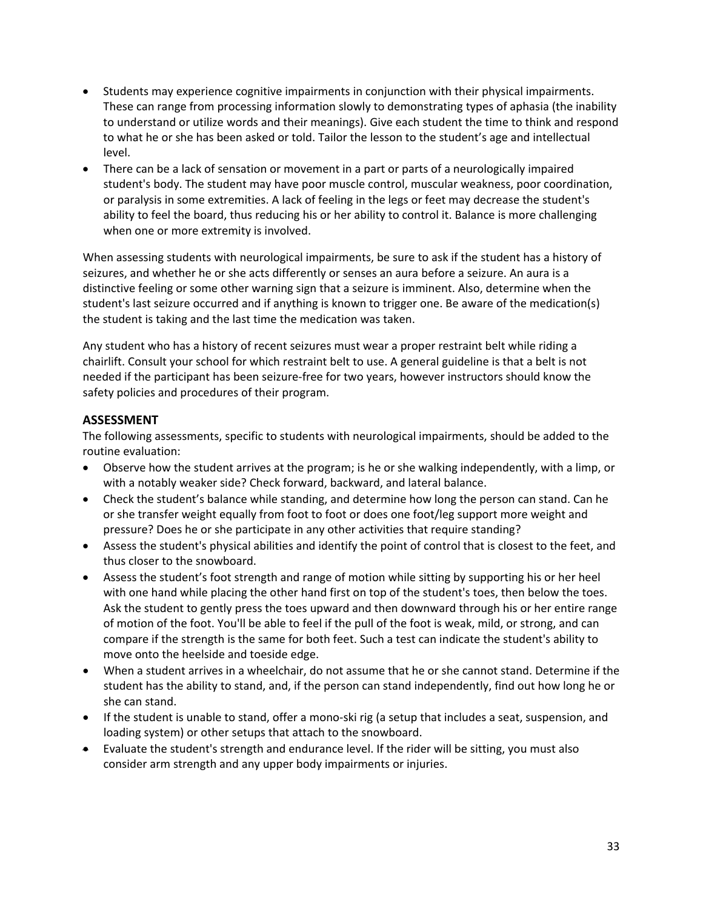- Students may experience cognitive impairments in conjunction with their physical impairments. These can range from processing information slowly to demonstrating types of aphasia (the inability to understand or utilize words and their meanings). Give each student the time to think and respond to what he or she has been asked or told. Tailor the lesson to the student's age and intellectual level.
- There can be a lack of sensation or movement in a part or parts of a neurologically impaired student's body. The student may have poor muscle control, muscular weakness, poor coordination, or paralysis in some extremities. A lack of feeling in the legs or feet may decrease the student's ability to feel the board, thus reducing his or her ability to control it. Balance is more challenging when one or more extremity is involved.

When assessing students with neurological impairments, be sure to ask if the student has a history of seizures, and whether he or she acts differently or senses an aura before a seizure. An aura is a distinctive feeling or some other warning sign that a seizure is imminent. Also, determine when the student's last seizure occurred and if anything is known to trigger one. Be aware of the medication(s) the student is taking and the last time the medication was taken.

Any student who has a history of recent seizures must wear a proper restraint belt while riding a chairlift. Consult your school for which restraint belt to use. A general guideline is that a belt is not needed if the participant has been seizure-free for two years, however instructors should know the safety policies and procedures of their program.

## ASSESSMENT

The following assessments, specific to students with neurological impairments, should be added to the routine evaluation:

- Observe how the student arrives at the program; is he or she walking independently, with a limp, or with a notably weaker side? Check forward, backward, and lateral balance.
- Check the student's balance while standing, and determine how long the person can stand. Can he or she transfer weight equally from foot to foot or does one foot/leg support more weight and pressure? Does he or she participate in any other activities that require standing?
- Assess the student's physical abilities and identify the point of control that is closest to the feet, and thus closer to the snowboard.
- Assess the student's foot strength and range of motion while sitting by supporting his or her heel with one hand while placing the other hand first on top of the student's toes, then below the toes. Ask the student to gently press the toes upward and then downward through his or her entire range of motion of the foot. You'll be able to feel if the pull of the foot is weak, mild, or strong, and can compare if the strength is the same for both feet. Such a test can indicate the student's ability to move onto the heelside and toeside edge.
- When a student arrives in a wheelchair, do not assume that he or she cannot stand. Determine if the student has the ability to stand, and, if the person can stand independently, find out how long he or she can stand.
- If the student is unable to stand, offer a mono-ski rig (a setup that includes a seat, suspension, and loading system) or other setups that attach to the snowboard.
- Evaluate the student's strength and endurance level. If the rider will be sitting, you must also consider arm strength and any upper body impairments or injuries.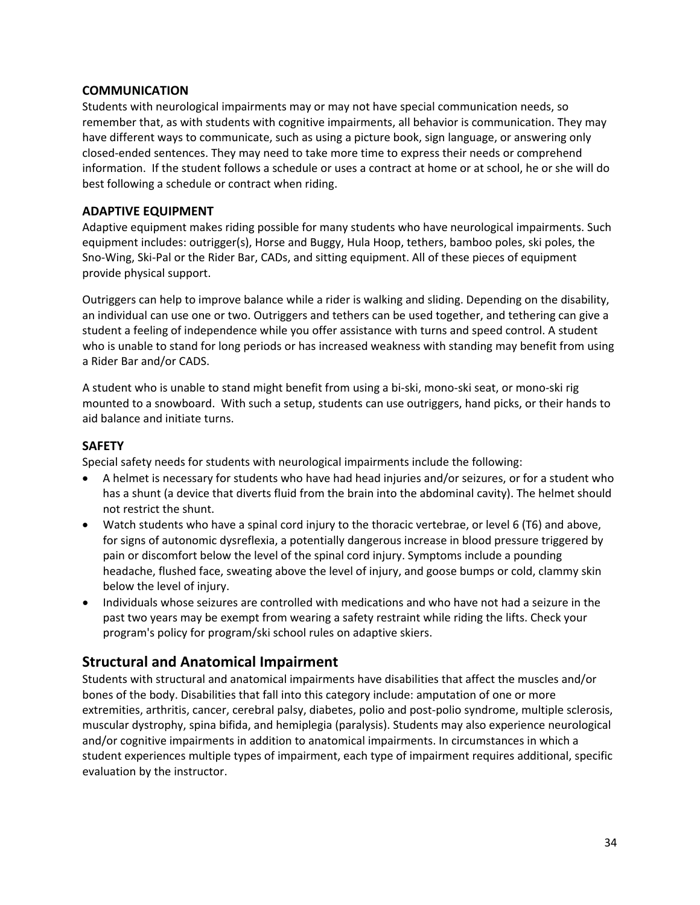### COMMUNICATION

Students with neurological impairments may or may not have special communication needs, so remember that, as with students with cognitive impairments, all behavior is communication. They may have different ways to communicate, such as using a picture book, sign language, or answering only closed-ended sentences. They may need to take more time to express their needs or comprehend information. If the student follows a schedule or uses a contract at home or at school, he or she will do best following a schedule or contract when riding.

### ADAPTIVE EQUIPMENT

Adaptive equipment makes riding possible for many students who have neurological impairments. Such equipment includes: outrigger(s), Horse and Buggy, Hula Hoop, tethers, bamboo poles, ski poles, the Sno-Wing, Ski-Pal or the Rider Bar, CADs, and sitting equipment. All of these pieces of equipment provide physical support.

Outriggers can help to improve balance while a rider is walking and sliding. Depending on the disability, an individual can use one or two. Outriggers and tethers can be used together, and tethering can give a student a feeling of independence while you offer assistance with turns and speed control. A student who is unable to stand for long periods or has increased weakness with standing may benefit from using a Rider Bar and/or CADS.

A student who is unable to stand might benefit from using a bi-ski, mono-ski seat, or mono-ski rig mounted to a snowboard. With such a setup, students can use outriggers, hand picks, or their hands to aid balance and initiate turns.

### SAFETY

Special safety needs for students with neurological impairments include the following:

- A helmet is necessary for students who have had head injuries and/or seizures, or for a student who has a shunt (a device that diverts fluid from the brain into the abdominal cavity). The helmet should not restrict the shunt.
- Watch students who have a spinal cord injury to the thoracic vertebrae, or level 6 (T6) and above, for signs of autonomic dysreflexia, a potentially dangerous increase in blood pressure triggered by pain or discomfort below the level of the spinal cord injury. Symptoms include a pounding headache, flushed face, sweating above the level of injury, and goose bumps or cold, clammy skin below the level of injury.
- Individuals whose seizures are controlled with medications and who have not had a seizure in the past two years may be exempt from wearing a safety restraint while riding the lifts. Check your program's policy for program/ski school rules on adaptive skiers.

## Structural and Anatomical Impairment

Students with structural and anatomical impairments have disabilities that affect the muscles and/or bones of the body. Disabilities that fall into this category include: amputation of one or more extremities, arthritis, cancer, cerebral palsy, diabetes, polio and post-polio syndrome, multiple sclerosis, muscular dystrophy, spina bifida, and hemiplegia (paralysis). Students may also experience neurological and/or cognitive impairments in addition to anatomical impairments. In circumstances in which a student experiences multiple types of impairment, each type of impairment requires additional, specific evaluation by the instructor.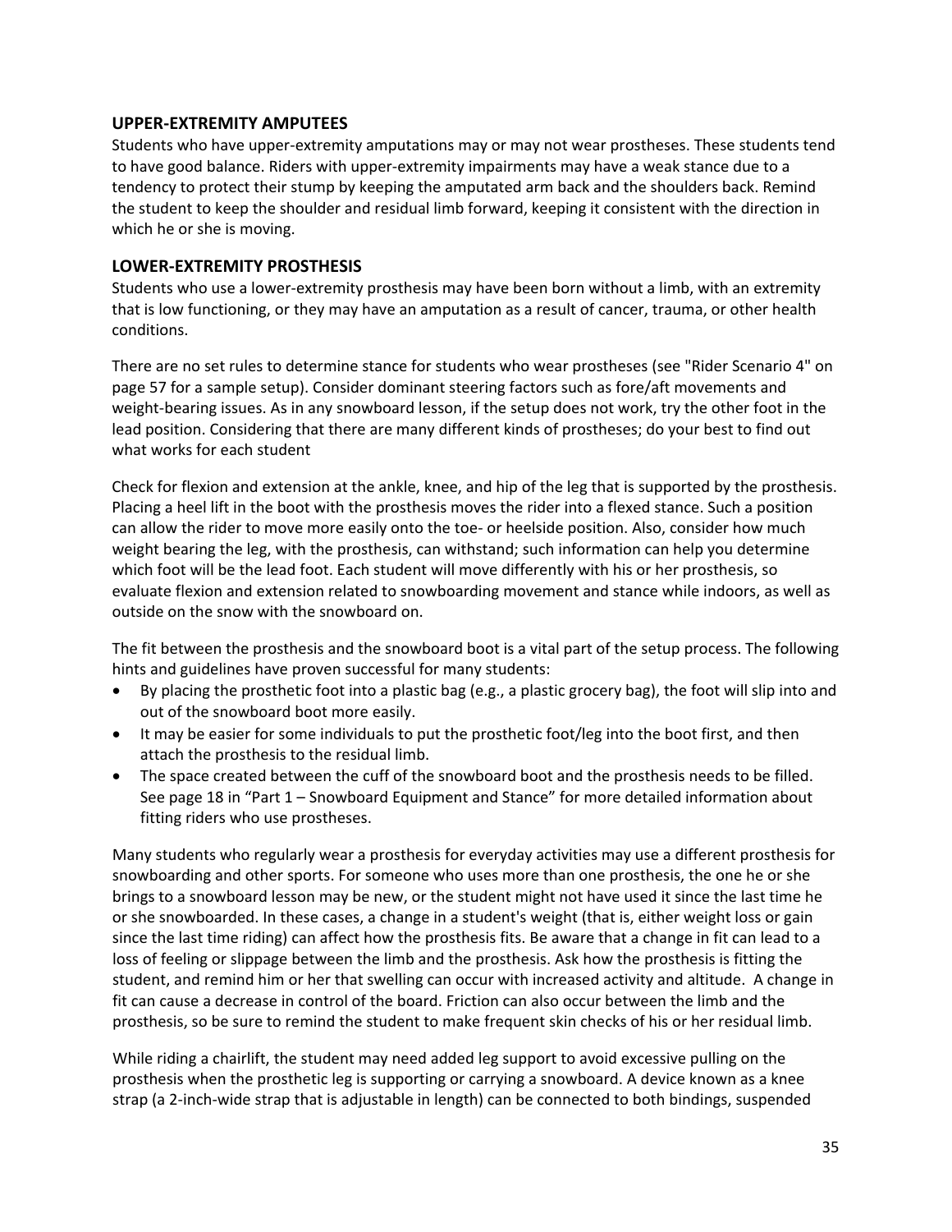### UPPER-EXTREMITY AMPUTEES

Students who have upper-extremity amputations may or may not wear prostheses. These students tend to have good balance. Riders with upper-extremity impairments may have a weak stance due to a tendency to protect their stump by keeping the amputated arm back and the shoulders back. Remind the student to keep the shoulder and residual limb forward, keeping it consistent with the direction in which he or she is moving.

### LOWER-EXTREMITY PROSTHESIS

Students who use a lower-extremity prosthesis may have been born without a limb, with an extremity that is low functioning, or they may have an amputation as a result of cancer, trauma, or other health conditions.

There are no set rules to determine stance for students who wear prostheses (see "Rider Scenario 4" on page 57 for a sample setup). Consider dominant steering factors such as fore/aft movements and weight-bearing issues. As in any snowboard lesson, if the setup does not work, try the other foot in the lead position. Considering that there are many different kinds of prostheses; do your best to find out what works for each student

Check for flexion and extension at the ankle, knee, and hip of the leg that is supported by the prosthesis. Placing a heel lift in the boot with the prosthesis moves the rider into a flexed stance. Such a position can allow the rider to move more easily onto the toe- or heelside position. Also, consider how much weight bearing the leg, with the prosthesis, can withstand; such information can help you determine which foot will be the lead foot. Each student will move differently with his or her prosthesis, so evaluate flexion and extension related to snowboarding movement and stance while indoors, as well as outside on the snow with the snowboard on.

The fit between the prosthesis and the snowboard boot is a vital part of the setup process. The following hints and guidelines have proven successful for many students:

- By placing the prosthetic foot into a plastic bag (e.g., a plastic grocery bag), the foot will slip into and out of the snowboard boot more easily.
- It may be easier for some individuals to put the prosthetic foot/leg into the boot first, and then attach the prosthesis to the residual limb.
- The space created between the cuff of the snowboard boot and the prosthesis needs to be filled. See page 18 in "Part 1 – Snowboard Equipment and Stance" for more detailed information about fitting riders who use prostheses.

Many students who regularly wear a prosthesis for everyday activities may use a different prosthesis for snowboarding and other sports. For someone who uses more than one prosthesis, the one he or she brings to a snowboard lesson may be new, or the student might not have used it since the last time he or she snowboarded. In these cases, a change in a student's weight (that is, either weight loss or gain since the last time riding) can affect how the prosthesis fits. Be aware that a change in fit can lead to a loss of feeling or slippage between the limb and the prosthesis. Ask how the prosthesis is fitting the student, and remind him or her that swelling can occur with increased activity and altitude. A change in fit can cause a decrease in control of the board. Friction can also occur between the limb and the prosthesis, so be sure to remind the student to make frequent skin checks of his or her residual limb.

While riding a chairlift, the student may need added leg support to avoid excessive pulling on the prosthesis when the prosthetic leg is supporting or carrying a snowboard. A device known as a knee strap (a 2-inch-wide strap that is adjustable in length) can be connected to both bindings, suspended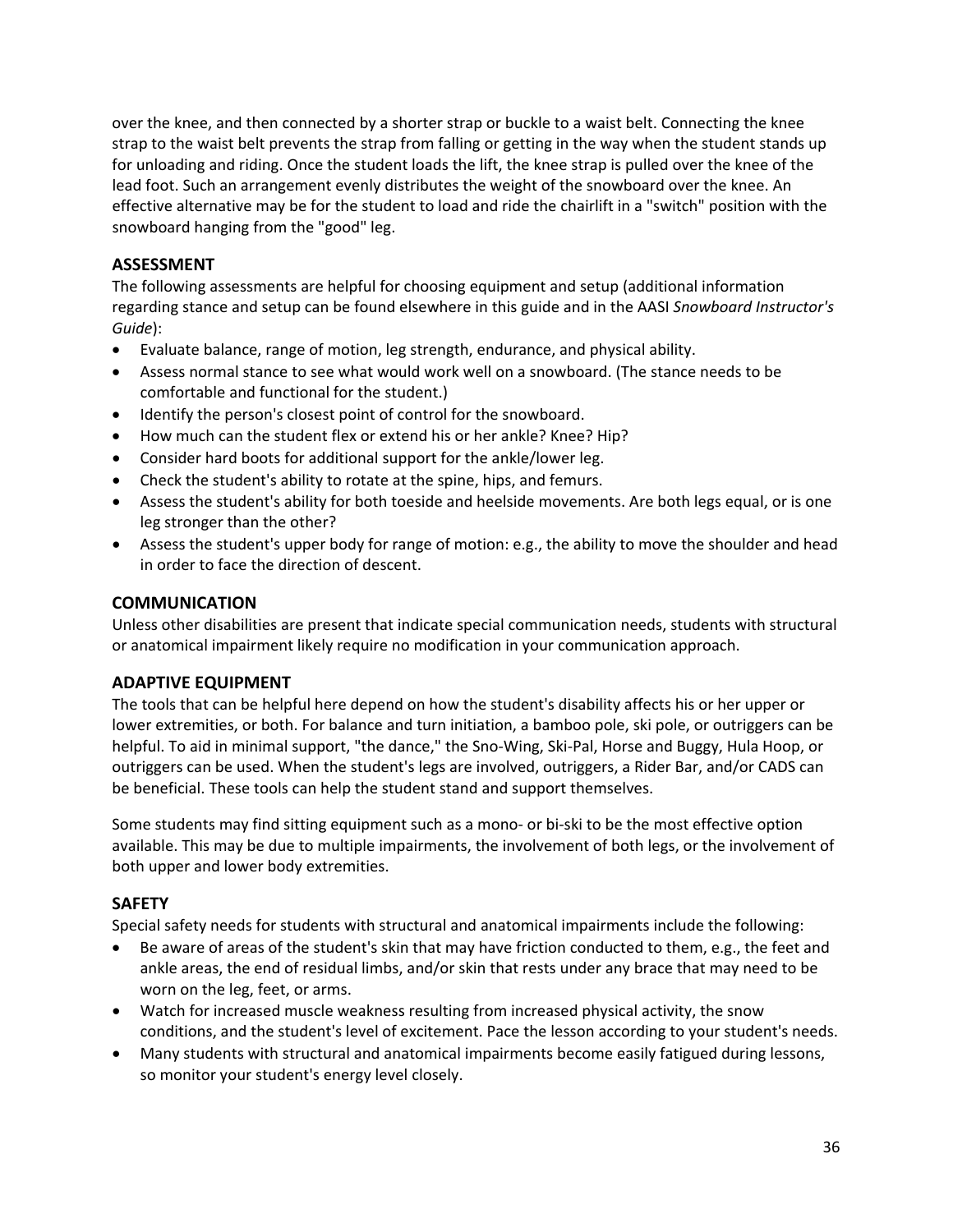over the knee, and then connected by a shorter strap or buckle to a waist belt. Connecting the knee strap to the waist belt prevents the strap from falling or getting in the way when the student stands up for unloading and riding. Once the student loads the lift, the knee strap is pulled over the knee of the lead foot. Such an arrangement evenly distributes the weight of the snowboard over the knee. An effective alternative may be for the student to load and ride the chairlift in a "switch" position with the snowboard hanging from the "good" leg.

## ASSESSMENT

The following assessments are helpful for choosing equipment and setup (additional information regarding stance and setup can be found elsewhere in this guide and in the AASI *Snowboard Instructor's Guide*):

- Evaluate balance, range of motion, leg strength, endurance, and physical ability.
- Assess normal stance to see what would work well on a snowboard. (The stance needs to be comfortable and functional for the student.)
- Identify the person's closest point of control for the snowboard.
- How much can the student flex or extend his or her ankle? Knee? Hip?
- Consider hard boots for additional support for the ankle/lower leg.
- Check the student's ability to rotate at the spine, hips, and femurs.
- Assess the student's ability for both toeside and heelside movements. Are both legs equal, or is one leg stronger than the other?
- Assess the student's upper body for range of motion: e.g., the ability to move the shoulder and head in order to face the direction of descent.

## COMMUNICATION

Unless other disabilities are present that indicate special communication needs, students with structural or anatomical impairment likely require no modification in your communication approach.

## ADAPTIVE EQUIPMENT

The tools that can be helpful here depend on how the student's disability affects his or her upper or lower extremities, or both. For balance and turn initiation, a bamboo pole, ski pole, or outriggers can be helpful. To aid in minimal support, "the dance," the Sno-Wing, Ski-Pal, Horse and Buggy, Hula Hoop, or outriggers can be used. When the student's legs are involved, outriggers, a Rider Bar, and/or CADS can be beneficial. These tools can help the student stand and support themselves.

Some students may find sitting equipment such as a mono- or bi-ski to be the most effective option available. This may be due to multiple impairments, the involvement of both legs, or the involvement of both upper and lower body extremities.

## SAFETY

Special safety needs for students with structural and anatomical impairments include the following:

- Be aware of areas of the student's skin that may have friction conducted to them, e.g., the feet and ankle areas, the end of residual limbs, and/or skin that rests under any brace that may need to be worn on the leg, feet, or arms.
- Watch for increased muscle weakness resulting from increased physical activity, the snow conditions, and the student's level of excitement. Pace the lesson according to your student's needs.
- Many students with structural and anatomical impairments become easily fatigued during lessons, so monitor your student's energy level closely.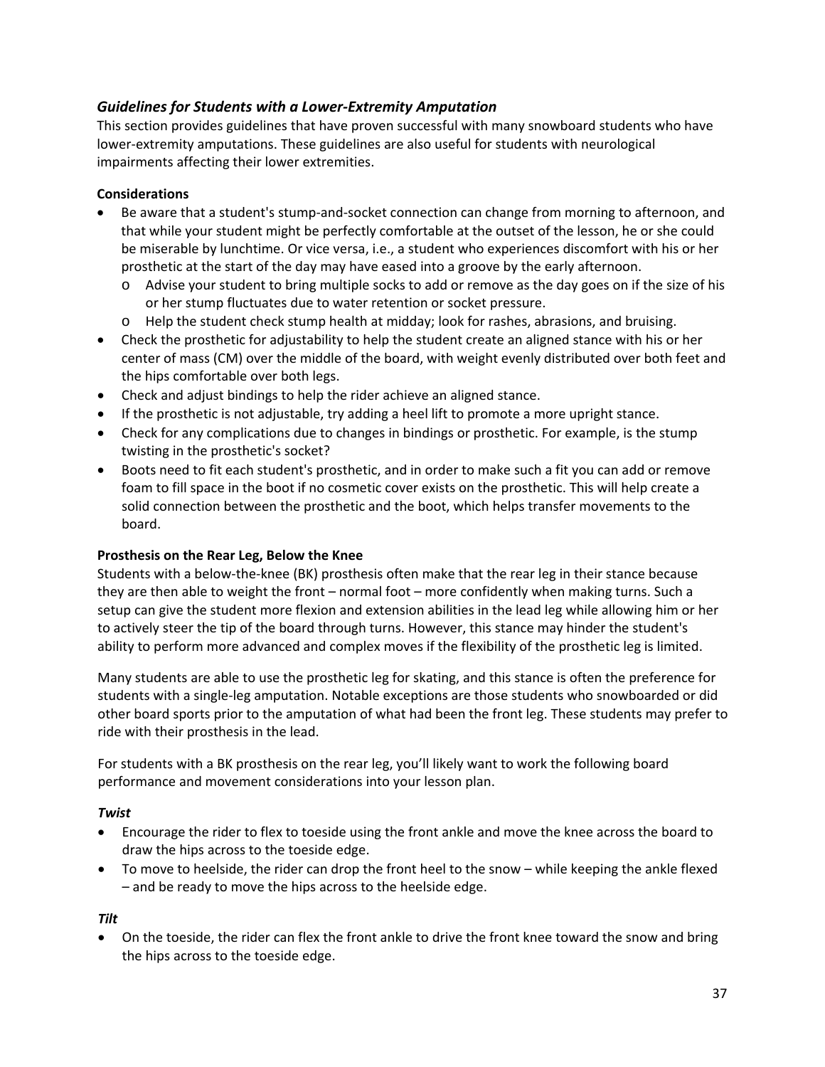### *Guidelines for Students with a Lower-Extremity Amputation*

This section provides guidelines that have proven successful with many snowboard students who have lower-extremity amputations. These guidelines are also useful for students with neurological impairments affecting their lower extremities.

**Considerations**

- Be aware that a student's stump-and-socket connection can change from morning to afternoon, and that while your student might be perfectly comfortable at the outset of the lesson, he or she could be miserable by lunchtime. Or vice versa, i.e., a student who experiences discomfort with his or her prosthetic at the start of the day may have eased into a groove by the early afternoon.
  - Advise your student to bring multiple socks to add or remove as the day goes on if the size of his or her stump fluctuates due to water retention or socket pressure.
  - Help the student check stump health at midday; look for rashes, abrasions, and bruising.
- Check the prosthetic for adjustability to help the student create an aligned stance with his or her center of mass (CM) over the middle of the board, with weight evenly distributed over both feet and the hips comfortable over both legs.
- Check and adjust bindings to help the rider achieve an aligned stance.
- If the prosthetic is not adjustable, try adding a heel lift to promote a more upright stance.
- Check for any complications due to changes in bindings or prosthetic. For example, is the stump twisting in the prosthetic's socket?
- Boots need to fit each student's prosthetic, and in order to make such a fit you can add or remove foam to fill space in the boot if no cosmetic cover exists on the prosthetic. This will help create a solid connection between the prosthetic and the boot, which helps transfer movements to the board.

**Prosthesis on the Rear Leg, Below the Knee**

Students with a below-the-knee (BK) prosthesis often make that the rear leg in their stance because they are then able to weight the front – normal foot – more confidently when making turns. Such a setup can give the student more flexion and extension abilities in the lead leg while allowing him or her to actively steer the tip of the board through turns. However, this stance may hinder the student's ability to perform more advanced and complex moves if the flexibility of the prosthetic leg is limited.

Many students are able to use the prosthetic leg for skating, and this stance is often the preference for students with a single-leg amputation. Notable exceptions are those students who snowboarded or did other board sports prior to the amputation of what had been the front leg. These students may prefer to ride with their prosthesis in the lead.

For students with a BK prosthesis on the rear leg, you'll likely want to work the following board performance and movement considerations into your lesson plan.

***Twist***

- Encourage the rider to flex to toeside using the front ankle and move the knee across the board to draw the hips across to the toeside edge.
- To move to heelside, the rider can drop the front heel to the snow – while keeping the ankle flexed – and be ready to move the hips across to the heelside edge.

***Tilt***

- On the toeside, the rider can flex the front ankle to drive the front knee toward the snow and bring the hips across to the toeside edge.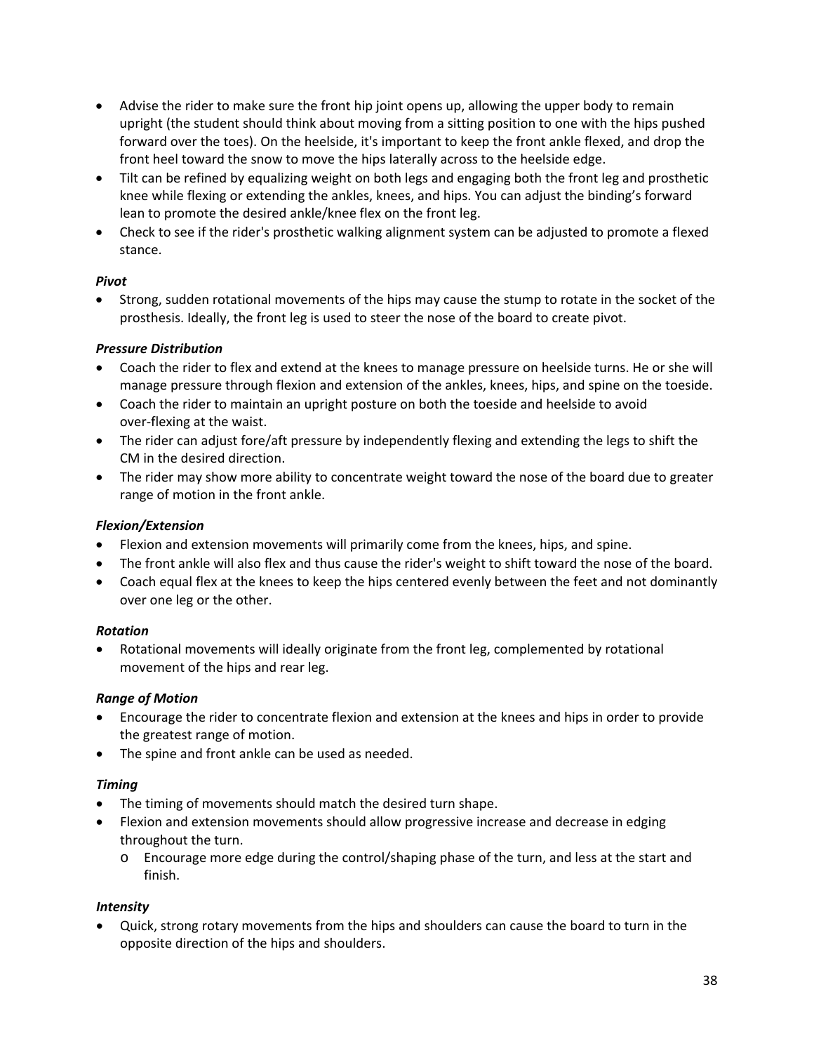- Advise the rider to make sure the front hip joint opens up, allowing the upper body to remain upright (the student should think about moving from a sitting position to one with the hips pushed forward over the toes). On the heelside, it's important to keep the front ankle flexed, and drop the front heel toward the snow to move the hips laterally across to the heelside edge.
- Tilt can be refined by equalizing weight on both legs and engaging both the front leg and prosthetic knee while flexing or extending the ankles, knees, and hips. You can adjust the binding's forward lean to promote the desired ankle/knee flex on the front leg.
- Check to see if the rider's prosthetic walking alignment system can be adjusted to promote a flexed stance.

***Pivot***

- Strong, sudden rotational movements of the hips may cause the stump to rotate in the socket of the prosthesis. Ideally, the front leg is used to steer the nose of the board to create pivot.

***Pressure Distribution***

- Coach the rider to flex and extend at the knees to manage pressure on heelside turns. He or she will manage pressure through flexion and extension of the ankles, knees, hips, and spine on the toeside.
- Coach the rider to maintain an upright posture on both the toeside and heelside to avoid over-flexing at the waist.
- The rider can adjust fore/aft pressure by independently flexing and extending the legs to shift the CM in the desired direction.
- The rider may show more ability to concentrate weight toward the nose of the board due to greater range of motion in the front ankle.

***Flexion/Extension***

- Flexion and extension movements will primarily come from the knees, hips, and spine.
- The front ankle will also flex and thus cause the rider's weight to shift toward the nose of the board.
- Coach equal flex at the knees to keep the hips centered evenly between the feet and not dominantly over one leg or the other.

***Rotation***

- Rotational movements will ideally originate from the front leg, complemented by rotational movement of the hips and rear leg.

***Range of Motion***

- Encourage the rider to concentrate flexion and extension at the knees and hips in order to provide the greatest range of motion.
- The spine and front ankle can be used as needed.

***Timing***

- The timing of movements should match the desired turn shape.
- Flexion and extension movements should allow progressive increase and decrease in edging throughout the turn.
  - Encourage more edge during the control/shaping phase of the turn, and less at the start and finish.

***Intensity***

- Quick, strong rotary movements from the hips and shoulders can cause the board to turn in the opposite direction of the hips and shoulders.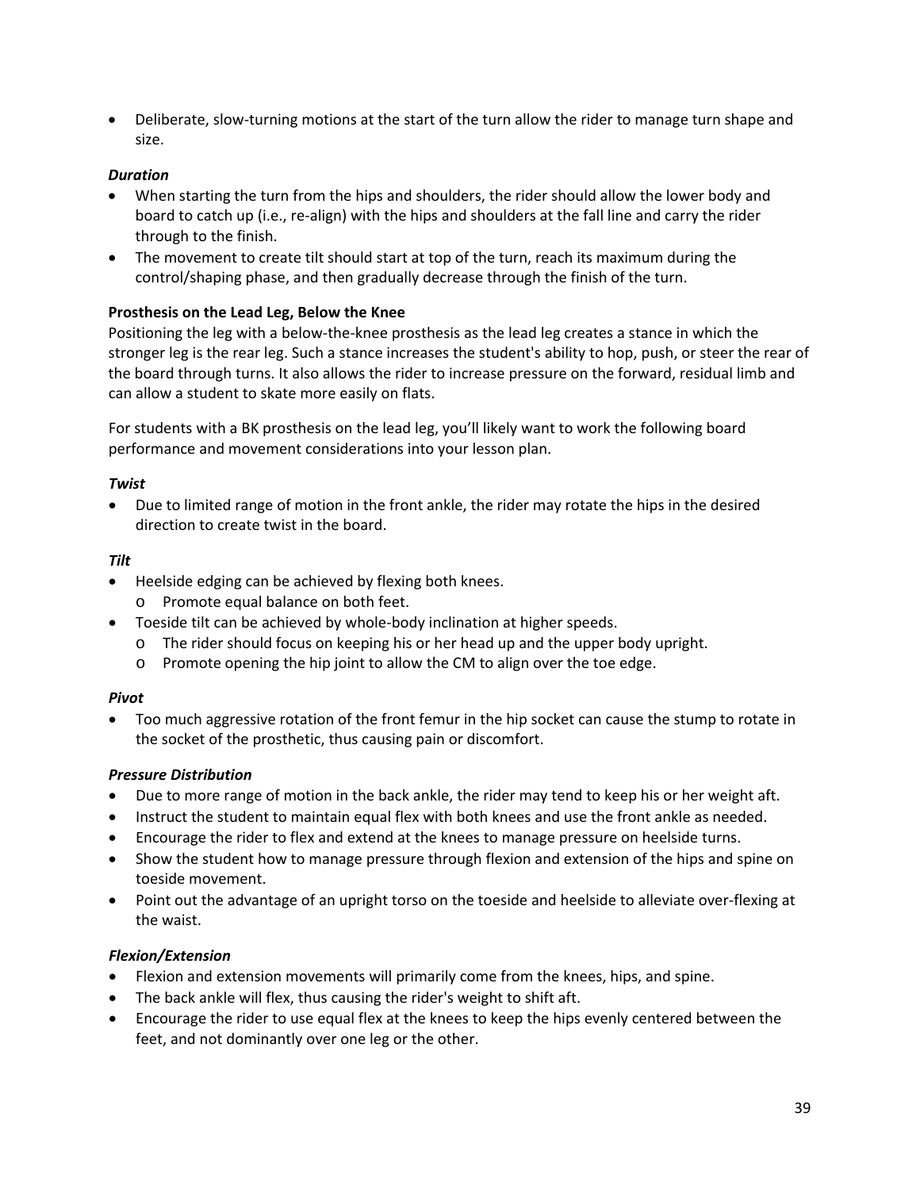- Deliberate, slow-turning motions at the start of the turn allow the rider to manage turn shape and size.

***Duration***

- When starting the turn from the hips and shoulders, the rider should allow the lower body and board to catch up (i.e., re-align) with the hips and shoulders at the fall line and carry the rider through to the finish.
- The movement to create tilt should start at top of the turn, reach its maximum during the control/shaping phase, and then gradually decrease through the finish of the turn.

**Prosthesis on the Lead Leg, Below the Knee**

Positioning the leg with a below-the-knee prosthesis as the lead leg creates a stance in which the stronger leg is the rear leg. Such a stance increases the student's ability to hop, push, or steer the rear of the board through turns. It also allows the rider to increase pressure on the forward, residual limb and can allow a student to skate more easily on flats.

For students with a BK prosthesis on the lead leg, you'll likely want to work the following board performance and movement considerations into your lesson plan.

***Twist***

- Due to limited range of motion in the front ankle, the rider may rotate the hips in the desired direction to create twist in the board.

***Tilt***

- Heelside edging can be achieved by flexing both knees.
  - Promote equal balance on both feet.
- Toeside tilt can be achieved by whole-body inclination at higher speeds.
  - The rider should focus on keeping his or her head up and the upper body upright.
  - Promote opening the hip joint to allow the CM to align over the toe edge.

***Pivot***

- Too much aggressive rotation of the front femur in the hip socket can cause the stump to rotate in the socket of the prosthetic, thus causing pain or discomfort.

***Pressure Distribution***

- Due to more range of motion in the back ankle, the rider may tend to keep his or her weight aft.
- Instruct the student to maintain equal flex with both knees and use the front ankle as needed.
- Encourage the rider to flex and extend at the knees to manage pressure on heelside turns.
- Show the student how to manage pressure through flexion and extension of the hips and spine on toeside movement.
- Point out the advantage of an upright torso on the toeside and heelside to alleviate over-flexing at the waist.

***Flexion/Extension***

- Flexion and extension movements will primarily come from the knees, hips, and spine.
- The back ankle will flex, thus causing the rider's weight to shift aft.
- Encourage the rider to use equal flex at the knees to keep the hips evenly centered between the feet, and not dominantly over one leg or the other.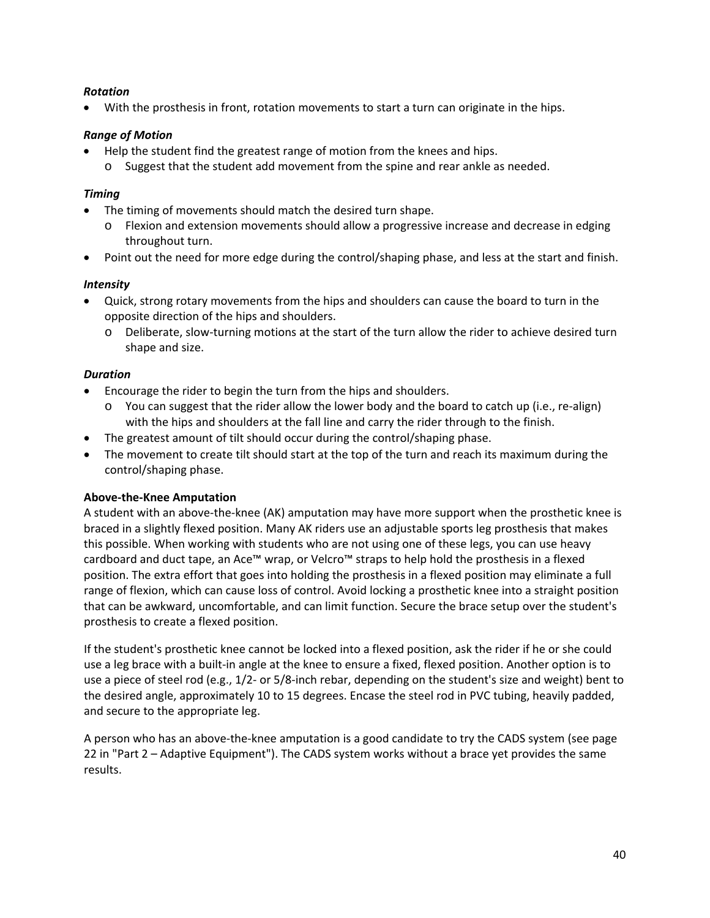***Rotation***

- With the prosthesis in front, rotation movements to start a turn can originate in the hips.

***Range of Motion***

- Help the student find the greatest range of motion from the knees and hips.
    - Suggest that the student add movement from the spine and rear ankle as needed.

***Timing***

- The timing of movements should match the desired turn shape.
    - Flexion and extension movements should allow a progressive increase and decrease in edging throughout turn.
- Point out the need for more edge during the control/shaping phase, and less at the start and finish.

***Intensity***

- Quick, strong rotary movements from the hips and shoulders can cause the board to turn in the opposite direction of the hips and shoulders.
    - Deliberate, slow-turning motions at the start of the turn allow the rider to achieve desired turn shape and size.

***Duration***

- Encourage the rider to begin the turn from the hips and shoulders.
    - You can suggest that the rider allow the lower body and the board to catch up (i.e., re-align) with the hips and shoulders at the fall line and carry the rider through to the finish.
- The greatest amount of tilt should occur during the control/shaping phase.
- The movement to create tilt should start at the top of the turn and reach its maximum during the control/shaping phase.

**Above-the-Knee Amputation**

A student with an above-the-knee (AK) amputation may have more support when the prosthetic knee is braced in a slightly flexed position. Many AK riders use an adjustable sports leg prosthesis that makes this possible. When working with students who are not using one of these legs, you can use heavy cardboard and duct tape, an Ace™ wrap, or Velcro™ straps to help hold the prosthesis in a flexed position. The extra effort that goes into holding the prosthesis in a flexed position may eliminate a full range of flexion, which can cause loss of control. Avoid locking a prosthetic knee into a straight position that can be awkward, uncomfortable, and can limit function. Secure the brace setup over the student's prosthesis to create a flexed position.

If the student's prosthetic knee cannot be locked into a flexed position, ask the rider if he or she could use a leg brace with a built-in angle at the knee to ensure a fixed, flexed position. Another option is to use a piece of steel rod (e.g., 1/2- or 5/8-inch rebar, depending on the student's size and weight) bent to the desired angle, approximately 10 to 15 degrees. Encase the steel rod in PVC tubing, heavily padded, and secure to the appropriate leg.

A person who has an above-the-knee amputation is a good candidate to try the CADS system (see page 22 in "Part 2 – Adaptive Equipment"). The CADS system works without a brace yet provides the same results.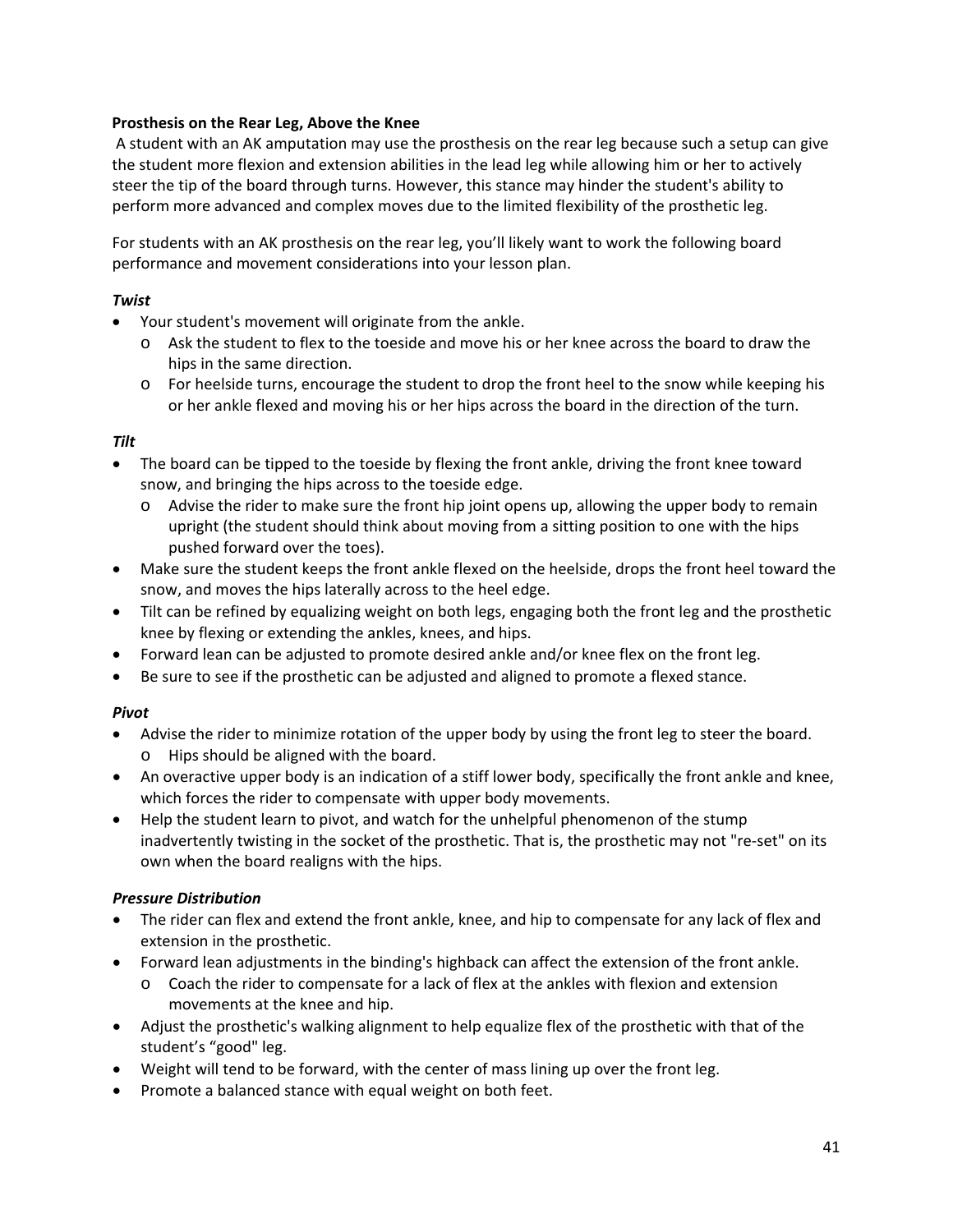**Prosthesis on the Rear Leg, Above the Knee**

A student with an AK amputation may use the prosthesis on the rear leg because such a setup can give the student more flexion and extension abilities in the lead leg while allowing him or her to actively steer the tip of the board through turns. However, this stance may hinder the student's ability to perform more advanced and complex moves due to the limited flexibility of the prosthetic leg.

For students with an AK prosthesis on the rear leg, you'll likely want to work the following board performance and movement considerations into your lesson plan.

***Twist***

- Your student's movement will originate from the ankle.
  - Ask the student to flex to the toeside and move his or her knee across the board to draw the hips in the same direction.
  - For heelside turns, encourage the student to drop the front heel to the snow while keeping his or her ankle flexed and moving his or her hips across the board in the direction of the turn.

***Tilt***

- The board can be tipped to the toeside by flexing the front ankle, driving the front knee toward snow, and bringing the hips across to the toeside edge.
  - Advise the rider to make sure the front hip joint opens up, allowing the upper body to remain upright (the student should think about moving from a sitting position to one with the hips pushed forward over the toes).
- Make sure the student keeps the front ankle flexed on the heelside, drops the front heel toward the snow, and moves the hips laterally across to the heel edge.
- Tilt can be refined by equalizing weight on both legs, engaging both the front leg and the prosthetic knee by flexing or extending the ankles, knees, and hips.
- Forward lean can be adjusted to promote desired ankle and/or knee flex on the front leg.
- Be sure to see if the prosthetic can be adjusted and aligned to promote a flexed stance.

***Pivot***

- Advise the rider to minimize rotation of the upper body by using the front leg to steer the board.
  - Hips should be aligned with the board.
- An overactive upper body is an indication of a stiff lower body, specifically the front ankle and knee, which forces the rider to compensate with upper body movements.
- Help the student learn to pivot, and watch for the unhelpful phenomenon of the stump inadvertently twisting in the socket of the prosthetic. That is, the prosthetic may not "re-set" on its own when the board realigns with the hips.

***Pressure Distribution***

- The rider can flex and extend the front ankle, knee, and hip to compensate for any lack of flex and extension in the prosthetic.
- Forward lean adjustments in the binding's highback can affect the extension of the front ankle.
  - Coach the rider to compensate for a lack of flex at the ankles with flexion and extension movements at the knee and hip.
- Adjust the prosthetic's walking alignment to help equalize flex of the prosthetic with that of the student's "good" leg.
- Weight will tend to be forward, with the center of mass lining up over the front leg.
- Promote a balanced stance with equal weight on both feet.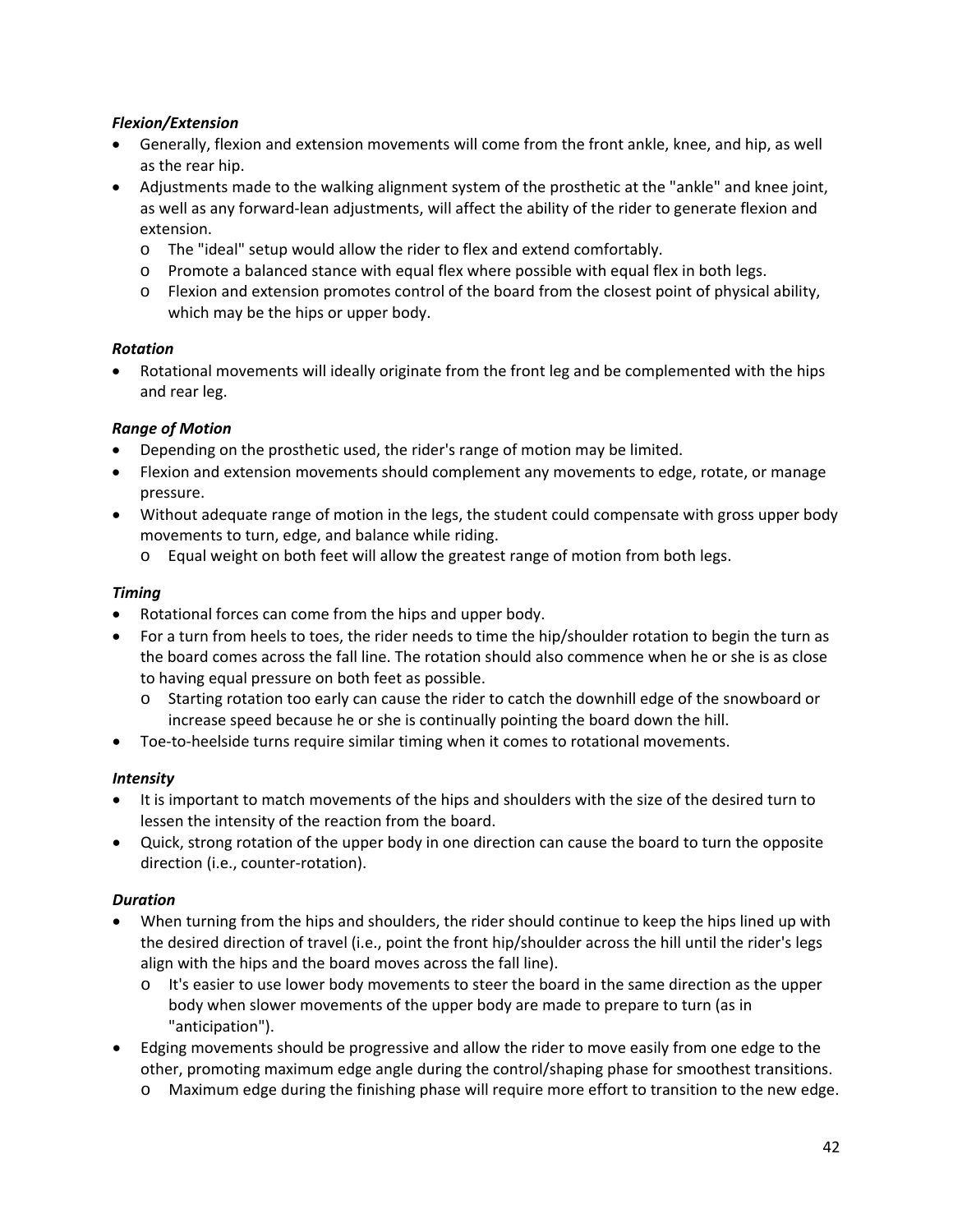***Flexion/Extension***

- Generally, flexion and extension movements will come from the front ankle, knee, and hip, as well as the rear hip.
- Adjustments made to the walking alignment system of the prosthetic at the "ankle" and knee joint, as well as any forward-lean adjustments, will affect the ability of the rider to generate flexion and extension.
  - The "ideal" setup would allow the rider to flex and extend comfortably.
  - Promote a balanced stance with equal flex where possible with equal flex in both legs.
  - Flexion and extension promotes control of the board from the closest point of physical ability, which may be the hips or upper body.

***Rotation***

- Rotational movements will ideally originate from the front leg and be complemented with the hips and rear leg.

***Range of Motion***

- Depending on the prosthetic used, the rider's range of motion may be limited.
- Flexion and extension movements should complement any movements to edge, rotate, or manage pressure.
- Without adequate range of motion in the legs, the student could compensate with gross upper body movements to turn, edge, and balance while riding.
  - Equal weight on both feet will allow the greatest range of motion from both legs.

***Timing***

- Rotational forces can come from the hips and upper body.
- For a turn from heels to toes, the rider needs to time the hip/shoulder rotation to begin the turn as the board comes across the fall line. The rotation should also commence when he or she is as close to having equal pressure on both feet as possible.
  - Starting rotation too early can cause the rider to catch the downhill edge of the snowboard or increase speed because he or she is continually pointing the board down the hill.
- Toe-to-heelside turns require similar timing when it comes to rotational movements.

***Intensity***

- It is important to match movements of the hips and shoulders with the size of the desired turn to lessen the intensity of the reaction from the board.
- Quick, strong rotation of the upper body in one direction can cause the board to turn the opposite direction (i.e., counter-rotation).

***Duration***

- When turning from the hips and shoulders, the rider should continue to keep the hips lined up with the desired direction of travel (i.e., point the front hip/shoulder across the hill until the rider's legs align with the hips and the board moves across the fall line).
  - It's easier to use lower body movements to steer the board in the same direction as the upper body when slower movements of the upper body are made to prepare to turn (as in "anticipation").
- Edging movements should be progressive and allow the rider to move easily from one edge to the other, promoting maximum edge angle during the control/shaping phase for smoothest transitions.
  - Maximum edge during the finishing phase will require more effort to transition to the new edge.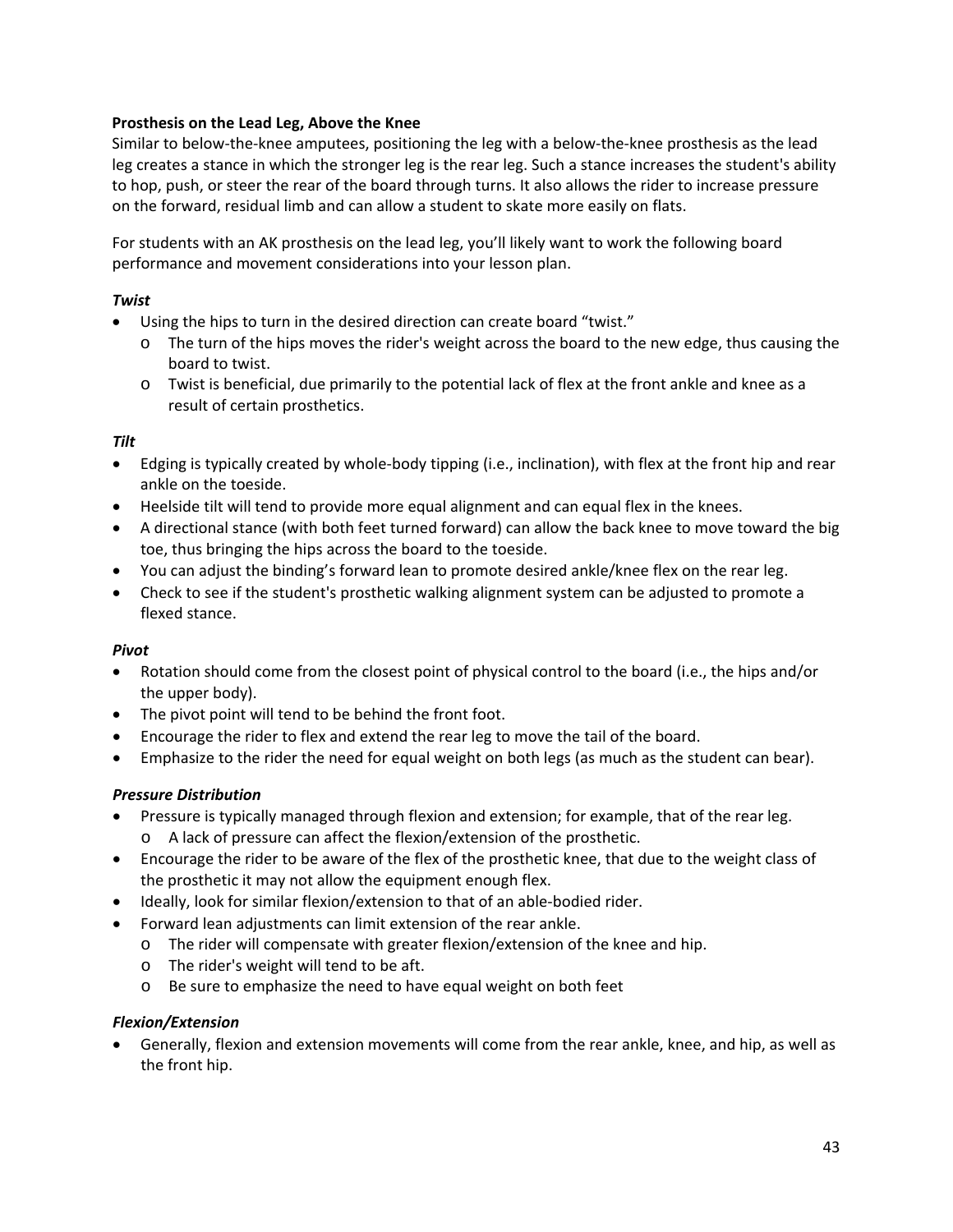**Prosthesis on the Lead Leg, Above the Knee**

Similar to below-the-knee amputees, positioning the leg with a below-the-knee prosthesis as the lead leg creates a stance in which the stronger leg is the rear leg. Such a stance increases the student's ability to hop, push, or steer the rear of the board through turns. It also allows the rider to increase pressure on the forward, residual limb and can allow a student to skate more easily on flats.

For students with an AK prosthesis on the lead leg, you'll likely want to work the following board performance and movement considerations into your lesson plan.

***Twist***

- Using the hips to turn in the desired direction can create board "twist."
    - The turn of the hips moves the rider's weight across the board to the new edge, thus causing the board to twist.
    - Twist is beneficial, due primarily to the potential lack of flex at the front ankle and knee as a result of certain prosthetics.

***Tilt***

- Edging is typically created by whole-body tipping (i.e., inclination), with flex at the front hip and rear ankle on the toeside.
- Heelside tilt will tend to provide more equal alignment and can equal flex in the knees.
- A directional stance (with both feet turned forward) can allow the back knee to move toward the big toe, thus bringing the hips across the board to the toeside.
- You can adjust the binding's forward lean to promote desired ankle/knee flex on the rear leg.
- Check to see if the student's prosthetic walking alignment system can be adjusted to promote a flexed stance.

***Pivot***

- Rotation should come from the closest point of physical control to the board (i.e., the hips and/or the upper body).
- The pivot point will tend to be behind the front foot.
- Encourage the rider to flex and extend the rear leg to move the tail of the board.
- Emphasize to the rider the need for equal weight on both legs (as much as the student can bear).

***Pressure Distribution***

- Pressure is typically managed through flexion and extension; for example, that of the rear leg.
    - A lack of pressure can affect the flexion/extension of the prosthetic.
- Encourage the rider to be aware of the flex of the prosthetic knee, that due to the weight class of the prosthetic it may not allow the equipment enough flex.
- Ideally, look for similar flexion/extension to that of an able-bodied rider.
- Forward lean adjustments can limit extension of the rear ankle.
    - The rider will compensate with greater flexion/extension of the knee and hip.
    - The rider's weight will tend to be aft.
    - Be sure to emphasize the need to have equal weight on both feet

***Flexion/Extension***

- Generally, flexion and extension movements will come from the rear ankle, knee, and hip, as well as the front hip.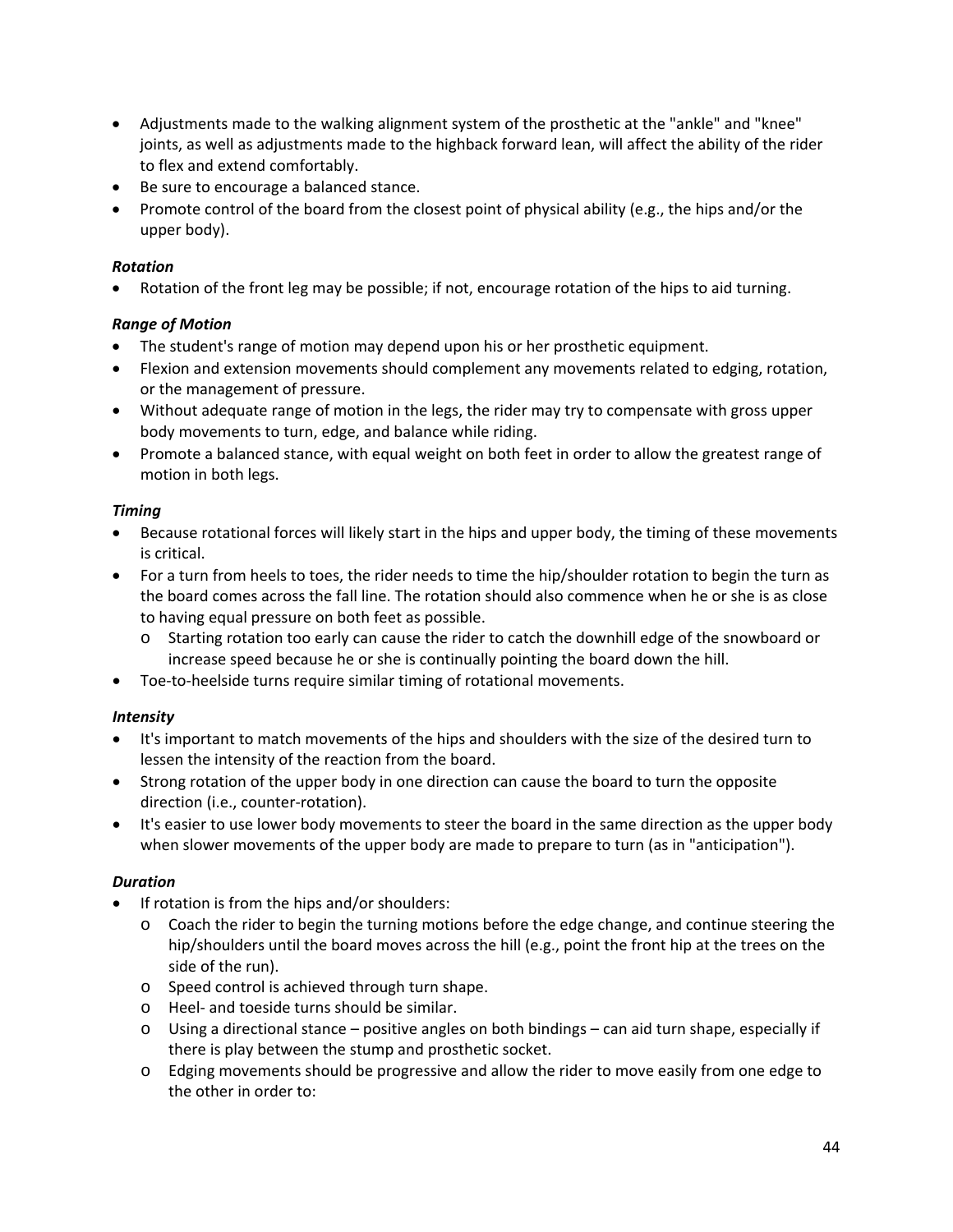- Adjustments made to the walking alignment system of the prosthetic at the "ankle" and "knee" joints, as well as adjustments made to the highback forward lean, will affect the ability of the rider to flex and extend comfortably.
- Be sure to encourage a balanced stance.
- Promote control of the board from the closest point of physical ability (e.g., the hips and/or the upper body).

***Rotation***

- Rotation of the front leg may be possible; if not, encourage rotation of the hips to aid turning.

***Range of Motion***

- The student's range of motion may depend upon his or her prosthetic equipment.
- Flexion and extension movements should complement any movements related to edging, rotation, or the management of pressure.
- Without adequate range of motion in the legs, the rider may try to compensate with gross upper body movements to turn, edge, and balance while riding.
- Promote a balanced stance, with equal weight on both feet in order to allow the greatest range of motion in both legs.

***Timing***

- Because rotational forces will likely start in the hips and upper body, the timing of these movements is critical.
- For a turn from heels to toes, the rider needs to time the hip/shoulder rotation to begin the turn as the board comes across the fall line. The rotation should also commence when he or she is as close to having equal pressure on both feet as possible.
  - Starting rotation too early can cause the rider to catch the downhill edge of the snowboard or increase speed because he or she is continually pointing the board down the hill.
- Toe-to-heelside turns require similar timing of rotational movements.

***Intensity***

- It's important to match movements of the hips and shoulders with the size of the desired turn to lessen the intensity of the reaction from the board.
- Strong rotation of the upper body in one direction can cause the board to turn the opposite direction (i.e., counter-rotation).
- It's easier to use lower body movements to steer the board in the same direction as the upper body when slower movements of the upper body are made to prepare to turn (as in "anticipation").

***Duration***

- If rotation is from the hips and/or shoulders:
  - Coach the rider to begin the turning motions before the edge change, and continue steering the hip/shoulders until the board moves across the hill (e.g., point the front hip at the trees on the side of the run).
  - Speed control is achieved through turn shape.
  - Heel- and toeside turns should be similar.
  - Using a directional stance – positive angles on both bindings – can aid turn shape, especially if there is play between the stump and prosthetic socket.
  - Edging movements should be progressive and allow the rider to move easily from one edge to the other in order to: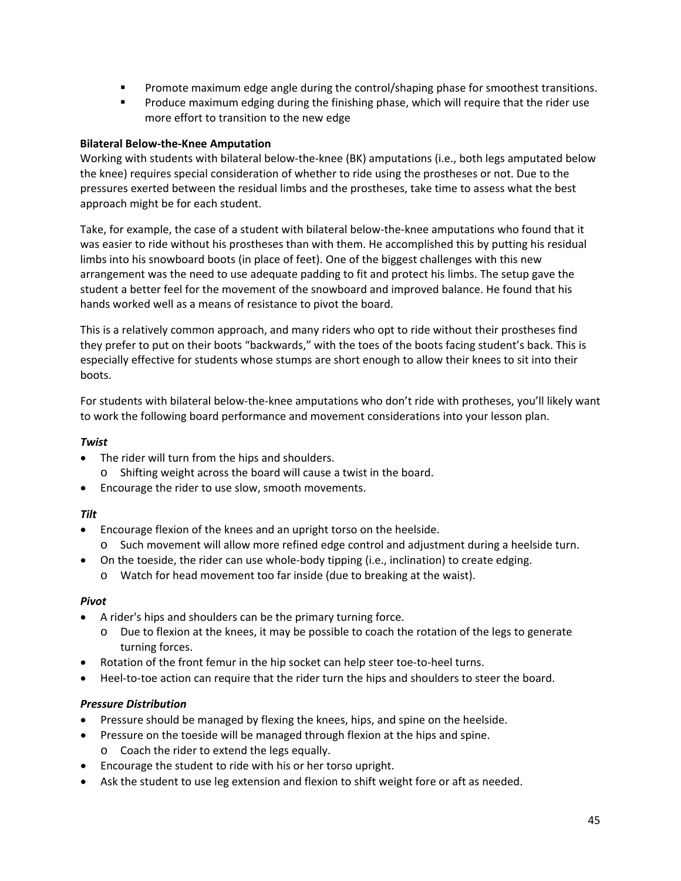- Promote maximum edge angle during the control/shaping phase for smoothest transitions.
- Produce maximum edging during the finishing phase, which will require that the rider use more effort to transition to the new edge

**Bilateral Below-the-Knee Amputation**

Working with students with bilateral below-the-knee (BK) amputations (i.e., both legs amputated below the knee) requires special consideration of whether to ride using the prostheses or not. Due to the pressures exerted between the residual limbs and the prostheses, take time to assess what the best approach might be for each student.

Take, for example, the case of a student with bilateral below-the-knee amputations who found that it was easier to ride without his prostheses than with them. He accomplished this by putting his residual limbs into his snowboard boots (in place of feet). One of the biggest challenges with this new arrangement was the need to use adequate padding to fit and protect his limbs. The setup gave the student a better feel for the movement of the snowboard and improved balance. He found that his hands worked well as a means of resistance to pivot the board.

This is a relatively common approach, and many riders who opt to ride without their prostheses find they prefer to put on their boots "backwards," with the toes of the boots facing student's back. This is especially effective for students whose stumps are short enough to allow their knees to sit into their boots.

For students with bilateral below-the-knee amputations who don't ride with protheses, you'll likely want to work the following board performance and movement considerations into your lesson plan.

***Twist***

- The rider will turn from the hips and shoulders.
  - Shifting weight across the board will cause a twist in the board.
- Encourage the rider to use slow, smooth movements.

***Tilt***

- Encourage flexion of the knees and an upright torso on the heelside.
  - Such movement will allow more refined edge control and adjustment during a heelside turn.
- On the toeside, the rider can use whole-body tipping (i.e., inclination) to create edging.
  - Watch for head movement too far inside (due to breaking at the waist).

***Pivot***

- A rider's hips and shoulders can be the primary turning force.
  - Due to flexion at the knees, it may be possible to coach the rotation of the legs to generate turning forces.
- Rotation of the front femur in the hip socket can help steer toe-to-heel turns.
- Heel-to-toe action can require that the rider turn the hips and shoulders to steer the board.

***Pressure Distribution***

- Pressure should be managed by flexing the knees, hips, and spine on the heelside.
- Pressure on the toeside will be managed through flexion at the hips and spine.
  - Coach the rider to extend the legs equally.
- Encourage the student to ride with his or her torso upright.
- Ask the student to use leg extension and flexion to shift weight fore or aft as needed.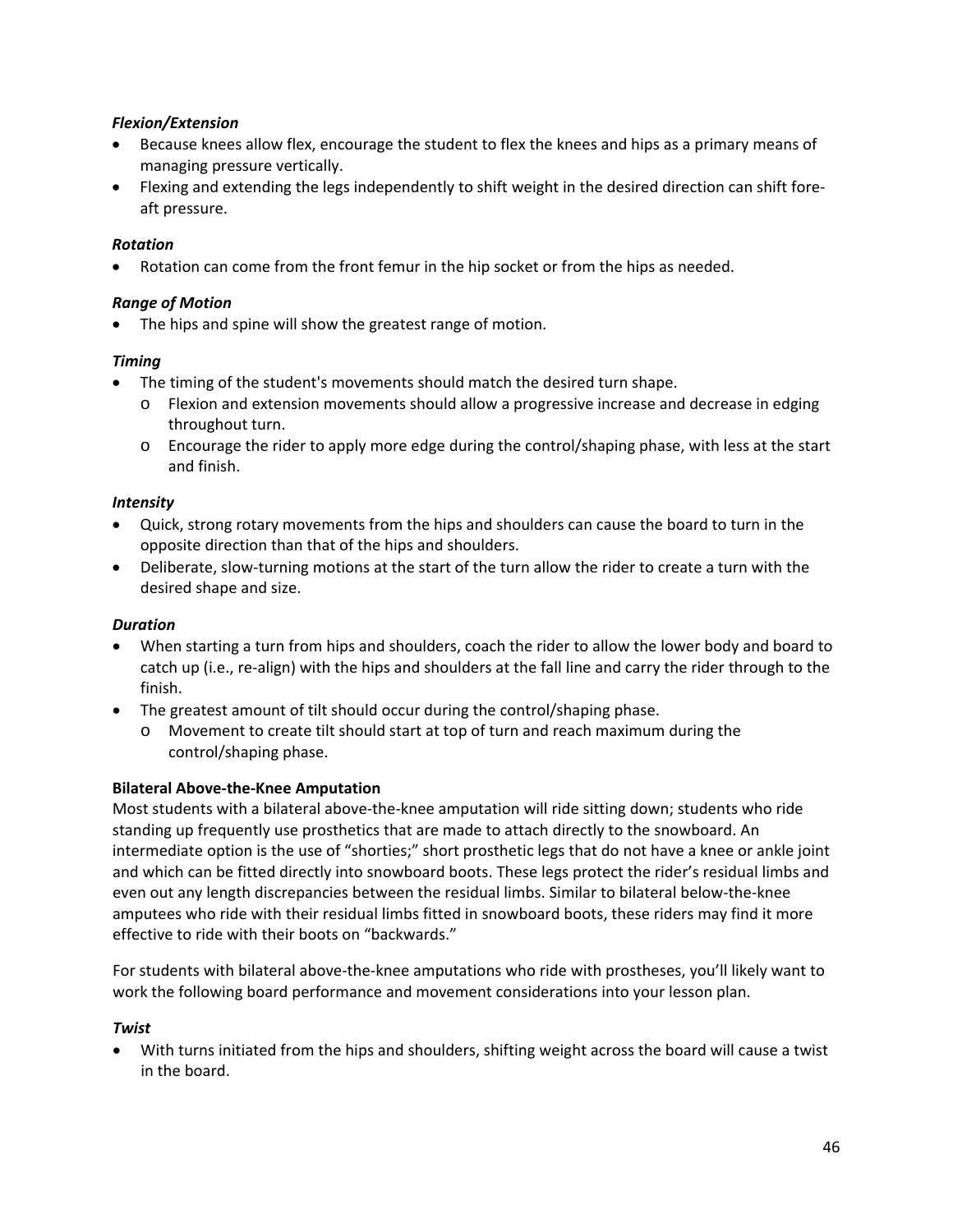***Flexion/Extension***

- Because knees allow flex, encourage the student to flex the knees and hips as a primary means of managing pressure vertically.
- Flexing and extending the legs independently to shift weight in the desired direction can shift fore-aft pressure.

***Rotation***

- Rotation can come from the front femur in the hip socket or from the hips as needed.

***Range of Motion***

- The hips and spine will show the greatest range of motion.

***Timing***

- The timing of the student's movements should match the desired turn shape.
  - Flexion and extension movements should allow a progressive increase and decrease in edging throughout turn.
  - Encourage the rider to apply more edge during the control/shaping phase, with less at the start and finish.

***Intensity***

- Quick, strong rotary movements from the hips and shoulders can cause the board to turn in the opposite direction than that of the hips and shoulders.
- Deliberate, slow-turning motions at the start of the turn allow the rider to create a turn with the desired shape and size.

***Duration***

- When starting a turn from hips and shoulders, coach the rider to allow the lower body and board to catch up (i.e., re-align) with the hips and shoulders at the fall line and carry the rider through to the finish.
- The greatest amount of tilt should occur during the control/shaping phase.
  - Movement to create tilt should start at top of turn and reach maximum during the control/shaping phase.

**Bilateral Above-the-Knee Amputation**

Most students with a bilateral above-the-knee amputation will ride sitting down; students who ride standing up frequently use prosthetics that are made to attach directly to the snowboard. An intermediate option is the use of "shorties;" short prosthetic legs that do not have a knee or ankle joint and which can be fitted directly into snowboard boots. These legs protect the rider's residual limbs and even out any length discrepancies between the residual limbs. Similar to bilateral below-the-knee amputees who ride with their residual limbs fitted in snowboard boots, these riders may find it more effective to ride with their boots on "backwards."

For students with bilateral above-the-knee amputations who ride with prostheses, you'll likely want to work the following board performance and movement considerations into your lesson plan.

***Twist***

- With turns initiated from the hips and shoulders, shifting weight across the board will cause a twist in the board.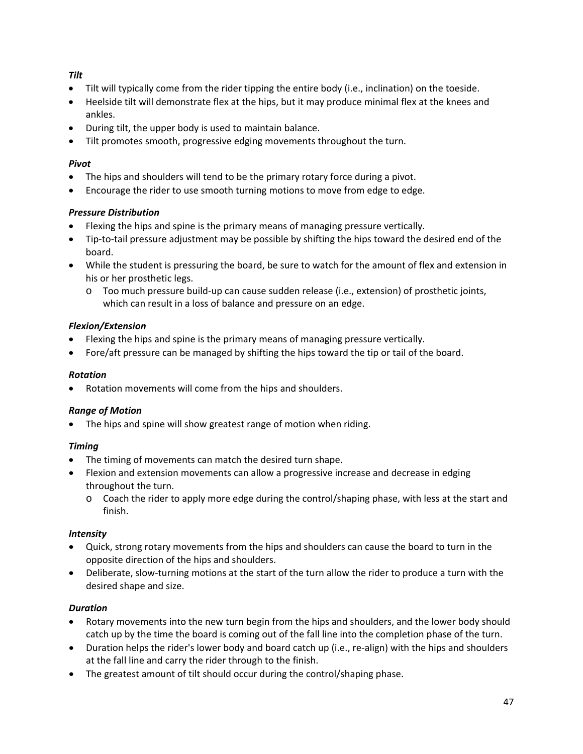***Tilt***

- Tilt will typically come from the rider tipping the entire body (i.e., inclination) on the toeside.
- Heelside tilt will demonstrate flex at the hips, but it may produce minimal flex at the knees and ankles.
- During tilt, the upper body is used to maintain balance.
- Tilt promotes smooth, progressive edging movements throughout the turn.

***Pivot***

- The hips and shoulders will tend to be the primary rotary force during a pivot.
- Encourage the rider to use smooth turning motions to move from edge to edge.

***Pressure Distribution***

- Flexing the hips and spine is the primary means of managing pressure vertically.
- Tip-to-tail pressure adjustment may be possible by shifting the hips toward the desired end of the board.
- While the student is pressuring the board, be sure to watch for the amount of flex and extension in his or her prosthetic legs.
  - Too much pressure build-up can cause sudden release (i.e., extension) of prosthetic joints, which can result in a loss of balance and pressure on an edge.

***Flexion/Extension***

- Flexing the hips and spine is the primary means of managing pressure vertically.
- Fore/aft pressure can be managed by shifting the hips toward the tip or tail of the board.

***Rotation***

- Rotation movements will come from the hips and shoulders.

***Range of Motion***

- The hips and spine will show greatest range of motion when riding.

***Timing***

- The timing of movements can match the desired turn shape.
- Flexion and extension movements can allow a progressive increase and decrease in edging throughout the turn.
  - Coach the rider to apply more edge during the control/shaping phase, with less at the start and finish.

***Intensity***

- Quick, strong rotary movements from the hips and shoulders can cause the board to turn in the opposite direction of the hips and shoulders.
- Deliberate, slow-turning motions at the start of the turn allow the rider to produce a turn with the desired shape and size.

***Duration***

- Rotary movements into the new turn begin from the hips and shoulders, and the lower body should catch up by the time the board is coming out of the fall line into the completion phase of the turn.
- Duration helps the rider's lower body and board catch up (i.e., re-align) with the hips and shoulders at the fall line and carry the rider through to the finish.
- The greatest amount of tilt should occur during the control/shaping phase.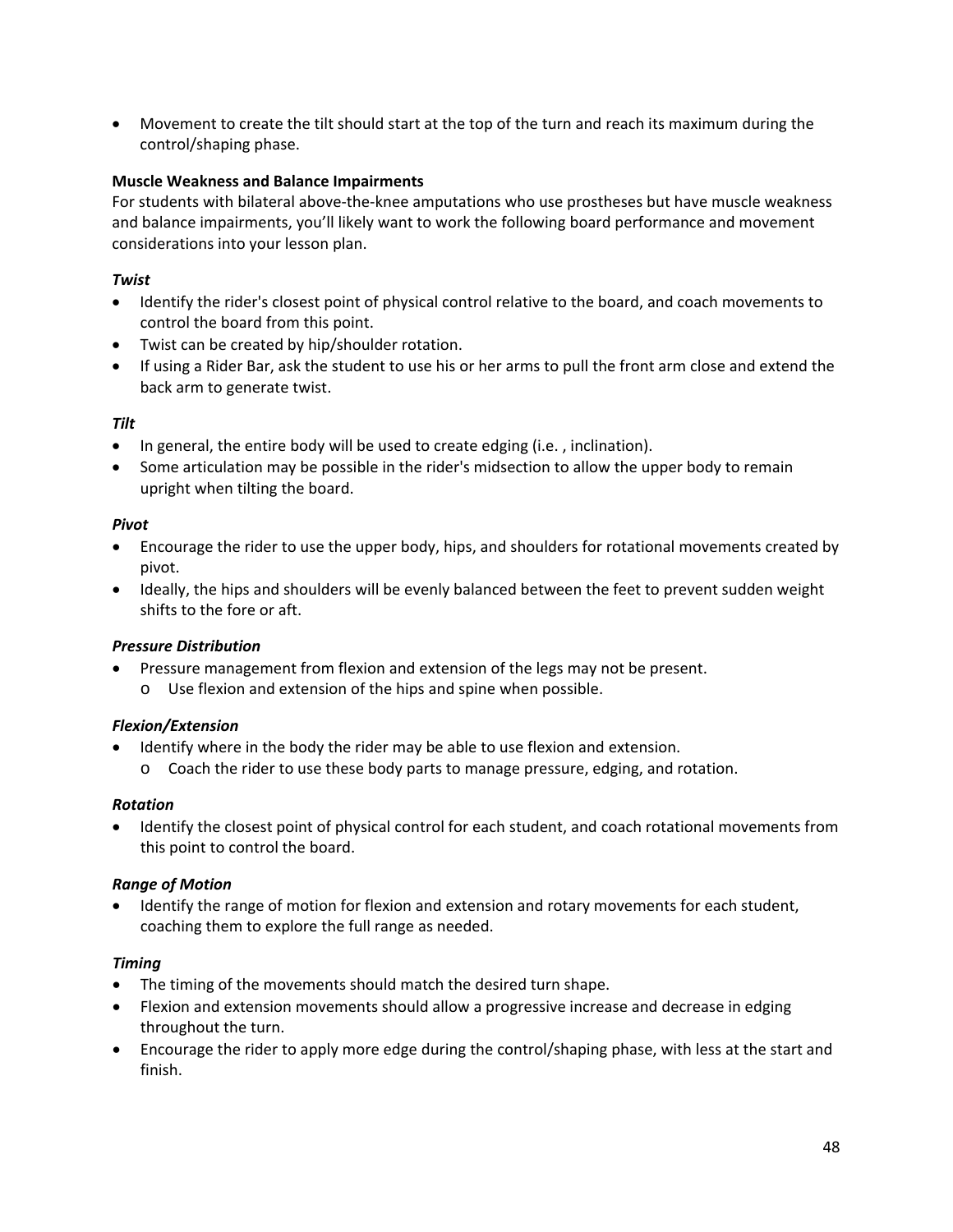- Movement to create the tilt should start at the top of the turn and reach its maximum during the control/shaping phase.

**Muscle Weakness and Balance Impairments**

For students with bilateral above-the-knee amputations who use prostheses but have muscle weakness and balance impairments, you'll likely want to work the following board performance and movement considerations into your lesson plan.

***Twist***

- Identify the rider's closest point of physical control relative to the board, and coach movements to control the board from this point.
- Twist can be created by hip/shoulder rotation.
- If using a Rider Bar, ask the student to use his or her arms to pull the front arm close and extend the back arm to generate twist.

***Tilt***

- In general, the entire body will be used to create edging (i.e. , inclination).
- Some articulation may be possible in the rider's midsection to allow the upper body to remain upright when tilting the board.

***Pivot***

- Encourage the rider to use the upper body, hips, and shoulders for rotational movements created by pivot.
- Ideally, the hips and shoulders will be evenly balanced between the feet to prevent sudden weight shifts to the fore or aft.

***Pressure Distribution***

- Pressure management from flexion and extension of the legs may not be present.
  - Use flexion and extension of the hips and spine when possible.

***Flexion/Extension***

- Identify where in the body the rider may be able to use flexion and extension.
  - Coach the rider to use these body parts to manage pressure, edging, and rotation.

***Rotation***

- Identify the closest point of physical control for each student, and coach rotational movements from this point to control the board.

***Range of Motion***

- Identify the range of motion for flexion and extension and rotary movements for each student, coaching them to explore the full range as needed.

***Timing***

- The timing of the movements should match the desired turn shape.
- Flexion and extension movements should allow a progressive increase and decrease in edging throughout the turn.
- Encourage the rider to apply more edge during the control/shaping phase, with less at the start and finish.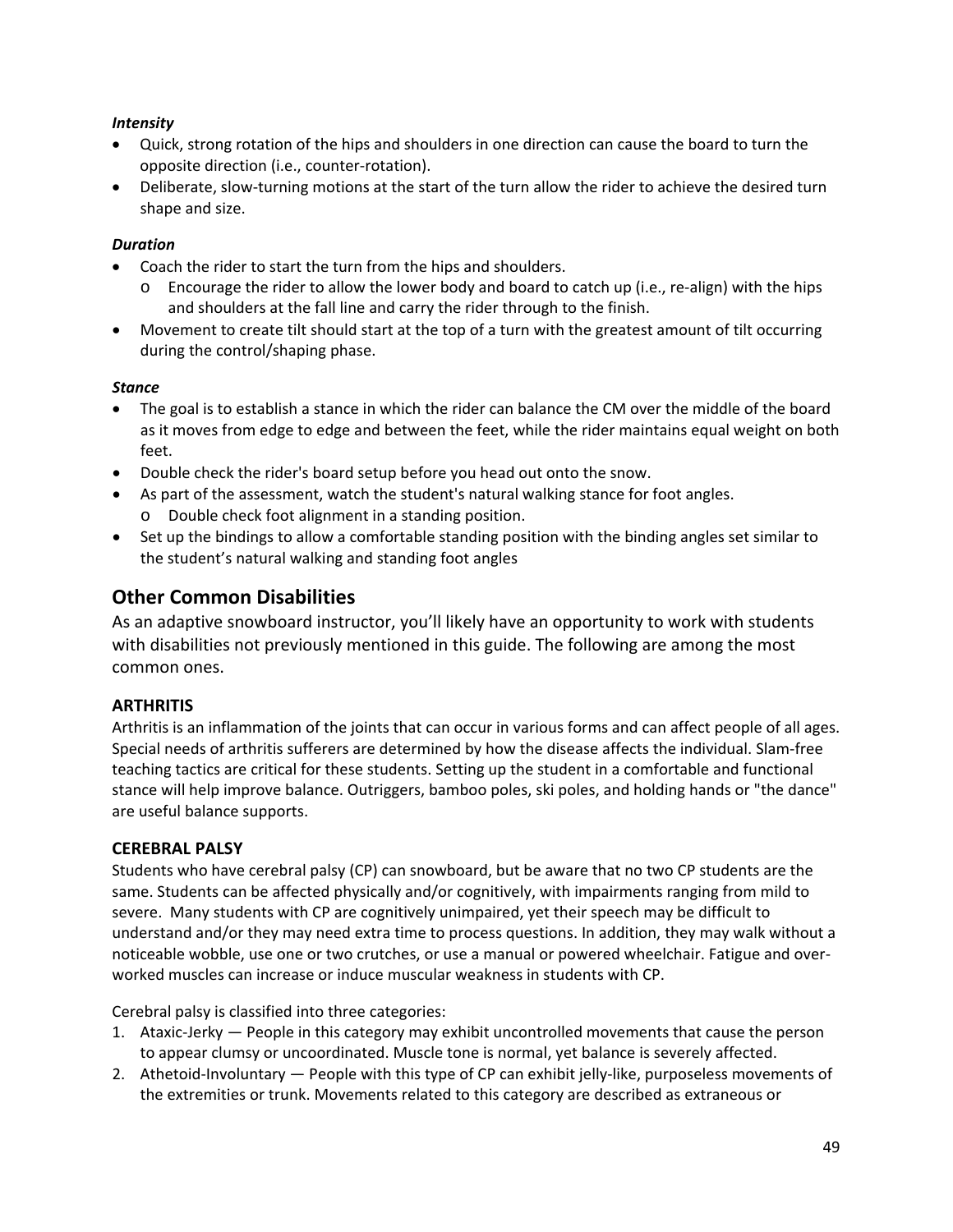***Intensity***

- Quick, strong rotation of the hips and shoulders in one direction can cause the board to turn the opposite direction (i.e., counter-rotation).
- Deliberate, slow-turning motions at the start of the turn allow the rider to achieve the desired turn shape and size.

***Duration***

- Coach the rider to start the turn from the hips and shoulders.
  - Encourage the rider to allow the lower body and board to catch up (i.e., re-align) with the hips and shoulders at the fall line and carry the rider through to the finish.
- Movement to create tilt should start at the top of a turn with the greatest amount of tilt occurring during the control/shaping phase.

***Stance***

- The goal is to establish a stance in which the rider can balance the CM over the middle of the board as it moves from edge to edge and between the feet, while the rider maintains equal weight on both feet.
- Double check the rider's board setup before you head out onto the snow.
- As part of the assessment, watch the student's natural walking stance for foot angles.
  - Double check foot alignment in a standing position.
- Set up the bindings to allow a comfortable standing position with the binding angles set similar to the student's natural walking and standing foot angles

## Other Common Disabilities

As an adaptive snowboard instructor, you'll likely have an opportunity to work with students with disabilities not previously mentioned in this guide. The following are among the most common ones.

### ARTHRITIS

Arthritis is an inflammation of the joints that can occur in various forms and can affect people of all ages. Special needs of arthritis sufferers are determined by how the disease affects the individual. Slam-free teaching tactics are critical for these students. Setting up the student in a comfortable and functional stance will help improve balance. Outriggers, bamboo poles, ski poles, and holding hands or "the dance" are useful balance supports.

### CEREBRAL PALSY

Students who have cerebral palsy (CP) can snowboard, but be aware that no two CP students are the same. Students can be affected physically and/or cognitively, with impairments ranging from mild to severe. Many students with CP are cognitively unimpaired, yet their speech may be difficult to understand and/or they may need extra time to process questions. In addition, they may walk without a noticeable wobble, use one or two crutches, or use a manual or powered wheelchair. Fatigue and over-worked muscles can increase or induce muscular weakness in students with CP.

Cerebral palsy is classified into three categories:

1. Ataxic-Jerky — People in this category may exhibit uncontrolled movements that cause the person to appear clumsy or uncoordinated. Muscle tone is normal, yet balance is severely affected.
2. Athetoid-Involuntary — People with this type of CP can exhibit jelly-like, purposeless movements of the extremities or trunk. Movements related to this category are described as extraneous or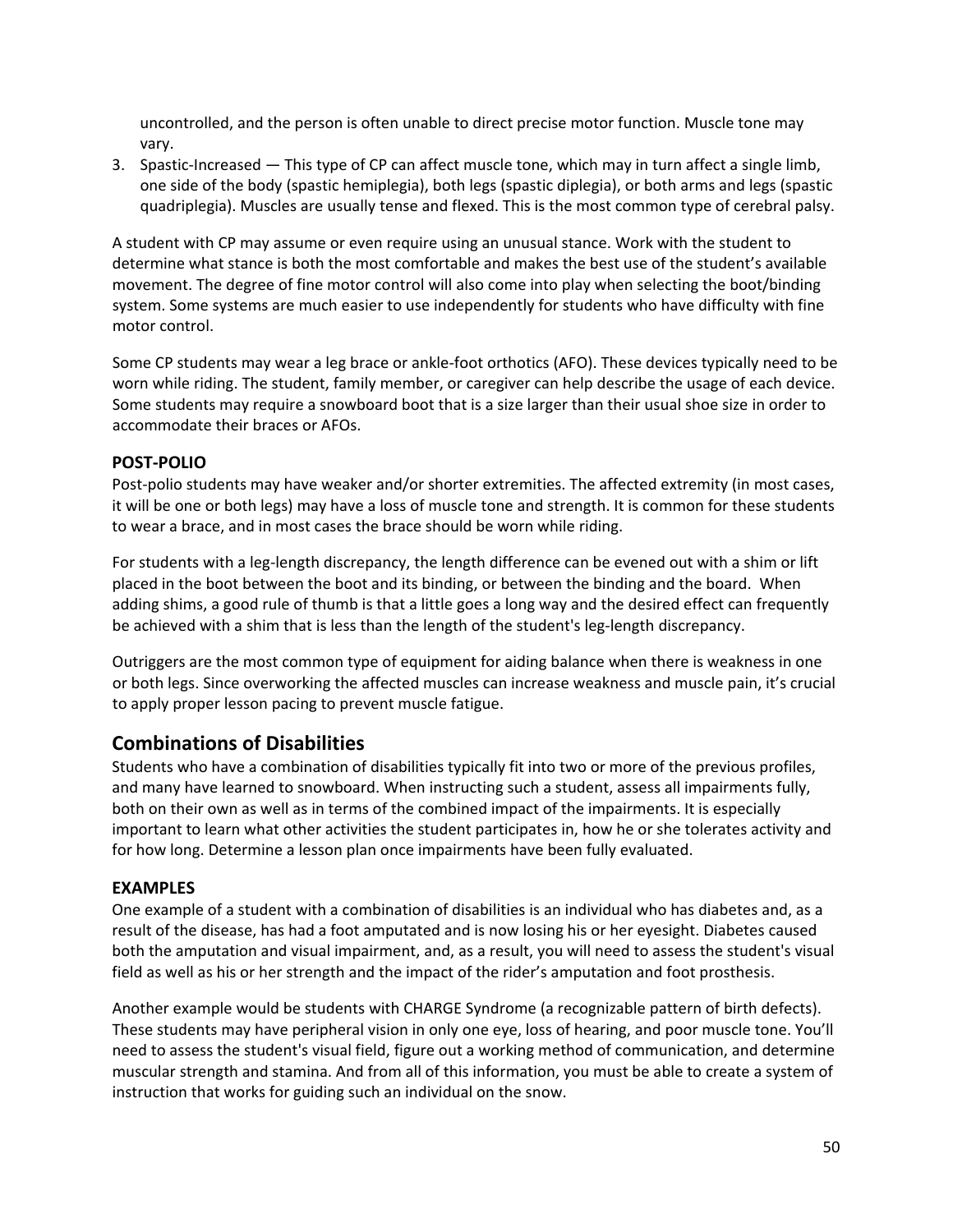uncontrolled, and the person is often unable to direct precise motor function. Muscle tone may vary.

3. Spastic-Increased — This type of CP can affect muscle tone, which may in turn affect a single limb, one side of the body (spastic hemiplegia), both legs (spastic diplegia), or both arms and legs (spastic quadriplegia). Muscles are usually tense and flexed. This is the most common type of cerebral palsy.

A student with CP may assume or even require using an unusual stance. Work with the student to determine what stance is both the most comfortable and makes the best use of the student's available movement. The degree of fine motor control will also come into play when selecting the boot/binding system. Some systems are much easier to use independently for students who have difficulty with fine motor control.

Some CP students may wear a leg brace or ankle-foot orthotics (AFO). These devices typically need to be worn while riding. The student, family member, or caregiver can help describe the usage of each device. Some students may require a snowboard boot that is a size larger than their usual shoe size in order to accommodate their braces or AFOs.

### POST-POLIO

Post-polio students may have weaker and/or shorter extremities. The affected extremity (in most cases, it will be one or both legs) may have a loss of muscle tone and strength. It is common for these students to wear a brace, and in most cases the brace should be worn while riding.

For students with a leg-length discrepancy, the length difference can be evened out with a shim or lift placed in the boot between the boot and its binding, or between the binding and the board. When adding shims, a good rule of thumb is that a little goes a long way and the desired effect can frequently be achieved with a shim that is less than the length of the student's leg-length discrepancy.

Outriggers are the most common type of equipment for aiding balance when there is weakness in one or both legs. Since overworking the affected muscles can increase weakness and muscle pain, it's crucial to apply proper lesson pacing to prevent muscle fatigue.

## Combinations of Disabilities

Students who have a combination of disabilities typically fit into two or more of the previous profiles, and many have learned to snowboard. When instructing such a student, assess all impairments fully, both on their own as well as in terms of the combined impact of the impairments. It is especially important to learn what other activities the student participates in, how he or she tolerates activity and for how long. Determine a lesson plan once impairments have been fully evaluated.

### EXAMPLES

One example of a student with a combination of disabilities is an individual who has diabetes and, as a result of the disease, has had a foot amputated and is now losing his or her eyesight. Diabetes caused both the amputation and visual impairment, and, as a result, you will need to assess the student's visual field as well as his or her strength and the impact of the rider's amputation and foot prosthesis.

Another example would be students with CHARGE Syndrome (a recognizable pattern of birth defects). These students may have peripheral vision in only one eye, loss of hearing, and poor muscle tone. You'll need to assess the student's visual field, figure out a working method of communication, and determine muscular strength and stamina. And from all of this information, you must be able to create a system of instruction that works for guiding such an individual on the snow.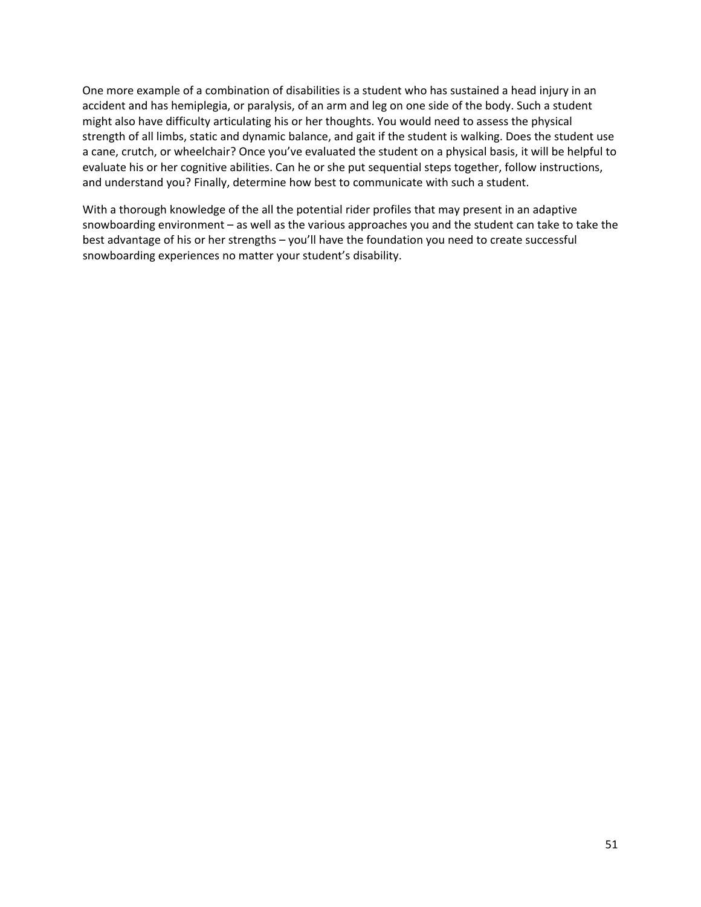One more example of a combination of disabilities is a student who has sustained a head injury in an accident and has hemiplegia, or paralysis, of an arm and leg on one side of the body. Such a student might also have difficulty articulating his or her thoughts. You would need to assess the physical strength of all limbs, static and dynamic balance, and gait if the student is walking. Does the student use a cane, crutch, or wheelchair? Once you've evaluated the student on a physical basis, it will be helpful to evaluate his or her cognitive abilities. Can he or she put sequential steps together, follow instructions, and understand you? Finally, determine how best to communicate with such a student.

With a thorough knowledge of the all the potential rider profiles that may present in an adaptive snowboarding environment – as well as the various approaches you and the student can take to take the best advantage of his or her strengths – you'll have the foundation you need to create successful snowboarding experiences no matter your student's disability.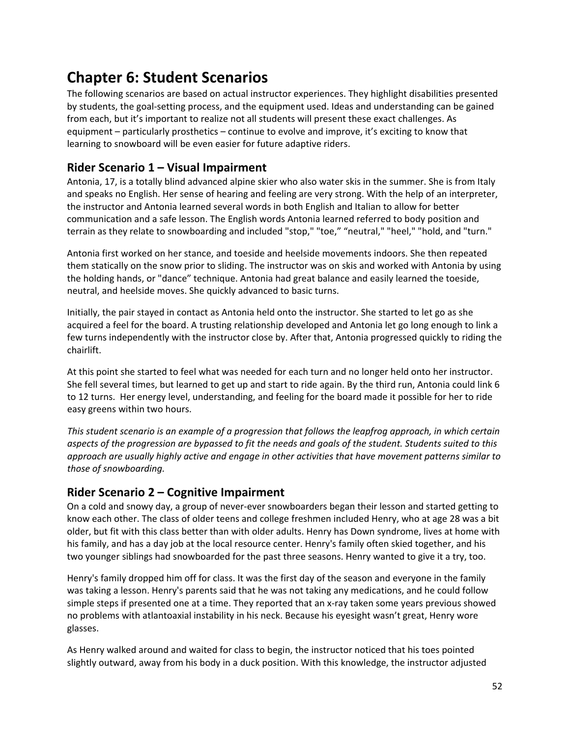# Chapter 6: Student Scenarios

The following scenarios are based on actual instructor experiences. They highlight disabilities presented by students, the goal-setting process, and the equipment used. Ideas and understanding can be gained from each, but it's important to realize not all students will present these exact challenges. As equipment – particularly prosthetics – continue to evolve and improve, it's exciting to know that learning to snowboard will be even easier for future adaptive riders.

## Rider Scenario 1 – Visual Impairment

Antonia, 17, is a totally blind advanced alpine skier who also water skis in the summer. She is from Italy and speaks no English. Her sense of hearing and feeling are very strong. With the help of an interpreter, the instructor and Antonia learned several words in both English and Italian to allow for better communication and a safe lesson. The English words Antonia learned referred to body position and terrain as they relate to snowboarding and included "stop," "toe," "neutral," "heel," "hold, and "turn."

Antonia first worked on her stance, and toeside and heelside movements indoors. She then repeated them statically on the snow prior to sliding. The instructor was on skis and worked with Antonia by using the holding hands, or "dance" technique. Antonia had great balance and easily learned the toeside, neutral, and heelside moves. She quickly advanced to basic turns.

Initially, the pair stayed in contact as Antonia held onto the instructor. She started to let go as she acquired a feel for the board. A trusting relationship developed and Antonia let go long enough to link a few turns independently with the instructor close by. After that, Antonia progressed quickly to riding the chairlift.

At this point she started to feel what was needed for each turn and no longer held onto her instructor. She fell several times, but learned to get up and start to ride again. By the third run, Antonia could link 6 to 12 turns. Her energy level, understanding, and feeling for the board made it possible for her to ride easy greens within two hours.

*This student scenario is an example of a progression that follows the leapfrog approach, in which certain aspects of the progression are bypassed to fit the needs and goals of the student. Students suited to this approach are usually highly active and engage in other activities that have movement patterns similar to those of snowboarding.*

## Rider Scenario 2 – Cognitive Impairment

On a cold and snowy day, a group of never-ever snowboarders began their lesson and started getting to know each other. The class of older teens and college freshmen included Henry, who at age 28 was a bit older, but fit with this class better than with older adults. Henry has Down syndrome, lives at home with his family, and has a day job at the local resource center. Henry's family often skied together, and his two younger siblings had snowboarded for the past three seasons. Henry wanted to give it a try, too.

Henry's family dropped him off for class. It was the first day of the season and everyone in the family was taking a lesson. Henry's parents said that he was not taking any medications, and he could follow simple steps if presented one at a time. They reported that an x-ray taken some years previous showed no problems with atlantoaxial instability in his neck. Because his eyesight wasn't great, Henry wore glasses.

As Henry walked around and waited for class to begin, the instructor noticed that his toes pointed slightly outward, away from his body in a duck position. With this knowledge, the instructor adjusted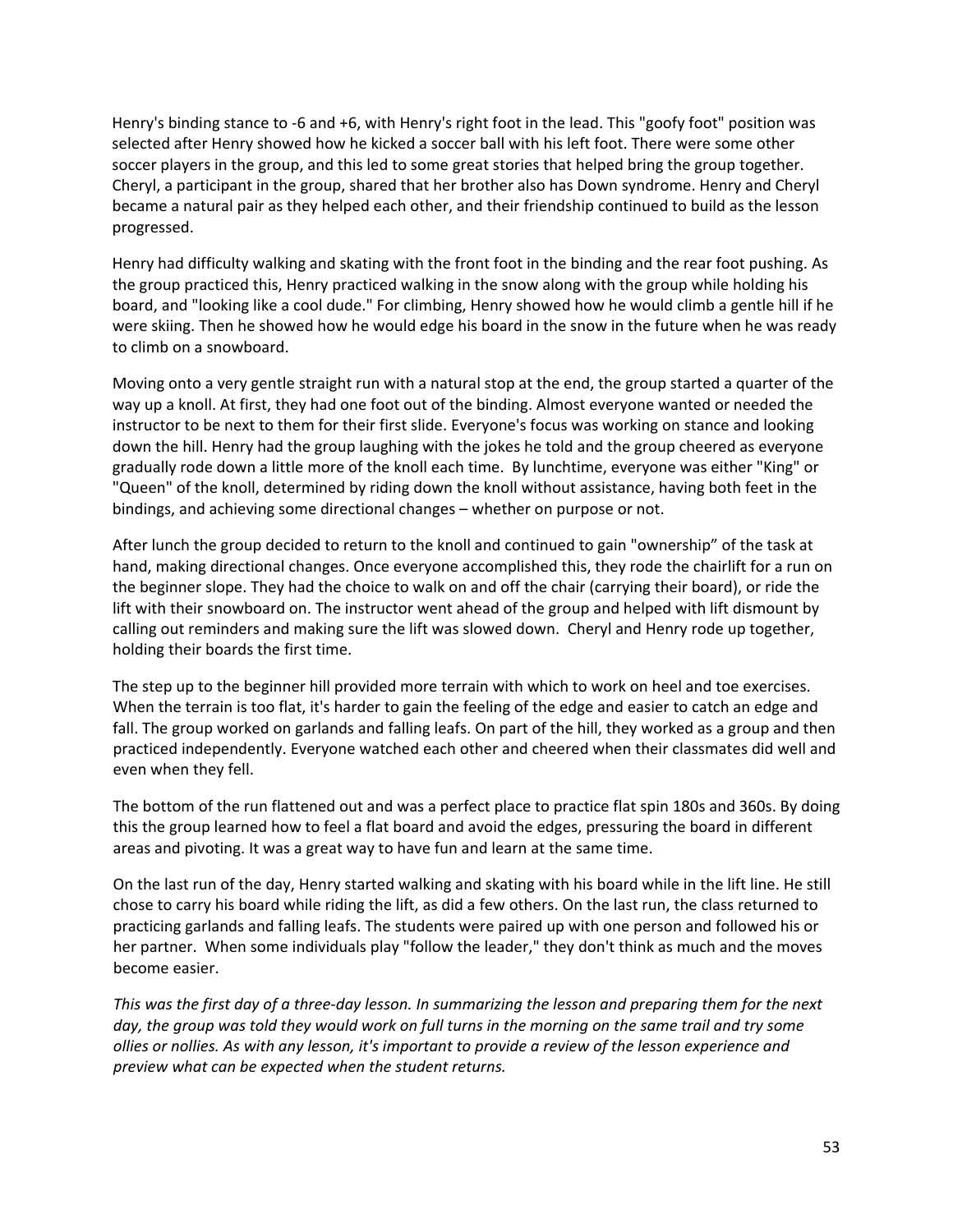Henry's binding stance to -6 and +6, with Henry's right foot in the lead. This "goofy foot" position was selected after Henry showed how he kicked a soccer ball with his left foot. There were some other soccer players in the group, and this led to some great stories that helped bring the group together. Cheryl, a participant in the group, shared that her brother also has Down syndrome. Henry and Cheryl became a natural pair as they helped each other, and their friendship continued to build as the lesson progressed.

Henry had difficulty walking and skating with the front foot in the binding and the rear foot pushing. As the group practiced this, Henry practiced walking in the snow along with the group while holding his board, and "looking like a cool dude." For climbing, Henry showed how he would climb a gentle hill if he were skiing. Then he showed how he would edge his board in the snow in the future when he was ready to climb on a snowboard.

Moving onto a very gentle straight run with a natural stop at the end, the group started a quarter of the way up a knoll. At first, they had one foot out of the binding. Almost everyone wanted or needed the instructor to be next to them for their first slide. Everyone's focus was working on stance and looking down the hill. Henry had the group laughing with the jokes he told and the group cheered as everyone gradually rode down a little more of the knoll each time. By lunchtime, everyone was either "King" or "Queen" of the knoll, determined by riding down the knoll without assistance, having both feet in the bindings, and achieving some directional changes – whether on purpose or not.

After lunch the group decided to return to the knoll and continued to gain "ownership" of the task at hand, making directional changes. Once everyone accomplished this, they rode the chairlift for a run on the beginner slope. They had the choice to walk on and off the chair (carrying their board), or ride the lift with their snowboard on. The instructor went ahead of the group and helped with lift dismount by calling out reminders and making sure the lift was slowed down. Cheryl and Henry rode up together, holding their boards the first time.

The step up to the beginner hill provided more terrain with which to work on heel and toe exercises. When the terrain is too flat, it's harder to gain the feeling of the edge and easier to catch an edge and fall. The group worked on garlands and falling leafs. On part of the hill, they worked as a group and then practiced independently. Everyone watched each other and cheered when their classmates did well and even when they fell.

The bottom of the run flattened out and was a perfect place to practice flat spin 180s and 360s. By doing this the group learned how to feel a flat board and avoid the edges, pressuring the board in different areas and pivoting. It was a great way to have fun and learn at the same time.

On the last run of the day, Henry started walking and skating with his board while in the lift line. He still chose to carry his board while riding the lift, as did a few others. On the last run, the class returned to practicing garlands and falling leafs. The students were paired up with one person and followed his or her partner. When some individuals play "follow the leader," they don't think as much and the moves become easier.

*This was the first day of a three-day lesson. In summarizing the lesson and preparing them for the next day, the group was told they would work on full turns in the morning on the same trail and try some ollies or nollies. As with any lesson, it's important to provide a review of the lesson experience and preview what can be expected when the student returns.*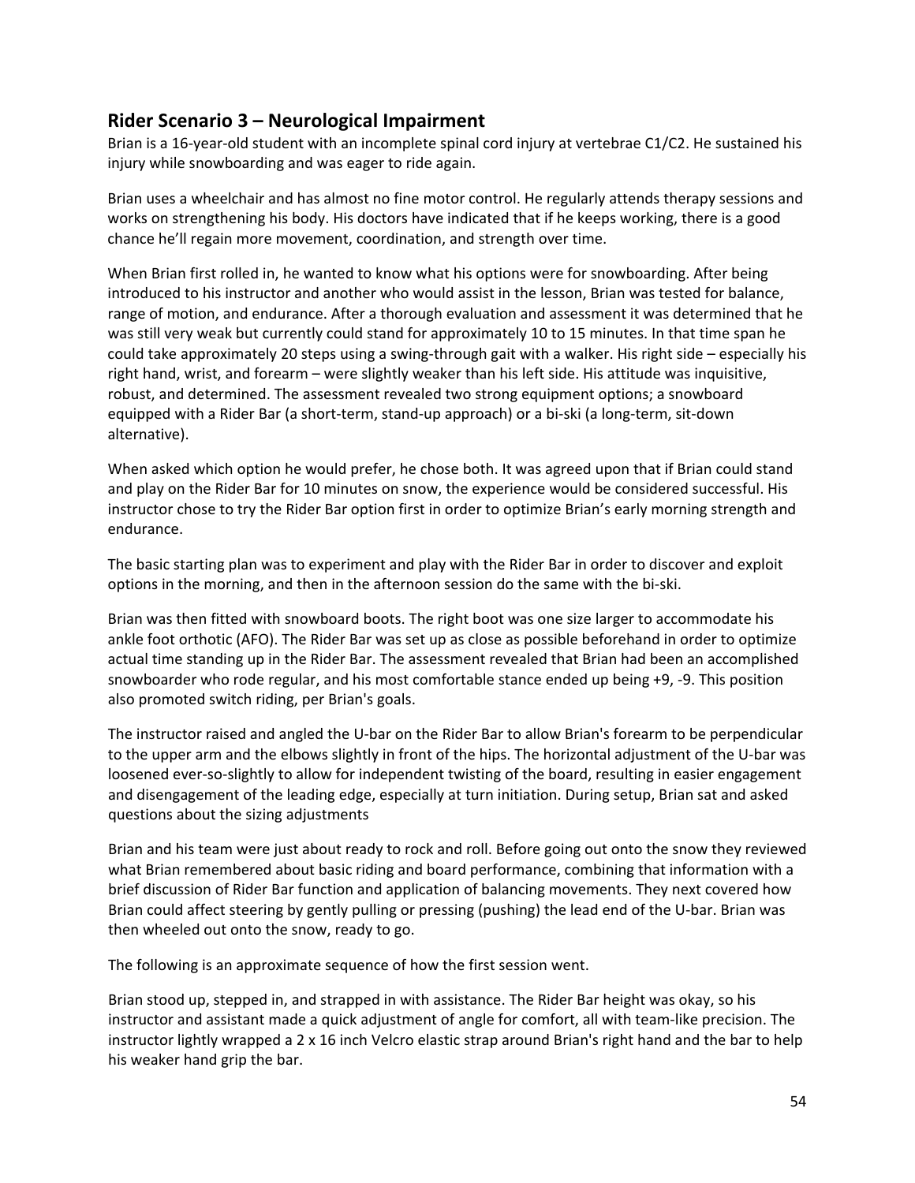## Rider Scenario 3 – Neurological Impairment

Brian is a 16-year-old student with an incomplete spinal cord injury at vertebrae C1/C2. He sustained his injury while snowboarding and was eager to ride again.

Brian uses a wheelchair and has almost no fine motor control. He regularly attends therapy sessions and works on strengthening his body. His doctors have indicated that if he keeps working, there is a good chance he'll regain more movement, coordination, and strength over time.

When Brian first rolled in, he wanted to know what his options were for snowboarding. After being introduced to his instructor and another who would assist in the lesson, Brian was tested for balance, range of motion, and endurance. After a thorough evaluation and assessment it was determined that he was still very weak but currently could stand for approximately 10 to 15 minutes. In that time span he could take approximately 20 steps using a swing-through gait with a walker. His right side – especially his right hand, wrist, and forearm – were slightly weaker than his left side. His attitude was inquisitive, robust, and determined. The assessment revealed two strong equipment options; a snowboard equipped with a Rider Bar (a short-term, stand-up approach) or a bi-ski (a long-term, sit-down alternative).

When asked which option he would prefer, he chose both. It was agreed upon that if Brian could stand and play on the Rider Bar for 10 minutes on snow, the experience would be considered successful. His instructor chose to try the Rider Bar option first in order to optimize Brian's early morning strength and endurance.

The basic starting plan was to experiment and play with the Rider Bar in order to discover and exploit options in the morning, and then in the afternoon session do the same with the bi-ski.

Brian was then fitted with snowboard boots. The right boot was one size larger to accommodate his ankle foot orthotic (AFO). The Rider Bar was set up as close as possible beforehand in order to optimize actual time standing up in the Rider Bar. The assessment revealed that Brian had been an accomplished snowboarder who rode regular, and his most comfortable stance ended up being +9, -9. This position also promoted switch riding, per Brian's goals.

The instructor raised and angled the U-bar on the Rider Bar to allow Brian's forearm to be perpendicular to the upper arm and the elbows slightly in front of the hips. The horizontal adjustment of the U-bar was loosened ever-so-slightly to allow for independent twisting of the board, resulting in easier engagement and disengagement of the leading edge, especially at turn initiation. During setup, Brian sat and asked questions about the sizing adjustments

Brian and his team were just about ready to rock and roll. Before going out onto the snow they reviewed what Brian remembered about basic riding and board performance, combining that information with a brief discussion of Rider Bar function and application of balancing movements. They next covered how Brian could affect steering by gently pulling or pressing (pushing) the lead end of the U-bar. Brian was then wheeled out onto the snow, ready to go.

The following is an approximate sequence of how the first session went.

Brian stood up, stepped in, and strapped in with assistance. The Rider Bar height was okay, so his instructor and assistant made a quick adjustment of angle for comfort, all with team-like precision. The instructor lightly wrapped a 2 x 16 inch Velcro elastic strap around Brian's right hand and the bar to help his weaker hand grip the bar.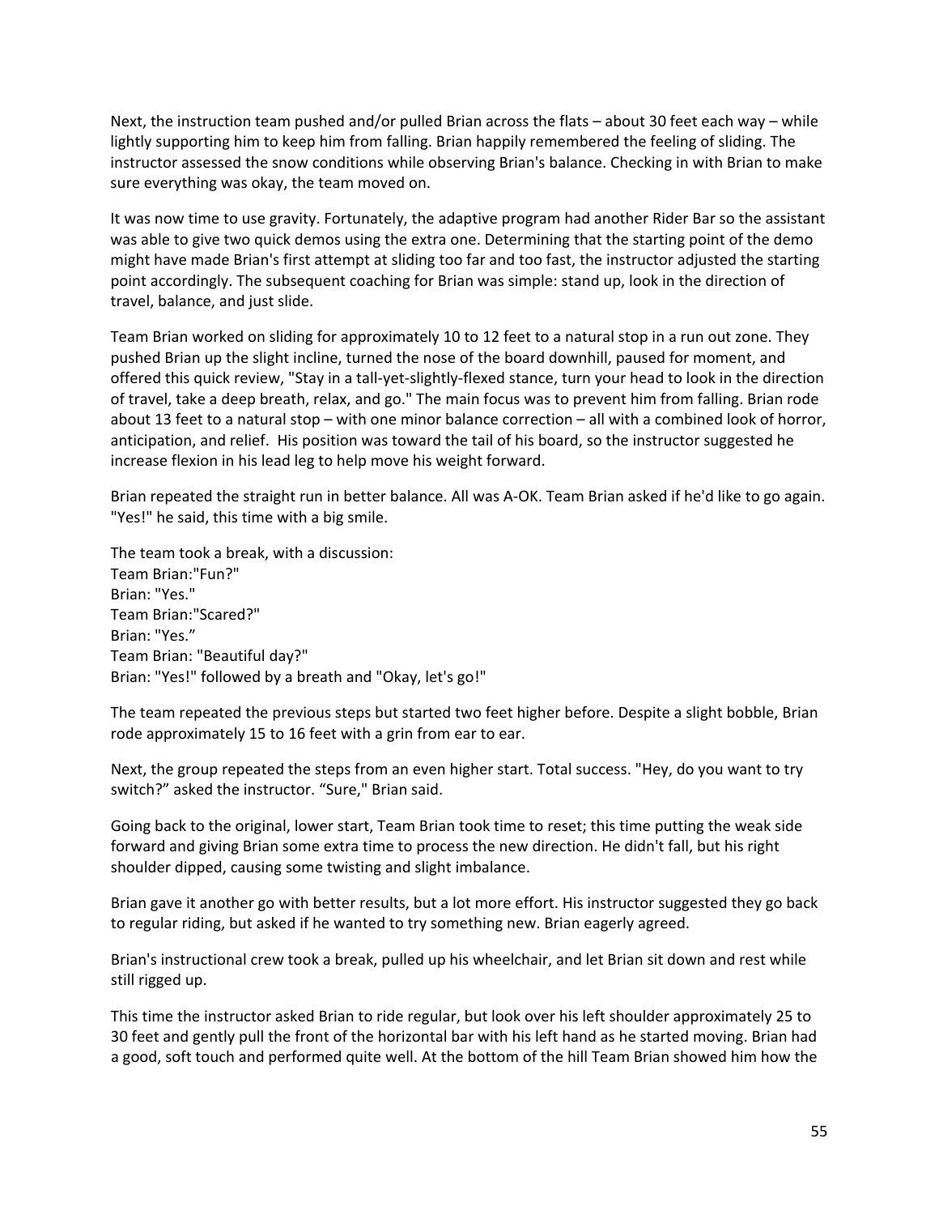Next, the instruction team pushed and/or pulled Brian across the flats – about 30 feet each way – while lightly supporting him to keep him from falling. Brian happily remembered the feeling of sliding. The instructor assessed the snow conditions while observing Brian's balance. Checking in with Brian to make sure everything was okay, the team moved on.

It was now time to use gravity. Fortunately, the adaptive program had another Rider Bar so the assistant was able to give two quick demos using the extra one. Determining that the starting point of the demo might have made Brian's first attempt at sliding too far and too fast, the instructor adjusted the starting point accordingly. The subsequent coaching for Brian was simple: stand up, look in the direction of travel, balance, and just slide.

Team Brian worked on sliding for approximately 10 to 12 feet to a natural stop in a run out zone. They pushed Brian up the slight incline, turned the nose of the board downhill, paused for moment, and offered this quick review, "Stay in a tall-yet-slightly-flexed stance, turn your head to look in the direction of travel, take a deep breath, relax, and go." The main focus was to prevent him from falling. Brian rode about 13 feet to a natural stop – with one minor balance correction – all with a combined look of horror, anticipation, and relief. His position was toward the tail of his board, so the instructor suggested he increase flexion in his lead leg to help move his weight forward.

Brian repeated the straight run in better balance. All was A-OK. Team Brian asked if he'd like to go again. "Yes!" he said, this time with a big smile.

The team took a break, with a discussion:
Team Brian:"Fun?"
Brian: "Yes."
Team Brian:"Scared?"
Brian: "Yes."
Team Brian: "Beautiful day?"
Brian: "Yes!" followed by a breath and "Okay, let's go!"

The team repeated the previous steps but started two feet higher before. Despite a slight bobble, Brian rode approximately 15 to 16 feet with a grin from ear to ear.

Next, the group repeated the steps from an even higher start. Total success. "Hey, do you want to try switch?" asked the instructor. "Sure," Brian said.

Going back to the original, lower start, Team Brian took time to reset; this time putting the weak side forward and giving Brian some extra time to process the new direction. He didn't fall, but his right shoulder dipped, causing some twisting and slight imbalance.

Brian gave it another go with better results, but a lot more effort. His instructor suggested they go back to regular riding, but asked if he wanted to try something new. Brian eagerly agreed.

Brian's instructional crew took a break, pulled up his wheelchair, and let Brian sit down and rest while still rigged up.

This time the instructor asked Brian to ride regular, but look over his left shoulder approximately 25 to 30 feet and gently pull the front of the horizontal bar with his left hand as he started moving. Brian had a good, soft touch and performed quite well. At the bottom of the hill Team Brian showed him how the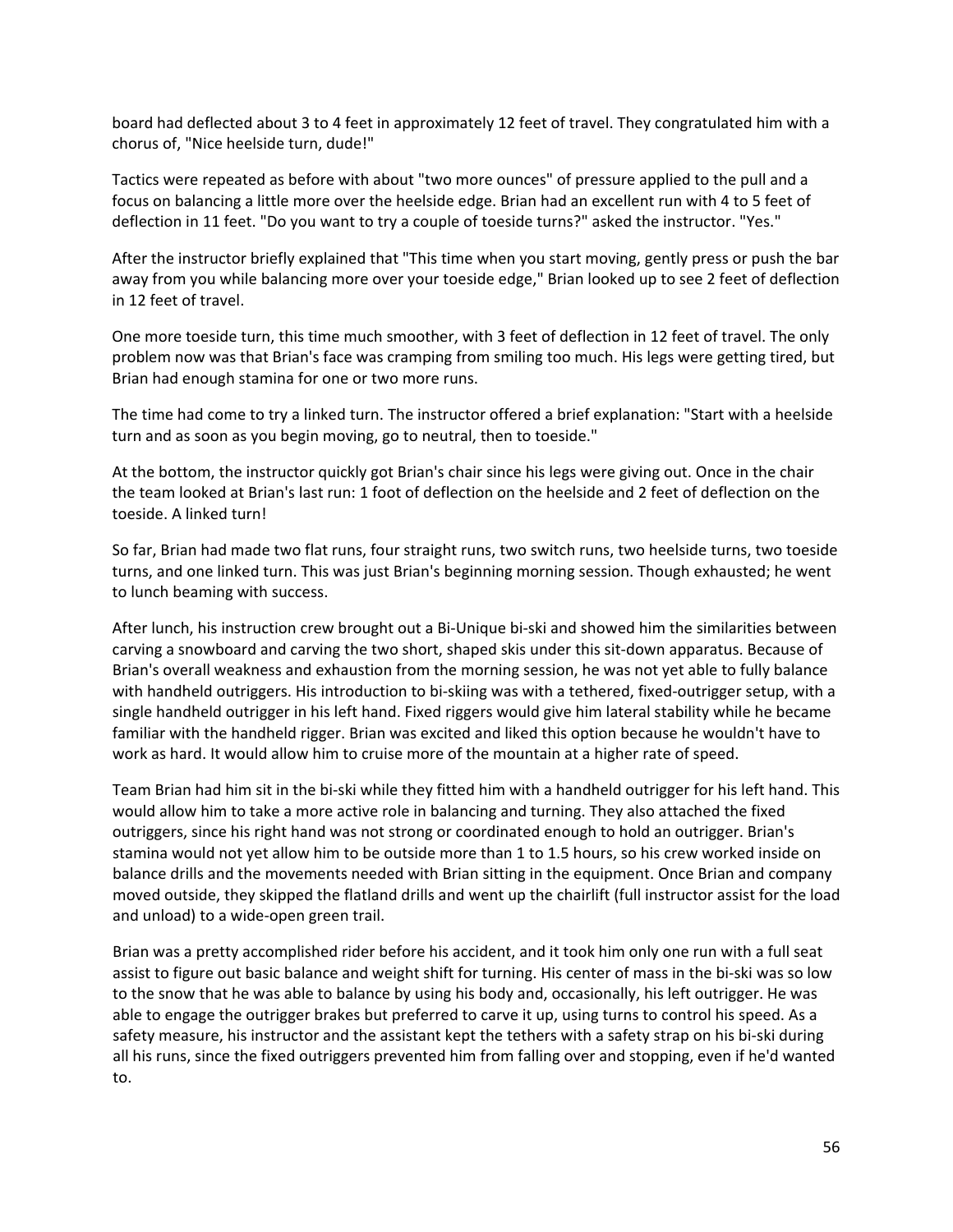board had deflected about 3 to 4 feet in approximately 12 feet of travel. They congratulated him with a chorus of, "Nice heelside turn, dude!"

Tactics were repeated as before with about "two more ounces" of pressure applied to the pull and a focus on balancing a little more over the heelside edge. Brian had an excellent run with 4 to 5 feet of deflection in 11 feet. "Do you want to try a couple of toeside turns?" asked the instructor. "Yes."

After the instructor briefly explained that "This time when you start moving, gently press or push the bar away from you while balancing more over your toeside edge," Brian looked up to see 2 feet of deflection in 12 feet of travel.

One more toeside turn, this time much smoother, with 3 feet of deflection in 12 feet of travel. The only problem now was that Brian's face was cramping from smiling too much. His legs were getting tired, but Brian had enough stamina for one or two more runs.

The time had come to try a linked turn. The instructor offered a brief explanation: "Start with a heelside turn and as soon as you begin moving, go to neutral, then to toeside."

At the bottom, the instructor quickly got Brian's chair since his legs were giving out. Once in the chair the team looked at Brian's last run: 1 foot of deflection on the heelside and 2 feet of deflection on the toeside. A linked turn!

So far, Brian had made two flat runs, four straight runs, two switch runs, two heelside turns, two toeside turns, and one linked turn. This was just Brian's beginning morning session. Though exhausted; he went to lunch beaming with success.

After lunch, his instruction crew brought out a Bi-Unique bi-ski and showed him the similarities between carving a snowboard and carving the two short, shaped skis under this sit-down apparatus. Because of Brian's overall weakness and exhaustion from the morning session, he was not yet able to fully balance with handheld outriggers. His introduction to bi-skiing was with a tethered, fixed-outrigger setup, with a single handheld outrigger in his left hand. Fixed riggers would give him lateral stability while he became familiar with the handheld rigger. Brian was excited and liked this option because he wouldn't have to work as hard. It would allow him to cruise more of the mountain at a higher rate of speed.

Team Brian had him sit in the bi-ski while they fitted him with a handheld outrigger for his left hand. This would allow him to take a more active role in balancing and turning. They also attached the fixed outriggers, since his right hand was not strong or coordinated enough to hold an outrigger. Brian's stamina would not yet allow him to be outside more than 1 to 1.5 hours, so his crew worked inside on balance drills and the movements needed with Brian sitting in the equipment. Once Brian and company moved outside, they skipped the flatland drills and went up the chairlift (full instructor assist for the load and unload) to a wide-open green trail.

Brian was a pretty accomplished rider before his accident, and it took him only one run with a full seat assist to figure out basic balance and weight shift for turning. His center of mass in the bi-ski was so low to the snow that he was able to balance by using his body and, occasionally, his left outrigger. He was able to engage the outrigger brakes but preferred to carve it up, using turns to control his speed. As a safety measure, his instructor and the assistant kept the tethers with a safety strap on his bi-ski during all his runs, since the fixed outriggers prevented him from falling over and stopping, even if he'd wanted to.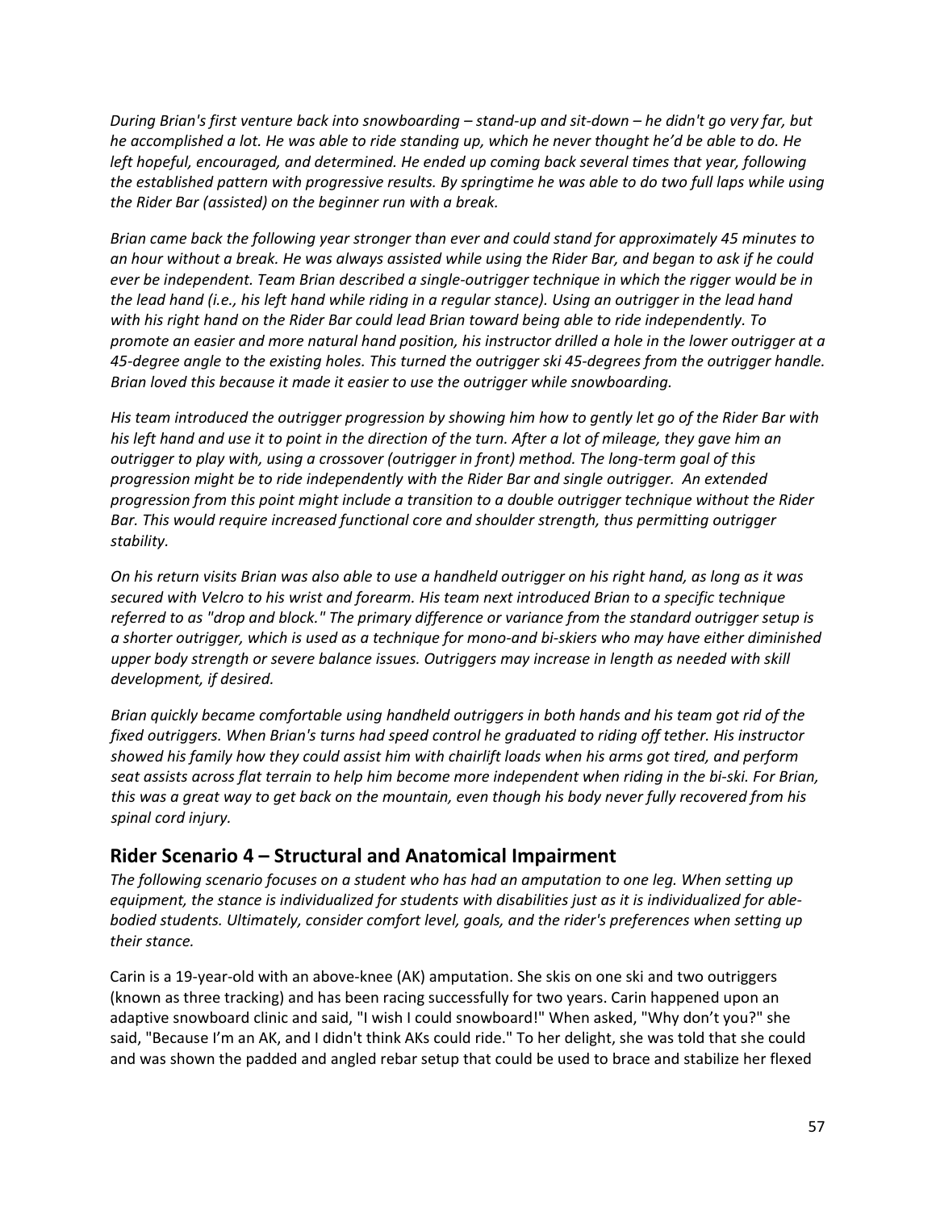*During Brian's first venture back into snowboarding – stand-up and sit-down – he didn't go very far, but he accomplished a lot. He was able to ride standing up, which he never thought he'd be able to do. He left hopeful, encouraged, and determined. He ended up coming back several times that year, following the established pattern with progressive results. By springtime he was able to do two full laps while using the Rider Bar (assisted) on the beginner run with a break.*

*Brian came back the following year stronger than ever and could stand for approximately 45 minutes to an hour without a break. He was always assisted while using the Rider Bar, and began to ask if he could ever be independent. Team Brian described a single-outrigger technique in which the rigger would be in the lead hand (i.e., his left hand while riding in a regular stance). Using an outrigger in the lead hand with his right hand on the Rider Bar could lead Brian toward being able to ride independently. To promote an easier and more natural hand position, his instructor drilled a hole in the lower outrigger at a 45-degree angle to the existing holes. This turned the outrigger ski 45-degrees from the outrigger handle. Brian loved this because it made it easier to use the outrigger while snowboarding.*

*His team introduced the outrigger progression by showing him how to gently let go of the Rider Bar with his left hand and use it to point in the direction of the turn. After a lot of mileage, they gave him an outrigger to play with, using a crossover (outrigger in front) method. The long-term goal of this progression might be to ride independently with the Rider Bar and single outrigger. An extended progression from this point might include a transition to a double outrigger technique without the Rider Bar. This would require increased functional core and shoulder strength, thus permitting outrigger stability.*

*On his return visits Brian was also able to use a handheld outrigger on his right hand, as long as it was secured with Velcro to his wrist and forearm. His team next introduced Brian to a specific technique referred to as "drop and block." The primary difference or variance from the standard outrigger setup is a shorter outrigger, which is used as a technique for mono-and bi-skiers who may have either diminished upper body strength or severe balance issues. Outriggers may increase in length as needed with skill development, if desired.*

*Brian quickly became comfortable using handheld outriggers in both hands and his team got rid of the fixed outriggers. When Brian's turns had speed control he graduated to riding off tether. His instructor showed his family how they could assist him with chairlift loads when his arms got tired, and perform seat assists across flat terrain to help him become more independent when riding in the bi-ski. For Brian, this was a great way to get back on the mountain, even though his body never fully recovered from his spinal cord injury.*

## Rider Scenario 4 – Structural and Anatomical Impairment

*The following scenario focuses on a student who has had an amputation to one leg. When setting up equipment, the stance is individualized for students with disabilities just as it is individualized for able-bodied students. Ultimately, consider comfort level, goals, and the rider's preferences when setting up their stance.*

Carin is a 19-year-old with an above-knee (AK) amputation. She skis on one ski and two outriggers (known as three tracking) and has been racing successfully for two years. Carin happened upon an adaptive snowboard clinic and said, "I wish I could snowboard!" When asked, "Why don't you?" she said, "Because I'm an AK, and I didn't think AKs could ride." To her delight, she was told that she could and was shown the padded and angled rebar setup that could be used to brace and stabilize her flexed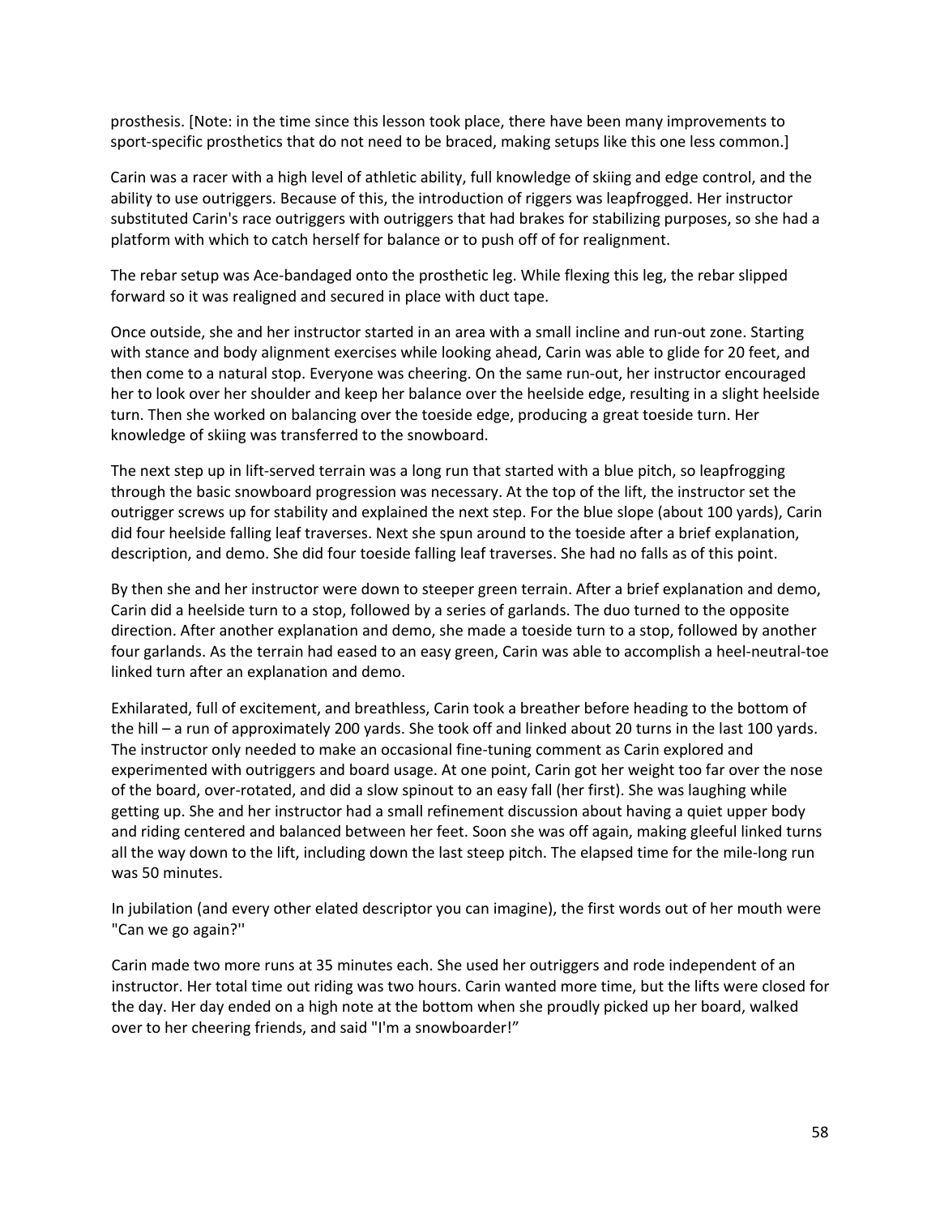prosthesis. [Note: in the time since this lesson took place, there have been many improvements to sport-specific prosthetics that do not need to be braced, making setups like this one less common.]

Carin was a racer with a high level of athletic ability, full knowledge of skiing and edge control, and the ability to use outriggers. Because of this, the introduction of riggers was leapfrogged. Her instructor substituted Carin's race outriggers with outriggers that had brakes for stabilizing purposes, so she had a platform with which to catch herself for balance or to push off of for realignment.

The rebar setup was Ace-bandaged onto the prosthetic leg. While flexing this leg, the rebar slipped forward so it was realigned and secured in place with duct tape.

Once outside, she and her instructor started in an area with a small incline and run-out zone. Starting with stance and body alignment exercises while looking ahead, Carin was able to glide for 20 feet, and then come to a natural stop. Everyone was cheering. On the same run-out, her instructor encouraged her to look over her shoulder and keep her balance over the heelside edge, resulting in a slight heelside turn. Then she worked on balancing over the toeside edge, producing a great toeside turn. Her knowledge of skiing was transferred to the snowboard.

The next step up in lift-served terrain was a long run that started with a blue pitch, so leapfrogging through the basic snowboard progression was necessary. At the top of the lift, the instructor set the outrigger screws up for stability and explained the next step. For the blue slope (about 100 yards), Carin did four heelside falling leaf traverses. Next she spun around to the toeside after a brief explanation, description, and demo. She did four toeside falling leaf traverses. She had no falls as of this point.

By then she and her instructor were down to steeper green terrain. After a brief explanation and demo, Carin did a heelside turn to a stop, followed by a series of garlands. The duo turned to the opposite direction. After another explanation and demo, she made a toeside turn to a stop, followed by another four garlands. As the terrain had eased to an easy green, Carin was able to accomplish a heel-neutral-toe linked turn after an explanation and demo.

Exhilarated, full of excitement, and breathless, Carin took a breather before heading to the bottom of the hill – a run of approximately 200 yards. She took off and linked about 20 turns in the last 100 yards. The instructor only needed to make an occasional fine-tuning comment as Carin explored and experimented with outriggers and board usage. At one point, Carin got her weight too far over the nose of the board, over-rotated, and did a slow spinout to an easy fall (her first). She was laughing while getting up. She and her instructor had a small refinement discussion about having a quiet upper body and riding centered and balanced between her feet. Soon she was off again, making gleeful linked turns all the way down to the lift, including down the last steep pitch. The elapsed time for the mile-long run was 50 minutes.

In jubilation (and every other elated descriptor you can imagine), the first words out of her mouth were "Can we go again?''

Carin made two more runs at 35 minutes each. She used her outriggers and rode independent of an instructor. Her total time out riding was two hours. Carin wanted more time, but the lifts were closed for the day. Her day ended on a high note at the bottom when she proudly picked up her board, walked over to her cheering friends, and said "I'm a snowboarder!"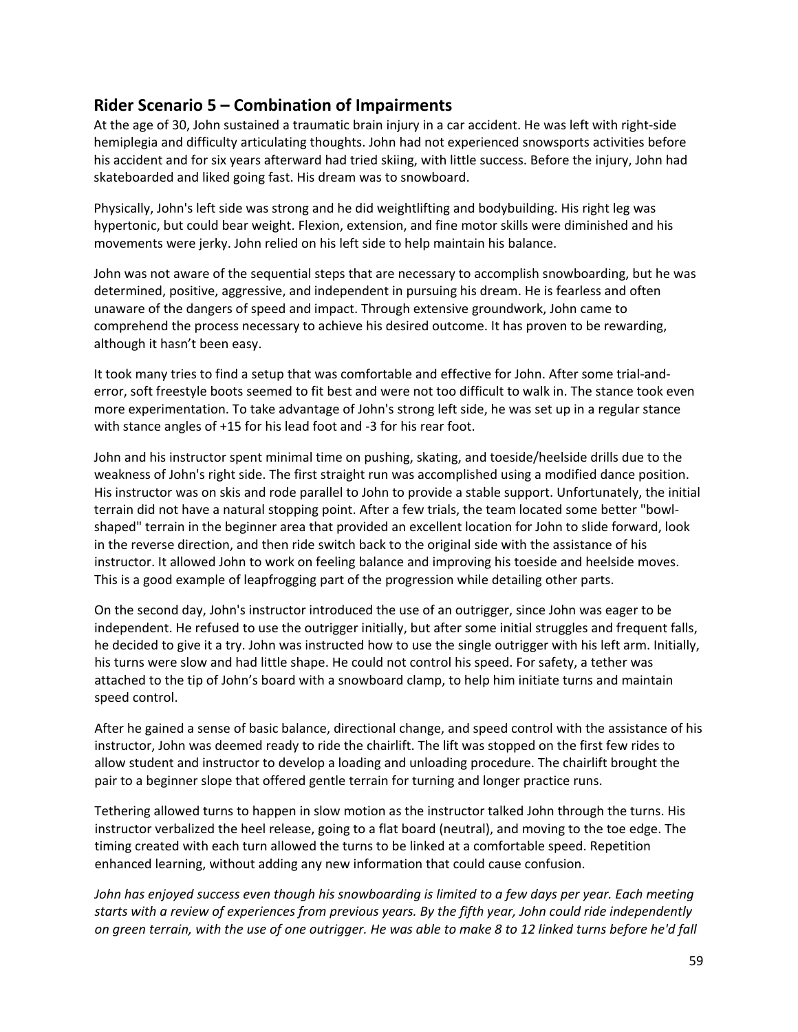## Rider Scenario 5 – Combination of Impairments

At the age of 30, John sustained a traumatic brain injury in a car accident. He was left with right-side hemiplegia and difficulty articulating thoughts. John had not experienced snowsports activities before his accident and for six years afterward had tried skiing, with little success. Before the injury, John had skateboarded and liked going fast. His dream was to snowboard.

Physically, John's left side was strong and he did weightlifting and bodybuilding. His right leg was hypertonic, but could bear weight. Flexion, extension, and fine motor skills were diminished and his movements were jerky. John relied on his left side to help maintain his balance.

John was not aware of the sequential steps that are necessary to accomplish snowboarding, but he was determined, positive, aggressive, and independent in pursuing his dream. He is fearless and often unaware of the dangers of speed and impact. Through extensive groundwork, John came to comprehend the process necessary to achieve his desired outcome. It has proven to be rewarding, although it hasn't been easy.

It took many tries to find a setup that was comfortable and effective for John. After some trial-and-error, soft freestyle boots seemed to fit best and were not too difficult to walk in. The stance took even more experimentation. To take advantage of John's strong left side, he was set up in a regular stance with stance angles of +15 for his lead foot and -3 for his rear foot.

John and his instructor spent minimal time on pushing, skating, and toeside/heelside drills due to the weakness of John's right side. The first straight run was accomplished using a modified dance position. His instructor was on skis and rode parallel to John to provide a stable support. Unfortunately, the initial terrain did not have a natural stopping point. After a few trials, the team located some better "bowl-shaped" terrain in the beginner area that provided an excellent location for John to slide forward, look in the reverse direction, and then ride switch back to the original side with the assistance of his instructor. It allowed John to work on feeling balance and improving his toeside and heelside moves. This is a good example of leapfrogging part of the progression while detailing other parts.

On the second day, John's instructor introduced the use of an outrigger, since John was eager to be independent. He refused to use the outrigger initially, but after some initial struggles and frequent falls, he decided to give it a try. John was instructed how to use the single outrigger with his left arm. Initially, his turns were slow and had little shape. He could not control his speed. For safety, a tether was attached to the tip of John's board with a snowboard clamp, to help him initiate turns and maintain speed control.

After he gained a sense of basic balance, directional change, and speed control with the assistance of his instructor, John was deemed ready to ride the chairlift. The lift was stopped on the first few rides to allow student and instructor to develop a loading and unloading procedure. The chairlift brought the pair to a beginner slope that offered gentle terrain for turning and longer practice runs.

Tethering allowed turns to happen in slow motion as the instructor talked John through the turns. His instructor verbalized the heel release, going to a flat board (neutral), and moving to the toe edge. The timing created with each turn allowed the turns to be linked at a comfortable speed. Repetition enhanced learning, without adding any new information that could cause confusion.

*John has enjoyed success even though his snowboarding is limited to a few days per year. Each meeting starts with a review of experiences from previous years. By the fifth year, John could ride independently on green terrain, with the use of one outrigger. He was able to make 8 to 12 linked turns before he'd fall*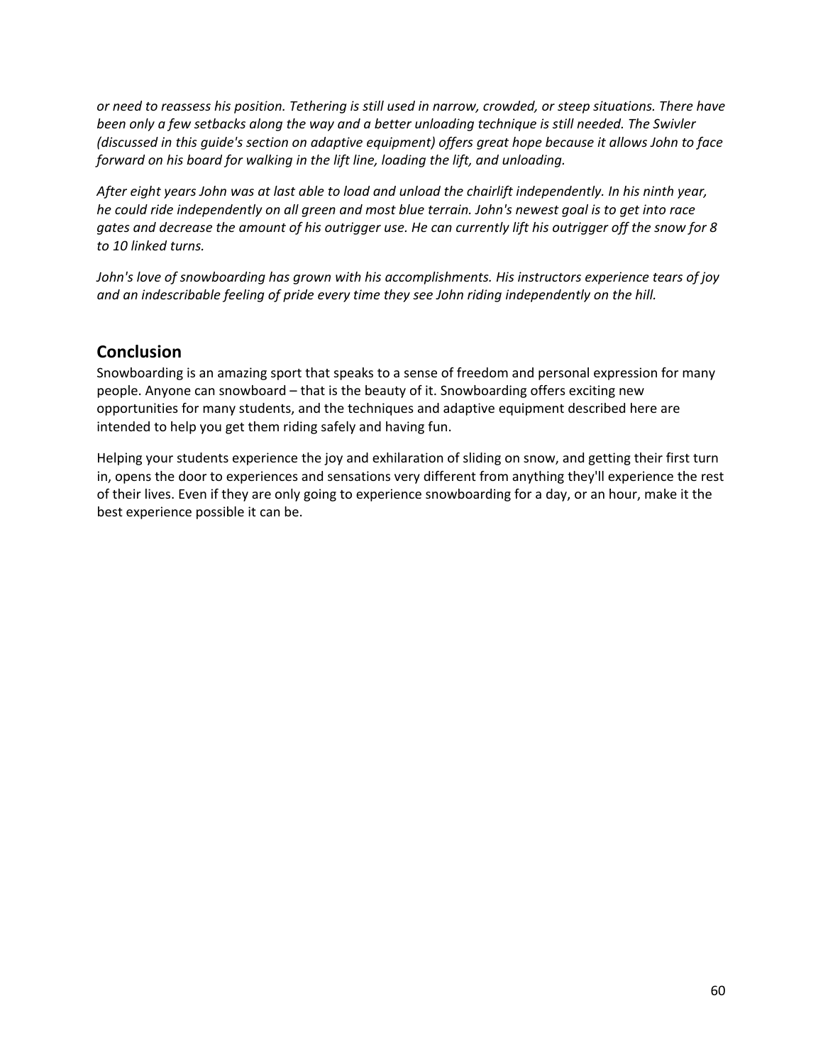*or need to reassess his position. Tethering is still used in narrow, crowded, or steep situations. There have been only a few setbacks along the way and a better unloading technique is still needed. The Swivler (discussed in this guide's section on adaptive equipment) offers great hope because it allows John to face forward on his board for walking in the lift line, loading the lift, and unloading.*

*After eight years John was at last able to load and unload the chairlift independently. In his ninth year, he could ride independently on all green and most blue terrain. John's newest goal is to get into race gates and decrease the amount of his outrigger use. He can currently lift his outrigger off the snow for 8 to 10 linked turns.*

*John's love of snowboarding has grown with his accomplishments. His instructors experience tears of joy and an indescribable feeling of pride every time they see John riding independently on the hill.*

## Conclusion

Snowboarding is an amazing sport that speaks to a sense of freedom and personal expression for many people. Anyone can snowboard – that is the beauty of it. Snowboarding offers exciting new opportunities for many students, and the techniques and adaptive equipment described here are intended to help you get them riding safely and having fun.

Helping your students experience the joy and exhilaration of sliding on snow, and getting their first turn in, opens the door to experiences and sensations very different from anything they'll experience the rest of their lives. Even if they are only going to experience snowboarding for a day, or an hour, make it the best experience possible it can be.